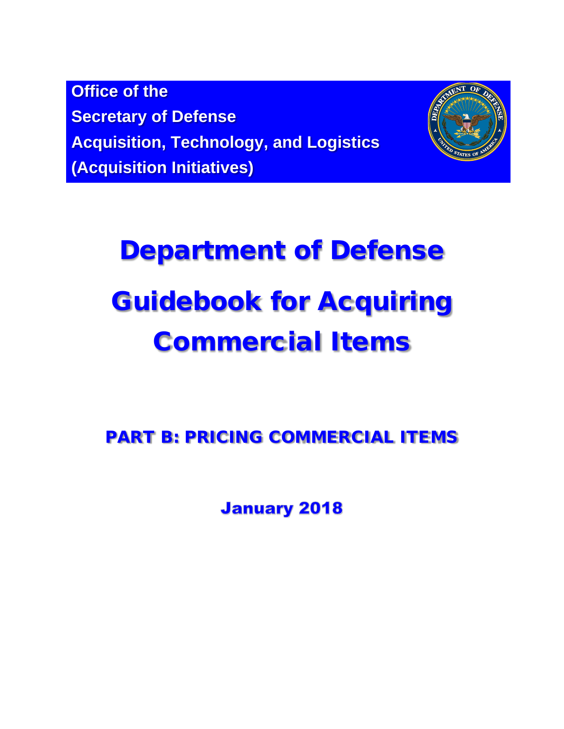**Office of the**
**Secretary of Defense**
**Acquisition, Technology, and Logistics**
**(Acquisition Initiatives)**

# Department of Defense Guidebook for Acquiring Commercial Items

## PART B: PRICING COMMERCIAL ITEMS

**January 2018**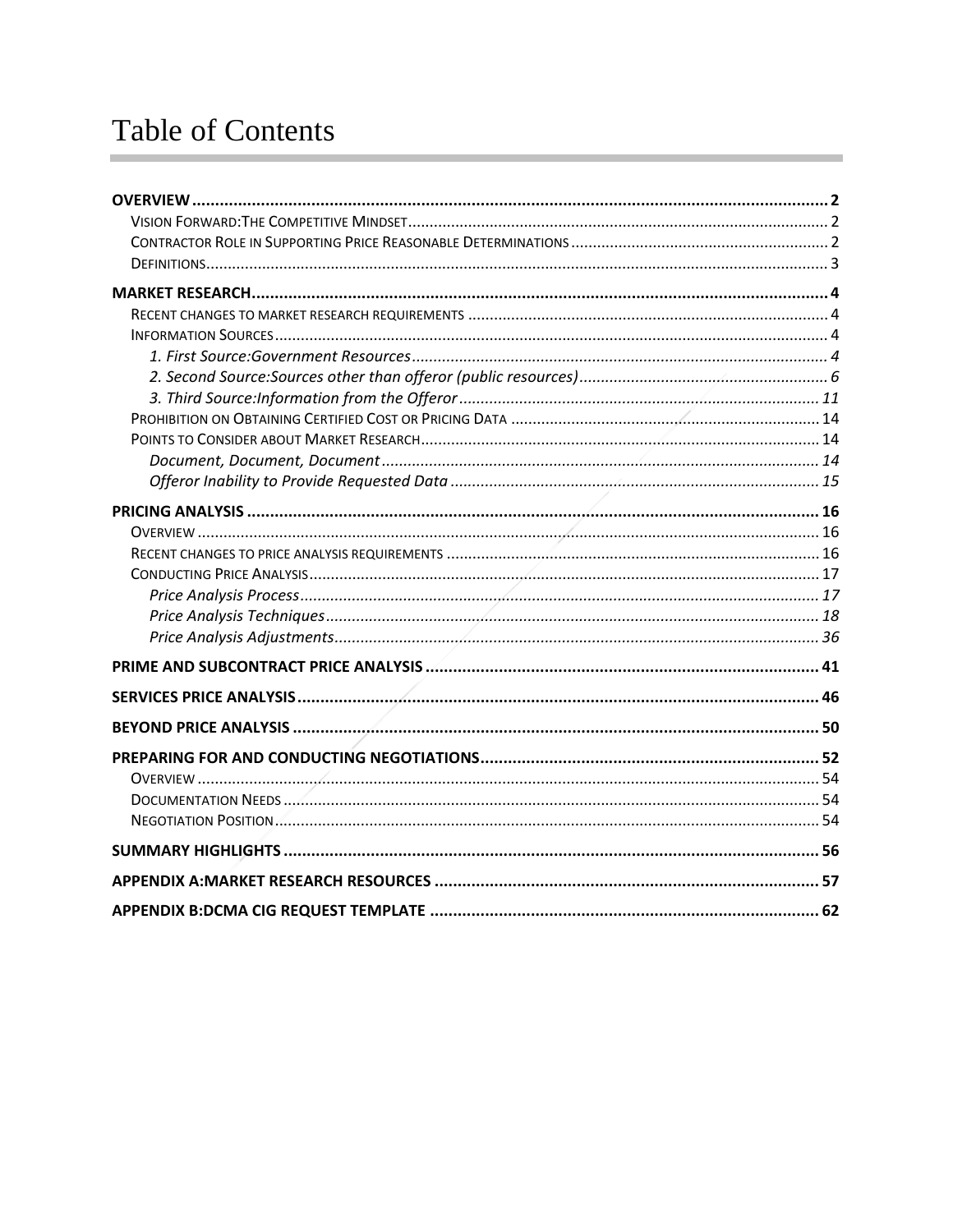# Table of Contents

**OVERVIEW** .......... 2
- VISION FORWARD:THE COMPETITIVE MINDSET .......... 2
- CONTRACTOR ROLE IN SUPPORTING PRICE REASONABLE DETERMINATIONS .......... 2
- DEFINITIONS .......... 3

**MARKET RESEARCH** .......... 4
- RECENT CHANGES TO MARKET RESEARCH REQUIREMENTS .......... 4
- INFORMATION SOURCES .......... 4
  - *1. First Source:Government Resources* .......... 4
  - *2. Second Source:Sources other than offeror (public resources)* .......... 6
  - *3. Third Source:Information from the Offeror* .......... 11
- PROHIBITION ON OBTAINING CERTIFIED COST OR PRICING DATA .......... 14
- POINTS TO CONSIDER ABOUT MARKET RESEARCH .......... 14
  - *Document, Document, Document* .......... 14
  - *Offeror Inability to Provide Requested Data* .......... 15

**PRICING ANALYSIS** .......... 16
- OVERVIEW .......... 16
- RECENT CHANGES TO PRICE ANALYSIS REQUIREMENTS .......... 16
- CONDUCTING PRICE ANALYSIS .......... 17
  - *Price Analysis Process* .......... 17
  - *Price Analysis Techniques* .......... 18
  - *Price Analysis Adjustments* .......... 36

**PRIME AND SUBCONTRACT PRICE ANALYSIS** .......... 41

**SERVICES PRICE ANALYSIS** .......... 46

**BEYOND PRICE ANALYSIS** .......... 50

**PREPARING FOR AND CONDUCTING NEGOTIATIONS** .......... 52
- OVERVIEW .......... 54
- DOCUMENTATION NEEDS .......... 54
- NEGOTIATION POSITION .......... 54

**SUMMARY HIGHLIGHTS** .......... 56

**APPENDIX A:MARKET RESEARCH RESOURCES** .......... 57

**APPENDIX B:DCMA CIG REQUEST TEMPLATE** .......... 62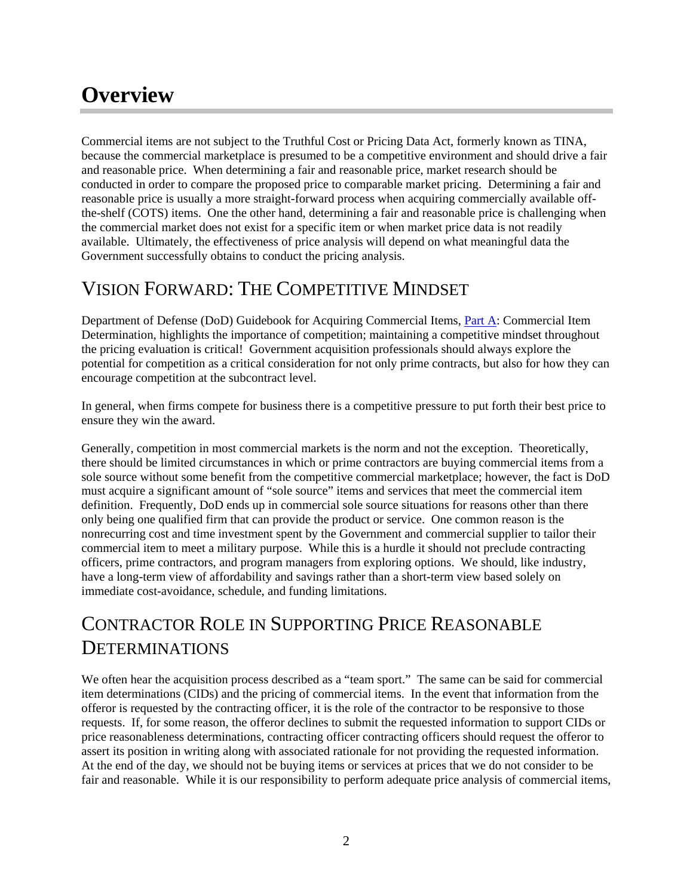# Overview

Commercial items are not subject to the Truthful Cost or Pricing Data Act, formerly known as TINA, because the commercial marketplace is presumed to be a competitive environment and should drive a fair and reasonable price. When determining a fair and reasonable price, market research should be conducted in order to compare the proposed price to comparable market pricing. Determining a fair and reasonable price is usually a more straight-forward process when acquiring commercially available off-the-shelf (COTS) items. One the other hand, determining a fair and reasonable price is challenging when the commercial market does not exist for a specific item or when market price data is not readily available. Ultimately, the effectiveness of price analysis will depend on what meaningful data the Government successfully obtains to conduct the pricing analysis.

## Vision Forward: The Competitive Mindset

Department of Defense (DoD) Guidebook for Acquiring Commercial Items, Part A: Commercial Item Determination, highlights the importance of competition; maintaining a competitive mindset throughout the pricing evaluation is critical! Government acquisition professionals should always explore the potential for competition as a critical consideration for not only prime contracts, but also for how they can encourage competition at the subcontract level.

In general, when firms compete for business there is a competitive pressure to put forth their best price to ensure they win the award.

Generally, competition in most commercial markets is the norm and not the exception. Theoretically, there should be limited circumstances in which or prime contractors are buying commercial items from a sole source without some benefit from the competitive commercial marketplace; however, the fact is DoD must acquire a significant amount of "sole source" items and services that meet the commercial item definition. Frequently, DoD ends up in commercial sole source situations for reasons other than there only being one qualified firm that can provide the product or service. One common reason is the nonrecurring cost and time investment spent by the Government and commercial supplier to tailor their commercial item to meet a military purpose. While this is a hurdle it should not preclude contracting officers, prime contractors, and program managers from exploring options. We should, like industry, have a long-term view of affordability and savings rather than a short-term view based solely on immediate cost-avoidance, schedule, and funding limitations.

## Contractor Role in Supporting Price Reasonable Determinations

We often hear the acquisition process described as a "team sport." The same can be said for commercial item determinations (CIDs) and the pricing of commercial items. In the event that information from the offeror is requested by the contracting officer, it is the role of the contractor to be responsive to those requests. If, for some reason, the offeror declines to submit the requested information to support CIDs or price reasonableness determinations, contracting officer contracting officers should request the offeror to assert its position in writing along with associated rationale for not providing the requested information. At the end of the day, we should not be buying items or services at prices that we do not consider to be fair and reasonable. While it is our responsibility to perform adequate price analysis of commercial items,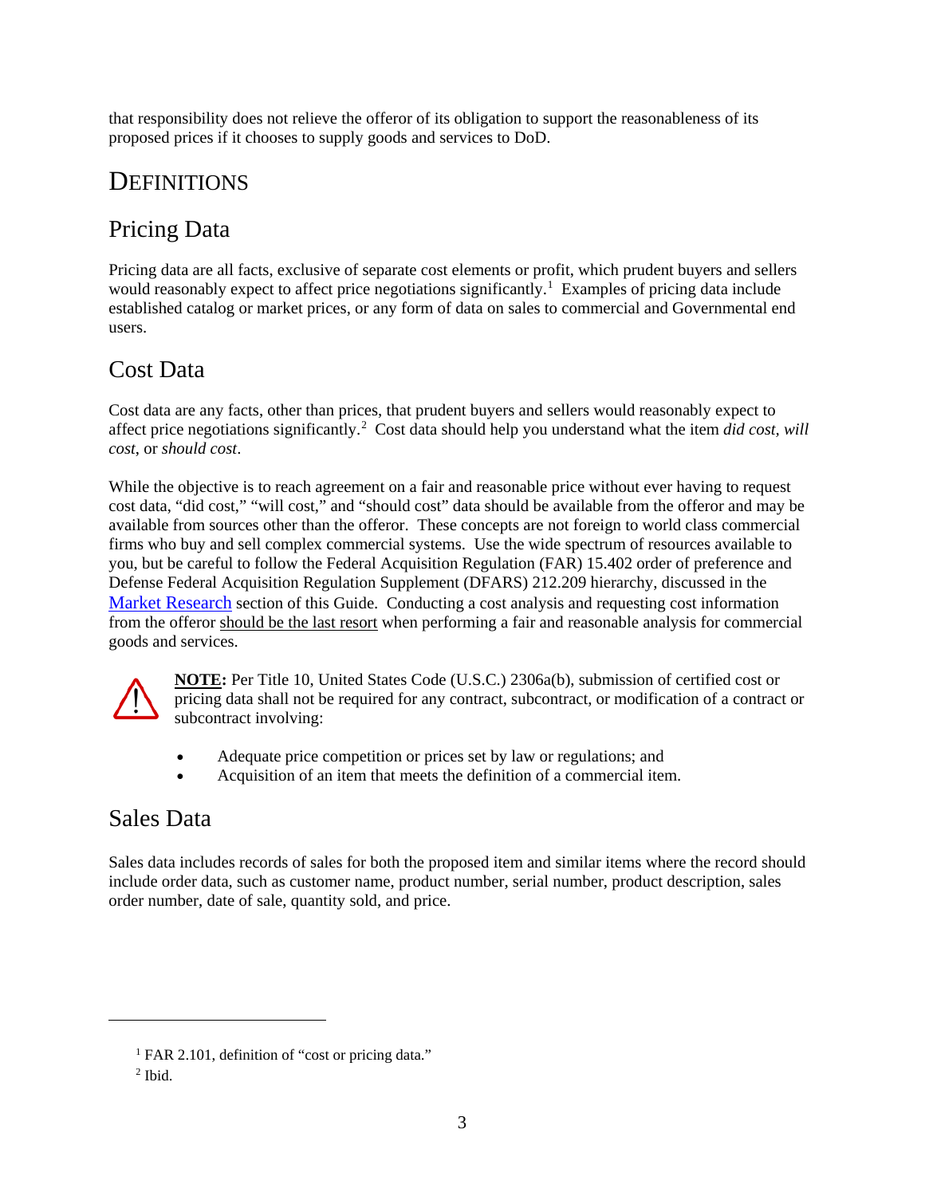that responsibility does not relieve the offeror of its obligation to support the reasonableness of its proposed prices if it chooses to supply goods and services to DoD.

# DEFINITIONS

## Pricing Data

Pricing data are all facts, exclusive of separate cost elements or profit, which prudent buyers and sellers would reasonably expect to affect price negotiations significantly.[1] Examples of pricing data include established catalog or market prices, or any form of data on sales to commercial and Governmental end users.

## Cost Data

Cost data are any facts, other than prices, that prudent buyers and sellers would reasonably expect to affect price negotiations significantly.[2] Cost data should help you understand what the item *did cost*, *will cost*, or *should cost*.

While the objective is to reach agreement on a fair and reasonable price without ever having to request cost data, "did cost," "will cost," and "should cost" data should be available from the offeror and may be available from sources other than the offeror. These concepts are not foreign to world class commercial firms who buy and sell complex commercial systems. Use the wide spectrum of resources available to you, but be careful to follow the Federal Acquisition Regulation (FAR) 15.402 order of preference and Defense Federal Acquisition Regulation Supplement (DFARS) 212.209 hierarchy, discussed in the Market Research section of this Guide. Conducting a cost analysis and requesting cost information from the offeror should be the last resort when performing a fair and reasonable analysis for commercial goods and services.

**NOTE:** Per Title 10, United States Code (U.S.C.) 2306a(b), submission of certified cost or pricing data shall not be required for any contract, subcontract, or modification of a contract or subcontract involving:

- Adequate price competition or prices set by law or regulations; and
- Acquisition of an item that meets the definition of a commercial item.

## Sales Data

Sales data includes records of sales for both the proposed item and similar items where the record should include order data, such as customer name, product number, serial number, product description, sales order number, date of sale, quantity sold, and price.

---

[1] FAR 2.101, definition of "cost or pricing data."

[2] Ibid.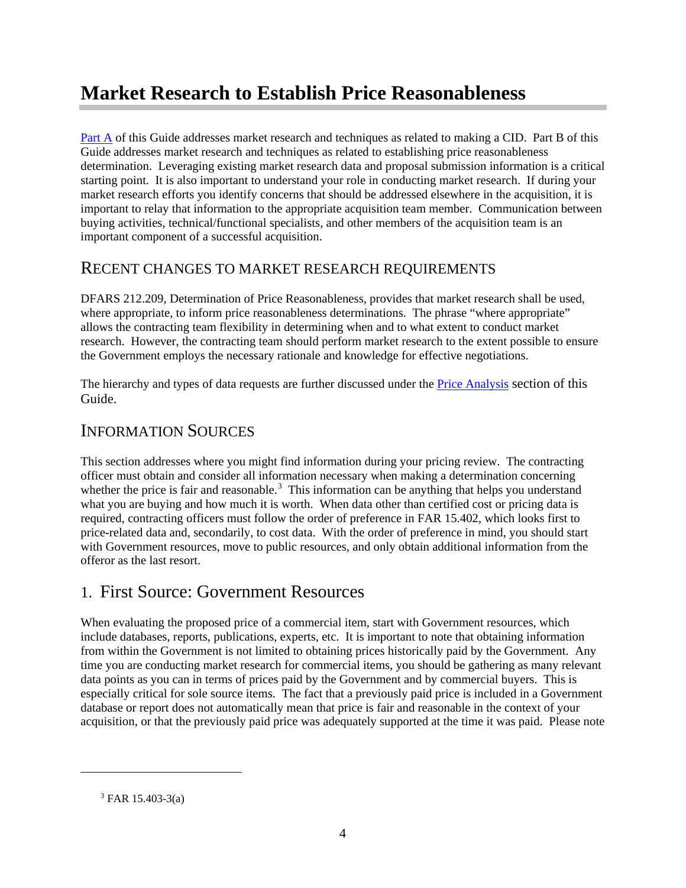# Market Research to Establish Price Reasonableness

Part A of this Guide addresses market research and techniques as related to making a CID. Part B of this Guide addresses market research and techniques as related to establishing price reasonableness determination. Leveraging existing market research data and proposal submission information is a critical starting point. It is also important to understand your role in conducting market research. If during your market research efforts you identify concerns that should be addressed elsewhere in the acquisition, it is important to relay that information to the appropriate acquisition team member. Communication between buying activities, technical/functional specialists, and other members of the acquisition team is an important component of a successful acquisition.

## Recent Changes to Market Research Requirements

DFARS 212.209, Determination of Price Reasonableness, provides that market research shall be used, where appropriate, to inform price reasonableness determinations. The phrase "where appropriate" allows the contracting team flexibility in determining when and to what extent to conduct market research. However, the contracting team should perform market research to the extent possible to ensure the Government employs the necessary rationale and knowledge for effective negotiations.

The hierarchy and types of data requests are further discussed under the Price Analysis section of this Guide.

## Information Sources

This section addresses where you might find information during your pricing review. The contracting officer must obtain and consider all information necessary when making a determination concerning whether the price is fair and reasonable.[3] This information can be anything that helps you understand what you are buying and how much it is worth. When data other than certified cost or pricing data is required, contracting officers must follow the order of preference in FAR 15.402, which looks first to price-related data and, secondarily, to cost data. With the order of preference in mind, you should start with Government resources, move to public resources, and only obtain additional information from the offeror as the last resort.

### 1. First Source: Government Resources

When evaluating the proposed price of a commercial item, start with Government resources, which include databases, reports, publications, experts, etc. It is important to note that obtaining information from within the Government is not limited to obtaining prices historically paid by the Government. Any time you are conducting market research for commercial items, you should be gathering as many relevant data points as you can in terms of prices paid by the Government and by commercial buyers. This is especially critical for sole source items. The fact that a previously paid price is included in a Government database or report does not automatically mean that price is fair and reasonable in the context of your acquisition, or that the previously paid price was adequately supported at the time it was paid. Please note

[3] FAR 15.403-3(a)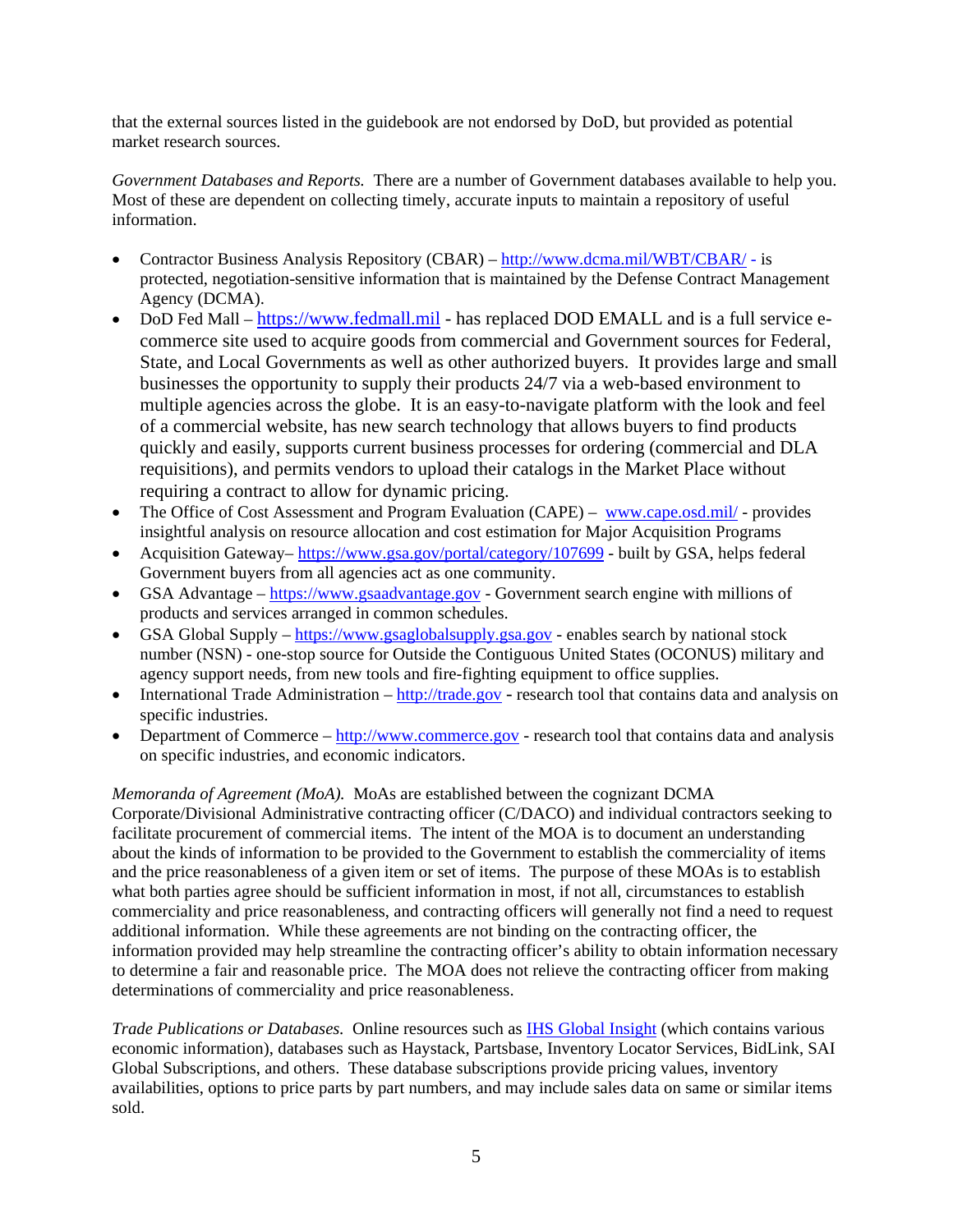that the external sources listed in the guidebook are not endorsed by DoD, but provided as potential market research sources.

*Government Databases and Reports.* There are a number of Government databases available to help you. Most of these are dependent on collecting timely, accurate inputs to maintain a repository of useful information.

- Contractor Business Analysis Repository (CBAR) – [http://www.dcma.mil/WBT/CBAR/](http://www.dcma.mil/WBT/CBAR/) - is protected, negotiation-sensitive information that is maintained by the Defense Contract Management Agency (DCMA).
- DoD Fed Mall – [https://www.fedmall.mil](https://www.fedmall.mil) - has replaced DOD EMALL and is a full service e-commerce site used to acquire goods from commercial and Government sources for Federal, State, and Local Governments as well as other authorized buyers. It provides large and small businesses the opportunity to supply their products 24/7 via a web-based environment to multiple agencies across the globe. It is an easy-to-navigate platform with the look and feel of a commercial website, has new search technology that allows buyers to find products quickly and easily, supports current business processes for ordering (commercial and DLA requisitions), and permits vendors to upload their catalogs in the Market Place without requiring a contract to allow for dynamic pricing.
- The Office of Cost Assessment and Program Evaluation (CAPE) – [www.cape.osd.mil/](www.cape.osd.mil/) - provides insightful analysis on resource allocation and cost estimation for Major Acquisition Programs
- Acquisition Gateway– [https://www.gsa.gov/portal/category/107699](https://www.gsa.gov/portal/category/107699) - built by GSA, helps federal Government buyers from all agencies act as one community.
- GSA Advantage – [https://www.gsaadvantage.gov](https://www.gsaadvantage.gov) - Government search engine with millions of products and services arranged in common schedules.
- GSA Global Supply – [https://www.gsaglobalsupply.gsa.gov](https://www.gsaglobalsupply.gsa.gov) - enables search by national stock number (NSN) - one-stop source for Outside the Contiguous United States (OCONUS) military and agency support needs, from new tools and fire-fighting equipment to office supplies.
- International Trade Administration – [http://trade.gov](http://trade.gov) - research tool that contains data and analysis on specific industries.
- Department of Commerce – [http://www.commerce.gov](http://www.commerce.gov) - research tool that contains data and analysis on specific industries, and economic indicators.

*Memoranda of Agreement (MoA).* MoAs are established between the cognizant DCMA Corporate/Divisional Administrative contracting officer (C/DACO) and individual contractors seeking to facilitate procurement of commercial items. The intent of the MOA is to document an understanding about the kinds of information to be provided to the Government to establish the commerciality of items and the price reasonableness of a given item or set of items. The purpose of these MOAs is to establish what both parties agree should be sufficient information in most, if not all, circumstances to establish commerciality and price reasonableness, and contracting officers will generally not find a need to request additional information. While these agreements are not binding on the contracting officer, the information provided may help streamline the contracting officer's ability to obtain information necessary to determine a fair and reasonable price. The MOA does not relieve the contracting officer from making determinations of commerciality and price reasonableness.

*Trade Publications or Databases.* Online resources such as IHS Global Insight (which contains various economic information), databases such as Haystack, Partsbase, Inventory Locator Services, BidLink, SAI Global Subscriptions, and others. These database subscriptions provide pricing values, inventory availabilities, options to price parts by part numbers, and may include sales data on same or similar items sold.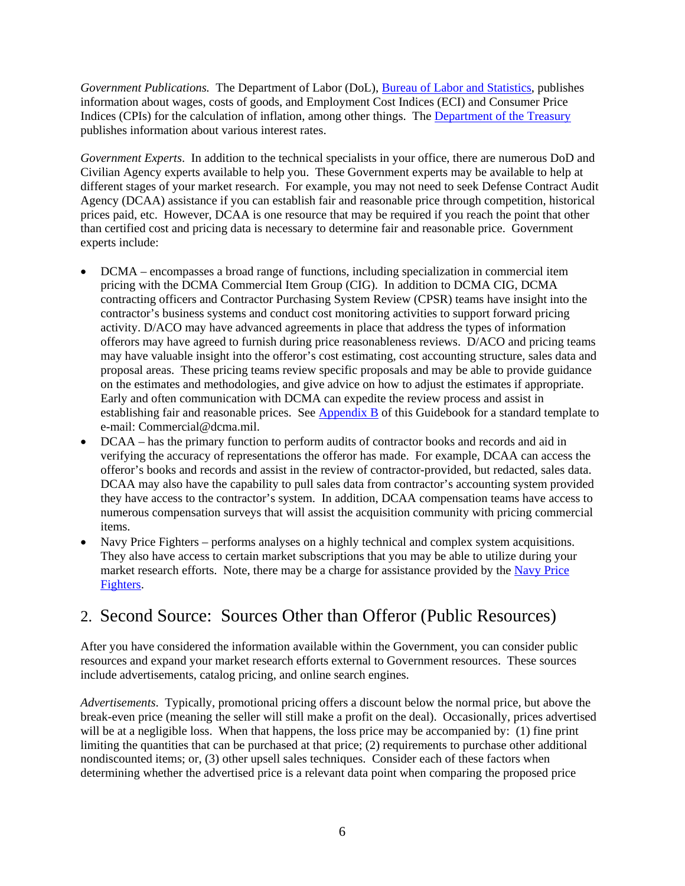*Government Publications.* The Department of Labor (DoL), [Bureau of Labor and Statistics](), publishes information about wages, costs of goods, and Employment Cost Indices (ECI) and Consumer Price Indices (CPIs) for the calculation of inflation, among other things. The [Department of the Treasury]() publishes information about various interest rates.

*Government Experts*. In addition to the technical specialists in your office, there are numerous DoD and Civilian Agency experts available to help you. These Government experts may be available to help at different stages of your market research. For example, you may not need to seek Defense Contract Audit Agency (DCAA) assistance if you can establish fair and reasonable price through competition, historical prices paid, etc. However, DCAA is one resource that may be required if you reach the point that other than certified cost and pricing data is necessary to determine fair and reasonable price. Government experts include:

- DCMA – encompasses a broad range of functions, including specialization in commercial item pricing with the DCMA Commercial Item Group (CIG). In addition to DCMA CIG, DCMA contracting officers and Contractor Purchasing System Review (CPSR) teams have insight into the contractor's business systems and conduct cost monitoring activities to support forward pricing activity. D/ACO may have advanced agreements in place that address the types of information offerors may have agreed to furnish during price reasonableness reviews. D/ACO and pricing teams may have valuable insight into the offeror's cost estimating, cost accounting structure, sales data and proposal areas. These pricing teams review specific proposals and may be able to provide guidance on the estimates and methodologies, and give advice on how to adjust the estimates if appropriate. Early and often communication with DCMA can expedite the review process and assist in establishing fair and reasonable prices. See [Appendix B]() of this Guidebook for a standard template to e-mail: Commercial@dcma.mil.
- DCAA – has the primary function to perform audits of contractor books and records and aid in verifying the accuracy of representations the offeror has made. For example, DCAA can access the offeror's books and records and assist in the review of contractor-provided, but redacted, sales data. DCAA may also have the capability to pull sales data from contractor's accounting system provided they have access to the contractor's system. In addition, DCAA compensation teams have access to numerous compensation surveys that will assist the acquisition community with pricing commercial items.
- Navy Price Fighters – performs analyses on a highly technical and complex system acquisitions. They also have access to certain market subscriptions that you may be able to utilize during your market research efforts. Note, there may be a charge for assistance provided by the [Navy Price Fighters]().

## 2. Second Source: Sources Other than Offeror (Public Resources)

After you have considered the information available within the Government, you can consider public resources and expand your market research efforts external to Government resources. These sources include advertisements, catalog pricing, and online search engines.

*Advertisements.* Typically, promotional pricing offers a discount below the normal price, but above the break-even price (meaning the seller will still make a profit on the deal). Occasionally, prices advertised will be at a negligible loss. When that happens, the loss price may be accompanied by: (1) fine print limiting the quantities that can be purchased at that price; (2) requirements to purchase other additional nondiscounted items; or, (3) other upsell sales techniques. Consider each of these factors when determining whether the advertised price is a relevant data point when comparing the proposed price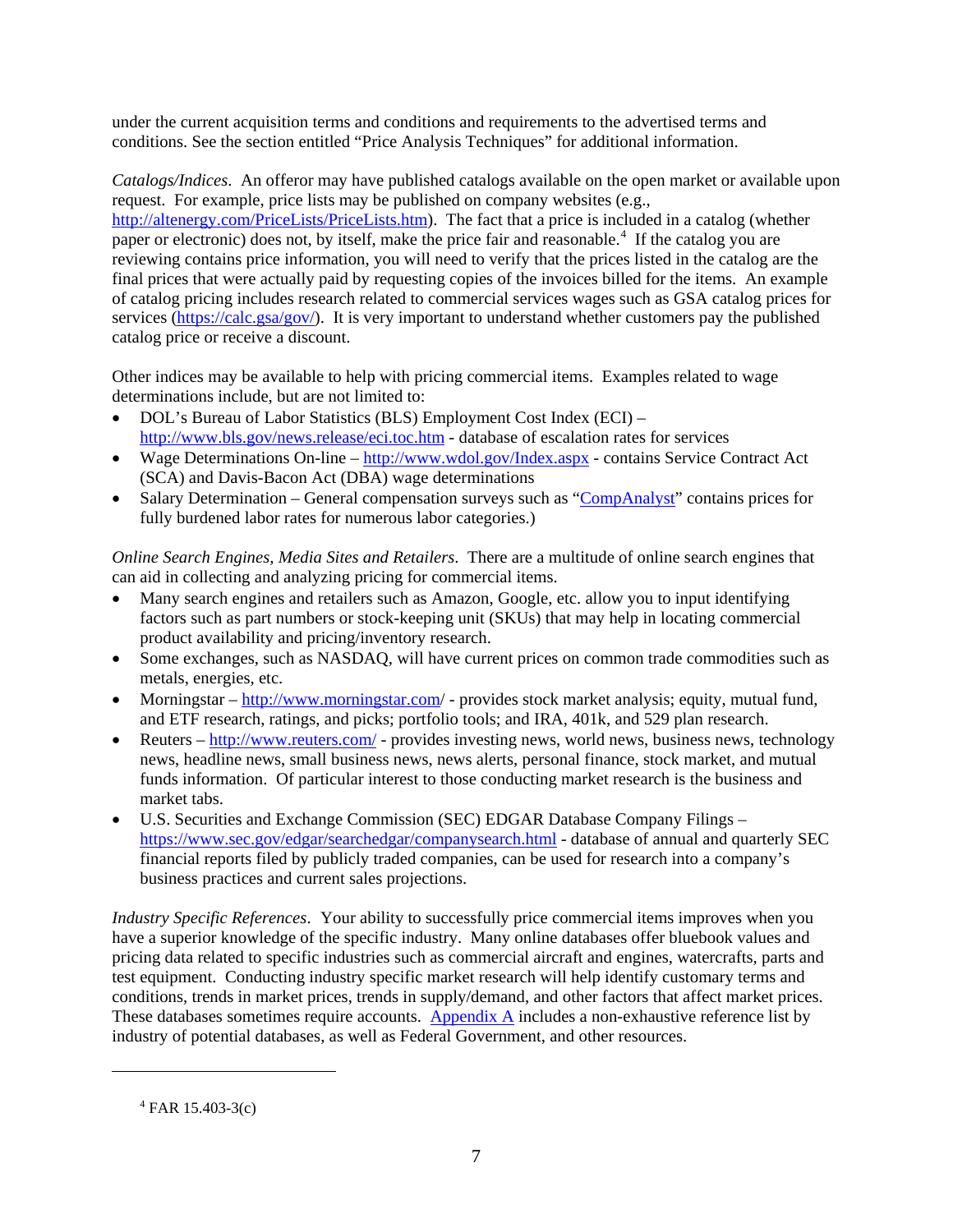under the current acquisition terms and conditions and requirements to the advertised terms and conditions. See the section entitled "Price Analysis Techniques" for additional information.

*Catalogs/Indices*. An offeror may have published catalogs available on the open market or available upon request. For example, price lists may be published on company websites (e.g., http://altenergy.com/PriceLists/PriceLists.htm). The fact that a price is included in a catalog (whether paper or electronic) does not, by itself, make the price fair and reasonable.[4] If the catalog you are reviewing contains price information, you will need to verify that the prices listed in the catalog are the final prices that were actually paid by requesting copies of the invoices billed for the items. An example of catalog pricing includes research related to commercial services wages such as GSA catalog prices for services (https://calc.gsa/gov/). It is very important to understand whether customers pay the published catalog price or receive a discount.

Other indices may be available to help with pricing commercial items. Examples related to wage determinations include, but are not limited to:

- DOL's Bureau of Labor Statistics (BLS) Employment Cost Index (ECI) – http://www.bls.gov/news.release/eci.toc.htm - database of escalation rates for services
- Wage Determinations On-line – http://www.wdol.gov/Index.aspx - contains Service Contract Act (SCA) and Davis-Bacon Act (DBA) wage determinations
- Salary Determination – General compensation surveys such as "CompAnalyst" contains prices for fully burdened labor rates for numerous labor categories.)

*Online Search Engines, Media Sites and Retailers*. There are a multitude of online search engines that can aid in collecting and analyzing pricing for commercial items.

- Many search engines and retailers such as Amazon, Google, etc. allow you to input identifying factors such as part numbers or stock-keeping unit (SKUs) that may help in locating commercial product availability and pricing/inventory research.
- Some exchanges, such as NASDAQ, will have current prices on common trade commodities such as metals, energies, etc.
- Morningstar – http://www.morningstar.com/ - provides stock market analysis; equity, mutual fund, and ETF research, ratings, and picks; portfolio tools; and IRA, 401k, and 529 plan research.
- Reuters – http://www.reuters.com/ - provides investing news, world news, business news, technology news, headline news, small business news, news alerts, personal finance, stock market, and mutual funds information. Of particular interest to those conducting market research is the business and market tabs.
- U.S. Securities and Exchange Commission (SEC) EDGAR Database Company Filings – https://www.sec.gov/edgar/searchedgar/companysearch.html - database of annual and quarterly SEC financial reports filed by publicly traded companies, can be used for research into a company's business practices and current sales projections.

*Industry Specific References*. Your ability to successfully price commercial items improves when you have a superior knowledge of the specific industry. Many online databases offer bluebook values and pricing data related to specific industries such as commercial aircraft and engines, watercrafts, parts and test equipment. Conducting industry specific market research will help identify customary terms and conditions, trends in market prices, trends in supply/demand, and other factors that affect market prices. These databases sometimes require accounts. Appendix A includes a non-exhaustive reference list by industry of potential databases, as well as Federal Government, and other resources.

---

[4] FAR 15.403-3(c)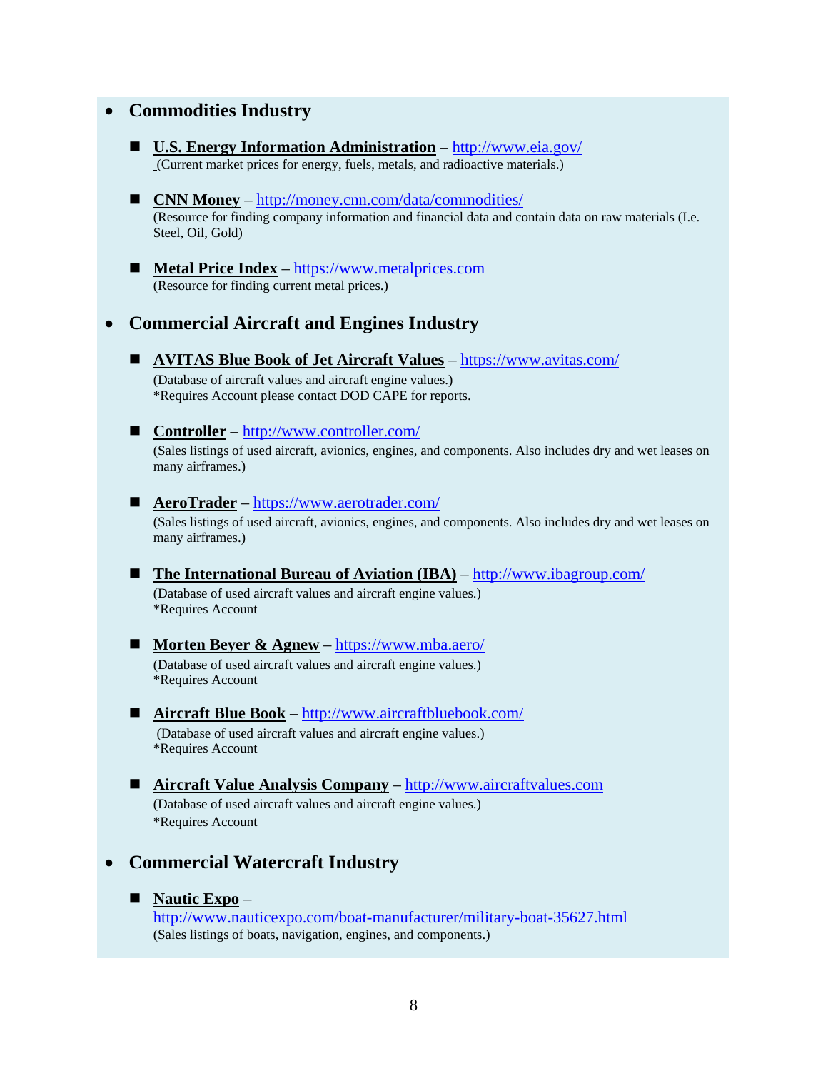- **Commodities Industry**

  - **U.S. Energy Information Administration** – http://www.eia.gov/
    (Current market prices for energy, fuels, metals, and radioactive materials.)

  - **CNN Money** – http://money.cnn.com/data/commodities/
    (Resource for finding company information and financial data and contain data on raw materials (I.e. Steel, Oil, Gold)

  - **Metal Price Index** – https://www.metalprices.com
    (Resource for finding current metal prices.)

- **Commercial Aircraft and Engines Industry**

  - **AVITAS Blue Book of Jet Aircraft Values** – https://www.avitas.com/
    (Database of aircraft values and aircraft engine values.)
    *Requires Account please contact DOD CAPE for reports.

  - **Controller** – http://www.controller.com/
    (Sales listings of used aircraft, avionics, engines, and components. Also includes dry and wet leases on many airframes.)

  - **AeroTrader** – https://www.aerotrader.com/
    (Sales listings of used aircraft, avionics, engines, and components. Also includes dry and wet leases on many airframes.)

  - **The International Bureau of Aviation (IBA)** – http://www.ibagroup.com/
    (Database of used aircraft values and aircraft engine values.)
    *Requires Account

  - **Morten Beyer & Agnew** – https://www.mba.aero/
    (Database of used aircraft values and aircraft engine values.)
    *Requires Account

  - **Aircraft Blue Book** – http://www.aircraftbluebook.com/
    (Database of used aircraft values and aircraft engine values.)
    *Requires Account

  - **Aircraft Value Analysis Company** – http://www.aircraftvalues.com
    (Database of used aircraft values and aircraft engine values.)
    *Requires Account

- **Commercial Watercraft Industry**

  - **Nautic Expo** –
    http://www.nauticexpo.com/boat-manufacturer/military-boat-35627.html
    (Sales listings of boats, navigation, engines, and components.)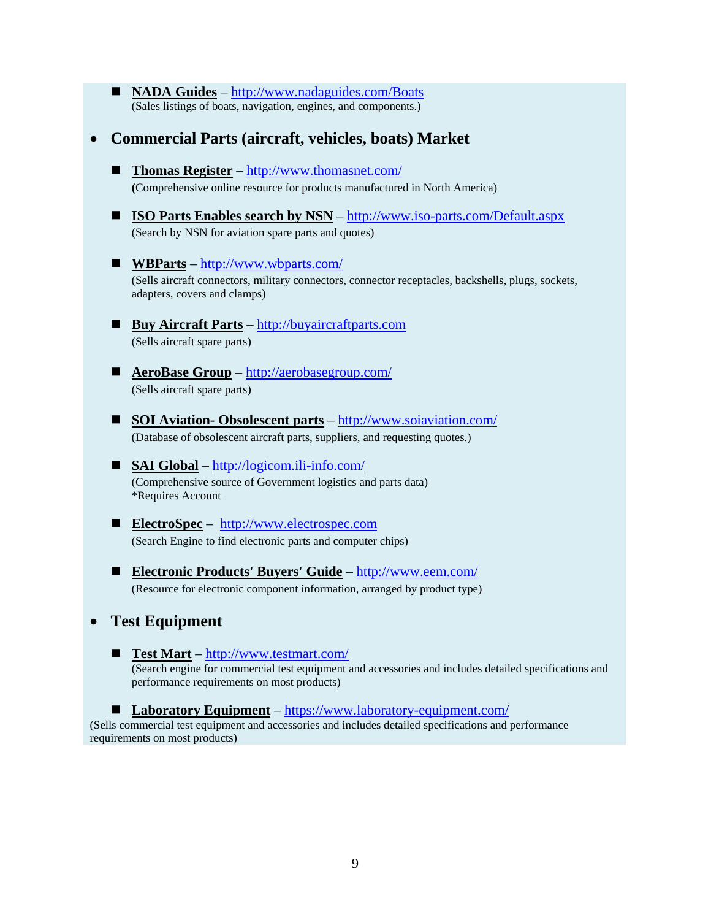- **NADA Guides** – http://www.nadaguides.com/Boats
  (Sales listings of boats, navigation, engines, and components.)

- **Commercial Parts (aircraft, vehicles, boats) Market**

  - **Thomas Register** – http://www.thomasnet.com/
    **(**Comprehensive online resource for products manufactured in North America)

  - **ISO Parts Enables search by NSN** – http://www.iso-parts.com/Default.aspx
    (Search by NSN for aviation spare parts and quotes)

  - **WBParts** – http://www.wbparts.com/
    (Sells aircraft connectors, military connectors, connector receptacles, backshells, plugs, sockets, adapters, covers and clamps)

  - **Buy Aircraft Parts** – http://buyaircraftparts.com
    (Sells aircraft spare parts)

  - **AeroBase Group** – http://aerobasegroup.com/
    (Sells aircraft spare parts)

  - **SOI Aviation- Obsolescent parts** – http://www.soiaviation.com/
    (Database of obsolescent aircraft parts, suppliers, and requesting quotes.)

  - **SAI Global** – http://logicom.ili-info.com/
    (Comprehensive source of Government logistics and parts data)
    *Requires Account

  - **ElectroSpec** – http://www.electrospec.com
    (Search Engine to find electronic parts and computer chips)

  - **Electronic Products' Buyers' Guide** – http://www.eem.com/
    (Resource for electronic component information, arranged by product type)

- **Test Equipment**

  - **Test Mart** – http://www.testmart.com/
    (Search engine for commercial test equipment and accessories and includes detailed specifications and performance requirements on most products)

  - **Laboratory Equipment** – https://www.laboratory-equipment.com/

(Sells commercial test equipment and accessories and includes detailed specifications and performance requirements on most products)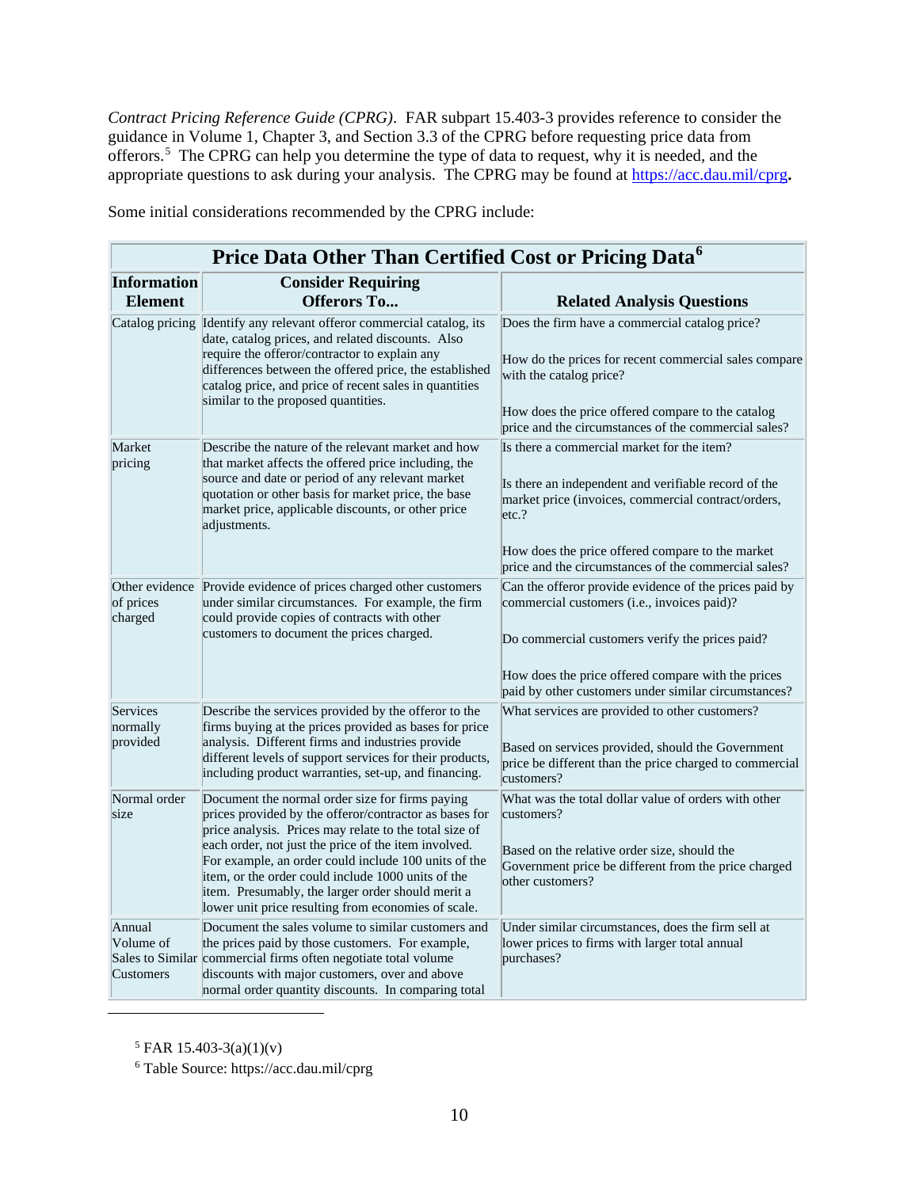*Contract Pricing Reference Guide (CPRG)*. FAR subpart 15.403-3 provides reference to consider the guidance in Volume 1, Chapter 3, and Section 3.3 of the CPRG before requesting price data from offerors.[5] The CPRG can help you determine the type of data to request, why it is needed, and the appropriate questions to ask during your analysis. The CPRG may be found at https://acc.dau.mil/cprg.

Some initial considerations recommended by the CPRG include:

| **Price Data Other Than Certified Cost or Pricing Data**[6] | | |
|---|---|---|
| **Information Element** | **Consider Requiring Offerors To...** | **Related Analysis Questions** |
| Catalog pricing | Identify any relevant offeror commercial catalog, its date, catalog prices, and related discounts. Also require the offeror/contractor to explain any differences between the offered price, the established catalog price, and price of recent sales in quantities similar to the proposed quantities. | Does the firm have a commercial catalog price?<br><br>How do the prices for recent commercial sales compare with the catalog price?<br><br>How does the price offered compare to the catalog price and the circumstances of the commercial sales? |
| Market pricing | Describe the nature of the relevant market and how that market affects the offered price including, the source and date or period of any relevant market quotation or other basis for market price, the base market price, applicable discounts, or other price adjustments. | Is there a commercial market for the item?<br><br>Is there an independent and verifiable record of the market price (invoices, commercial contract/orders, etc.?<br><br>How does the price offered compare to the market price and the circumstances of the commercial sales? |
| Other evidence of prices charged | Provide evidence of prices charged other customers under similar circumstances. For example, the firm could provide copies of contracts with other customers to document the prices charged. | Can the offeror provide evidence of the prices paid by commercial customers (i.e., invoices paid)?<br><br>Do commercial customers verify the prices paid?<br><br>How does the price offered compare with the prices paid by other customers under similar circumstances? |
| Services normally provided | Describe the services provided by the offeror to the firms buying at the prices provided as bases for price analysis. Different firms and industries provide different levels of support services for their products, including product warranties, set-up, and financing. | What services are provided to other customers?<br><br>Based on services provided, should the Government price be different than the price charged to commercial customers? |
| Normal order size | Document the normal order size for firms paying prices provided by the offeror/contractor as bases for price analysis. Prices may relate to the total size of each order, not just the price of the item involved. For example, an order could include 100 units of the item, or the order could include 1000 units of the item. Presumably, the larger order should merit a lower unit price resulting from economies of scale. | What was the total dollar value of orders with other customers?<br><br>Based on the relative order size, should the Government price be different from the price charged other customers? |
| Annual Volume of Sales to Similar Customers | Document the sales volume to similar customers and the prices paid by those customers. For example, commercial firms often negotiate total volume discounts with major customers, over and above normal order quantity discounts. In comparing total | Under similar circumstances, does the firm sell at lower prices to firms with larger total annual purchases? |

[5] FAR 15.403-3(a)(1)(v)

[6] Table Source: https://acc.dau.mil/cprg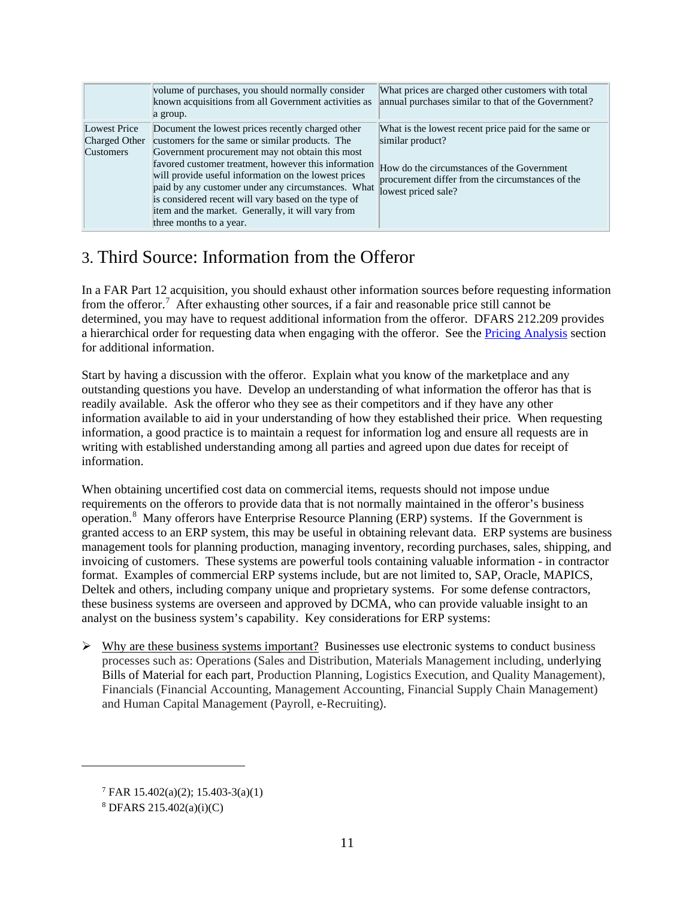| | | |
|---|---|---|
| | volume of purchases, you should normally consider known acquisitions from all Government activities as a group. | What prices are charged other customers with total annual purchases similar to that of the Government? |
| Lowest Price Charged Other Customers | Document the lowest prices recently charged other customers for the same or similar products. The Government procurement may not obtain this most favored customer treatment, however this information will provide useful information on the lowest prices paid by any customer under any circumstances. What is considered recent will vary based on the type of item and the market. Generally, it will vary from three months to a year. | What is the lowest recent price paid for the same or similar product?<br><br>How do the circumstances of the Government procurement differ from the circumstances of the lowest priced sale? |

## 3. Third Source: Information from the Offeror

In a FAR Part 12 acquisition, you should exhaust other information sources before requesting information from the offeror.[7] After exhausting other sources, if a fair and reasonable price still cannot be determined, you may have to request additional information from the offeror. DFARS 212.209 provides a hierarchical order for requesting data when engaging with the offeror. See the Pricing Analysis section for additional information.

Start by having a discussion with the offeror. Explain what you know of the marketplace and any outstanding questions you have. Develop an understanding of what information the offeror has that is readily available. Ask the offeror who they see as their competitors and if they have any other information available to aid in your understanding of how they established their price. When requesting information, a good practice is to maintain a request for information log and ensure all requests are in writing with established understanding among all parties and agreed upon due dates for receipt of information.

When obtaining uncertified cost data on commercial items, requests should not impose undue requirements on the offerors to provide data that is not normally maintained in the offeror's business operation.[8] Many offerors have Enterprise Resource Planning (ERP) systems. If the Government is granted access to an ERP system, this may be useful in obtaining relevant data. ERP systems are business management tools for planning production, managing inventory, recording purchases, sales, shipping, and invoicing of customers. These systems are powerful tools containing valuable information - in contractor format. Examples of commercial ERP systems include, but are not limited to, SAP, Oracle, MAPICS, Deltek and others, including company unique and proprietary systems. For some defense contractors, these business systems are overseen and approved by DCMA, who can provide valuable insight to an analyst on the business system's capability. Key considerations for ERP systems:

- Why are these business systems important? Businesses use electronic systems to conduct business processes such as: Operations (Sales and Distribution, Materials Management including, underlying Bills of Material for each part, Production Planning, Logistics Execution, and Quality Management), Financials (Financial Accounting, Management Accounting, Financial Supply Chain Management) and Human Capital Management (Payroll, e-Recruiting).

---

[7] FAR 15.402(a)(2); 15.403-3(a)(1)

[8] DFARS 215.402(a)(i)(C)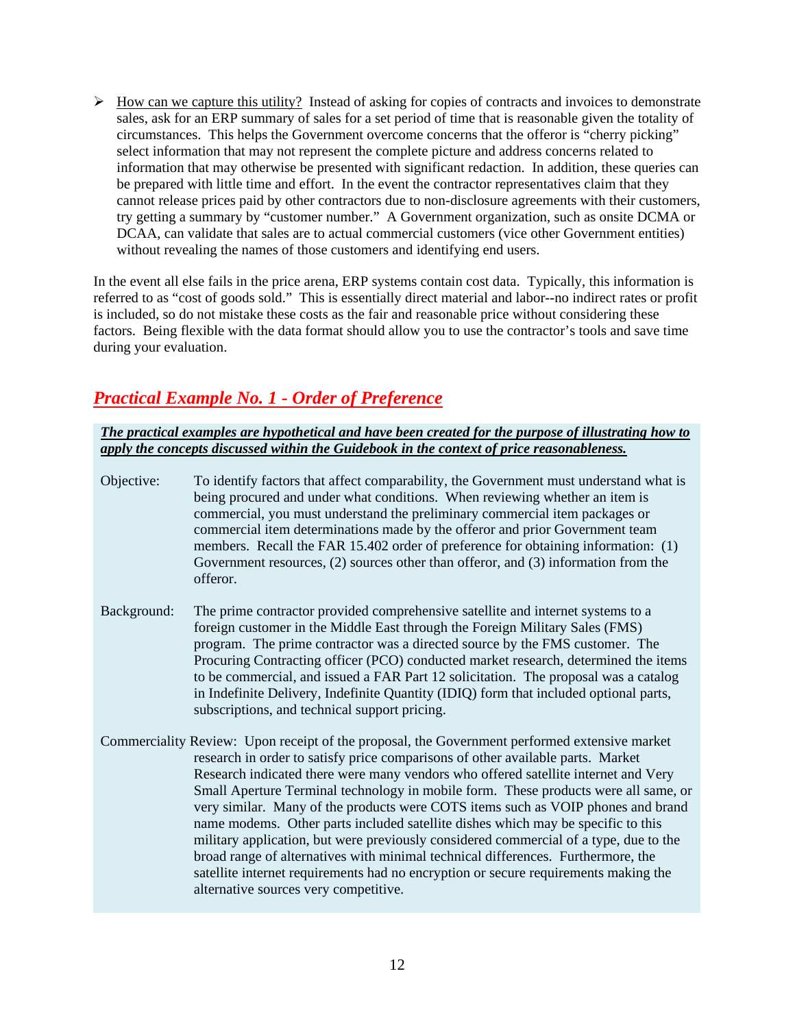- How can we capture this utility? Instead of asking for copies of contracts and invoices to demonstrate sales, ask for an ERP summary of sales for a set period of time that is reasonable given the totality of circumstances. This helps the Government overcome concerns that the offeror is "cherry picking" select information that may not represent the complete picture and address concerns related to information that may otherwise be presented with significant redaction. In addition, these queries can be prepared with little time and effort. In the event the contractor representatives claim that they cannot release prices paid by other contractors due to non-disclosure agreements with their customers, try getting a summary by "customer number." A Government organization, such as onsite DCMA or DCAA, can validate that sales are to actual commercial customers (vice other Government entities) without revealing the names of those customers and identifying end users.

In the event all else fails in the price arena, ERP systems contain cost data. Typically, this information is referred to as "cost of goods sold." This is essentially direct material and labor--no indirect rates or profit is included, so do not mistake these costs as the fair and reasonable price without considering these factors. Being flexible with the data format should allow you to use the contractor's tools and save time during your evaluation.

## ***Practical Example No. 1 - Order of Preference***

***The practical examples are hypothetical and have been created for the purpose of illustrating how to apply the concepts discussed within the Guidebook in the context of price reasonableness.***

Objective: To identify factors that affect comparability, the Government must understand what is being procured and under what conditions. When reviewing whether an item is commercial, you must understand the preliminary commercial item packages or commercial item determinations made by the offeror and prior Government team members. Recall the FAR 15.402 order of preference for obtaining information: (1) Government resources, (2) sources other than offeror, and (3) information from the offeror.

Background: The prime contractor provided comprehensive satellite and internet systems to a foreign customer in the Middle East through the Foreign Military Sales (FMS) program. The prime contractor was a directed source by the FMS customer. The Procuring Contracting officer (PCO) conducted market research, determined the items to be commercial, and issued a FAR Part 12 solicitation. The proposal was a catalog in Indefinite Delivery, Indefinite Quantity (IDIQ) form that included optional parts, subscriptions, and technical support pricing.

Commerciality Review: Upon receipt of the proposal, the Government performed extensive market research in order to satisfy price comparisons of other available parts. Market Research indicated there were many vendors who offered satellite internet and Very Small Aperture Terminal technology in mobile form. These products were all same, or very similar. Many of the products were COTS items such as VOIP phones and brand name modems. Other parts included satellite dishes which may be specific to this military application, but were previously considered commercial of a type, due to the broad range of alternatives with minimal technical differences. Furthermore, the satellite internet requirements had no encryption or secure requirements making the alternative sources very competitive.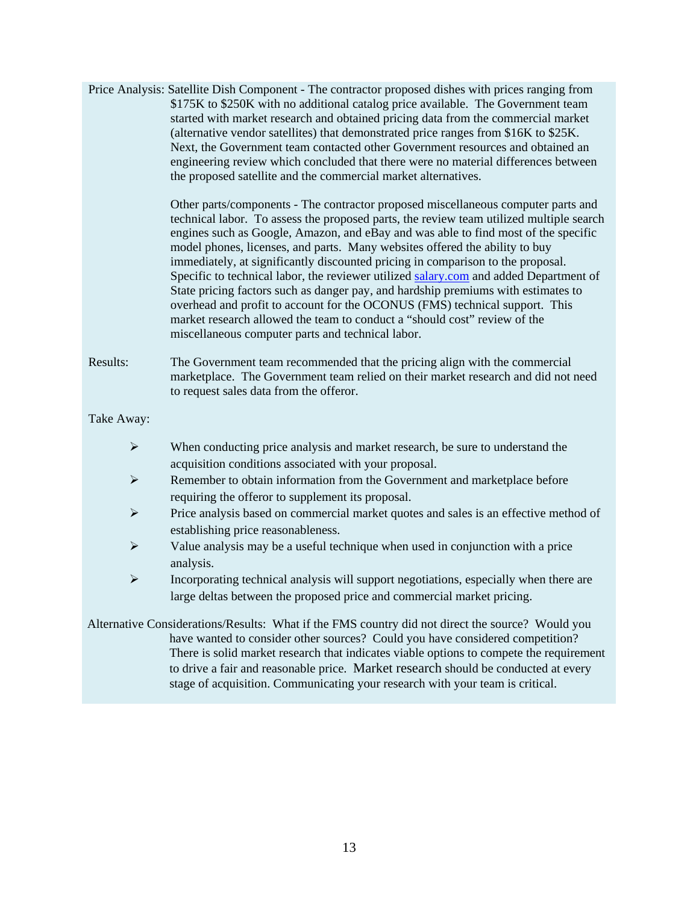Price Analysis: Satellite Dish Component - The contractor proposed dishes with prices ranging from $175K to $250K with no additional catalog price available. The Government team started with market research and obtained pricing data from the commercial market (alternative vendor satellites) that demonstrated price ranges from $16K to $25K. Next, the Government team contacted other Government resources and obtained an engineering review which concluded that there were no material differences between the proposed satellite and the commercial market alternatives.

Other parts/components - The contractor proposed miscellaneous computer parts and technical labor. To assess the proposed parts, the review team utilized multiple search engines such as Google, Amazon, and eBay and was able to find most of the specific model phones, licenses, and parts. Many websites offered the ability to buy immediately, at significantly discounted pricing in comparison to the proposal. Specific to technical labor, the reviewer utilized salary.com and added Department of State pricing factors such as danger pay, and hardship premiums with estimates to overhead and profit to account for the OCONUS (FMS) technical support. This market research allowed the team to conduct a "should cost" review of the miscellaneous computer parts and technical labor.

Results: The Government team recommended that the pricing align with the commercial marketplace. The Government team relied on their market research and did not need to request sales data from the offeror.

Take Away:

- When conducting price analysis and market research, be sure to understand the acquisition conditions associated with your proposal.
- Remember to obtain information from the Government and marketplace before requiring the offeror to supplement its proposal.
- Price analysis based on commercial market quotes and sales is an effective method of establishing price reasonableness.
- Value analysis may be a useful technique when used in conjunction with a price analysis.
- Incorporating technical analysis will support negotiations, especially when there are large deltas between the proposed price and commercial market pricing.

Alternative Considerations/Results: What if the FMS country did not direct the source? Would you have wanted to consider other sources? Could you have considered competition? There is solid market research that indicates viable options to compete the requirement to drive a fair and reasonable price. Market research should be conducted at every stage of acquisition. Communicating your research with your team is critical.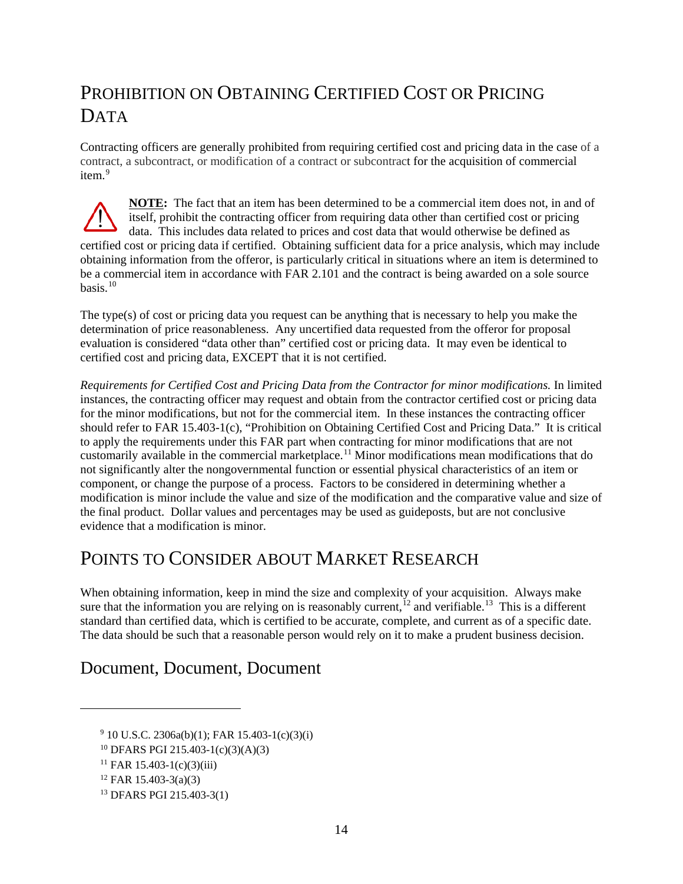## Prohibition on Obtaining Certified Cost or Pricing Data

Contracting officers are generally prohibited from requiring certified cost and pricing data in the case of a contract, a subcontract, or modification of a contract or subcontract for the acquisition of commercial item.[9]

**NOTE:** The fact that an item has been determined to be a commercial item does not, in and of itself, prohibit the contracting officer from requiring data other than certified cost or pricing data. This includes data related to prices and cost data that would otherwise be defined as certified cost or pricing data if certified. Obtaining sufficient data for a price analysis, which may include obtaining information from the offeror, is particularly critical in situations where an item is determined to be a commercial item in accordance with FAR 2.101 and the contract is being awarded on a sole source basis.[10]

The type(s) of cost or pricing data you request can be anything that is necessary to help you make the determination of price reasonableness. Any uncertified data requested from the offeror for proposal evaluation is considered "data other than" certified cost or pricing data. It may even be identical to certified cost and pricing data, EXCEPT that it is not certified.

*Requirements for Certified Cost and Pricing Data from the Contractor for minor modifications.* In limited instances, the contracting officer may request and obtain from the contractor certified cost or pricing data for the minor modifications, but not for the commercial item. In these instances the contracting officer should refer to FAR 15.403-1(c), "Prohibition on Obtaining Certified Cost and Pricing Data." It is critical to apply the requirements under this FAR part when contracting for minor modifications that are not customarily available in the commercial marketplace.[11] Minor modifications mean modifications that do not significantly alter the nongovernmental function or essential physical characteristics of an item or component, or change the purpose of a process. Factors to be considered in determining whether a modification is minor include the value and size of the modification and the comparative value and size of the final product. Dollar values and percentages may be used as guideposts, but are not conclusive evidence that a modification is minor.

## Points to Consider about Market Research

When obtaining information, keep in mind the size and complexity of your acquisition. Always make sure that the information you are relying on is reasonably current,[12] and verifiable.[13] This is a different standard than certified data, which is certified to be accurate, complete, and current as of a specific date. The data should be such that a reasonable person would rely on it to make a prudent business decision.

### Document, Document, Document

---

[9] 10 U.S.C. 2306a(b)(1); FAR 15.403-1(c)(3)(i)

[10] DFARS PGI 215.403-1(c)(3)(A)(3)

[11] FAR 15.403-1(c)(3)(iii)

[12] FAR 15.403-3(a)(3)

[13] DFARS PGI 215.403-3(1)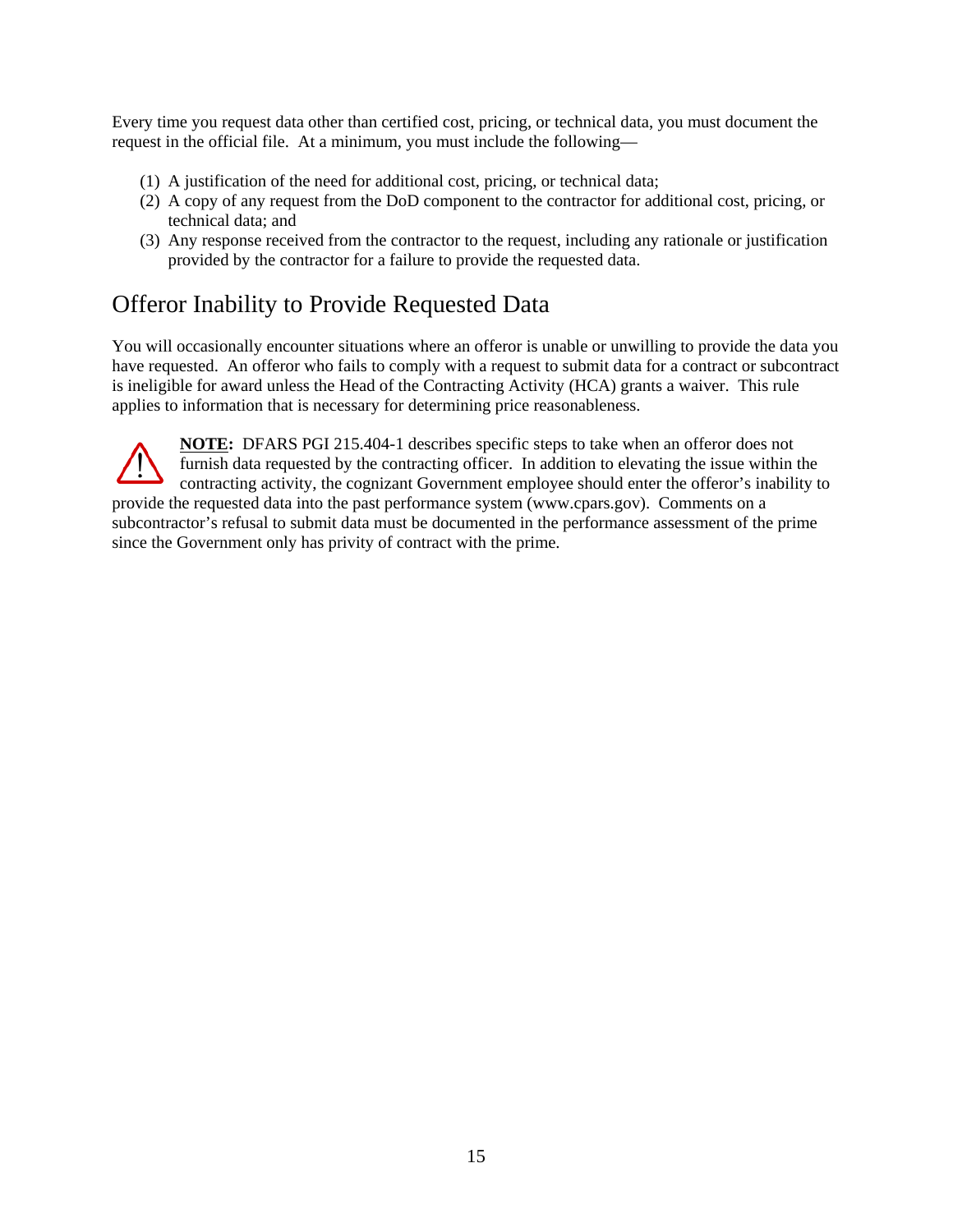Every time you request data other than certified cost, pricing, or technical data, you must document the request in the official file. At a minimum, you must include the following—

(1) A justification of the need for additional cost, pricing, or technical data;
(2) A copy of any request from the DoD component to the contractor for additional cost, pricing, or technical data; and
(3) Any response received from the contractor to the request, including any rationale or justification provided by the contractor for a failure to provide the requested data.

## Offeror Inability to Provide Requested Data

You will occasionally encounter situations where an offeror is unable or unwilling to provide the data you have requested. An offeror who fails to comply with a request to submit data for a contract or subcontract is ineligible for award unless the Head of the Contracting Activity (HCA) grants a waiver. This rule applies to information that is necessary for determining price reasonableness.

**NOTE:** DFARS PGI 215.404-1 describes specific steps to take when an offeror does not furnish data requested by the contracting officer. In addition to elevating the issue within the contracting activity, the cognizant Government employee should enter the offeror's inability to provide the requested data into the past performance system (www.cpars.gov). Comments on a subcontractor's refusal to submit data must be documented in the performance assessment of the prime since the Government only has privity of contract with the prime.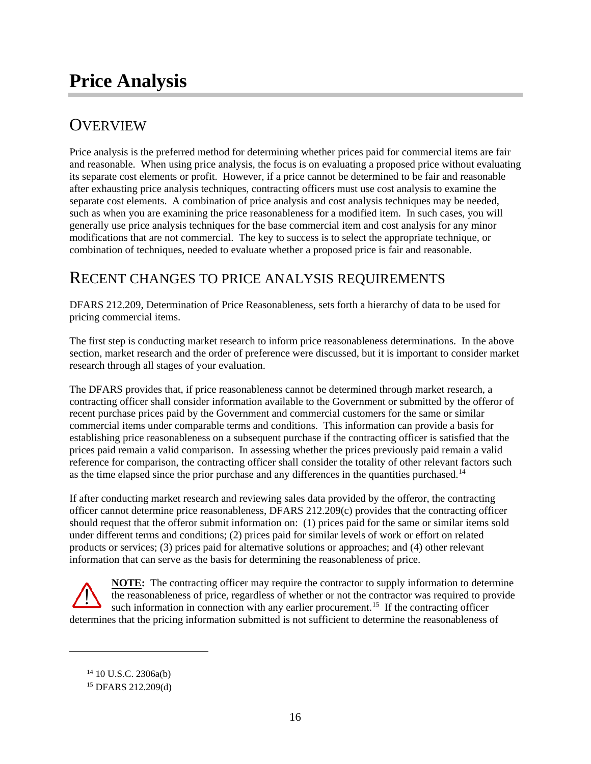# Price Analysis

## Overview

Price analysis is the preferred method for determining whether prices paid for commercial items are fair and reasonable. When using price analysis, the focus is on evaluating a proposed price without evaluating its separate cost elements or profit. However, if a price cannot be determined to be fair and reasonable after exhausting price analysis techniques, contracting officers must use cost analysis to examine the separate cost elements. A combination of price analysis and cost analysis techniques may be needed, such as when you are examining the price reasonableness for a modified item. In such cases, you will generally use price analysis techniques for the base commercial item and cost analysis for any minor modifications that are not commercial. The key to success is to select the appropriate technique, or combination of techniques, needed to evaluate whether a proposed price is fair and reasonable.

## Recent Changes to Price Analysis Requirements

DFARS 212.209, Determination of Price Reasonableness, sets forth a hierarchy of data to be used for pricing commercial items.

The first step is conducting market research to inform price reasonableness determinations. In the above section, market research and the order of preference were discussed, but it is important to consider market research through all stages of your evaluation.

The DFARS provides that, if price reasonableness cannot be determined through market research, a contracting officer shall consider information available to the Government or submitted by the offeror of recent purchase prices paid by the Government and commercial customers for the same or similar commercial items under comparable terms and conditions. This information can provide a basis for establishing price reasonableness on a subsequent purchase if the contracting officer is satisfied that the prices paid remain a valid comparison. In assessing whether the prices previously paid remain a valid reference for comparison, the contracting officer shall consider the totality of other relevant factors such as the time elapsed since the prior purchase and any differences in the quantities purchased.[14]

If after conducting market research and reviewing sales data provided by the offeror, the contracting officer cannot determine price reasonableness, DFARS 212.209(c) provides that the contracting officer should request that the offeror submit information on: (1) prices paid for the same or similar items sold under different terms and conditions; (2) prices paid for similar levels of work or effort on related products or services; (3) prices paid for alternative solutions or approaches; and (4) other relevant information that can serve as the basis for determining the reasonableness of price.

**NOTE:** The contracting officer may require the contractor to supply information to determine the reasonableness of price, regardless of whether or not the contractor was required to provide such information in connection with any earlier procurement.[15] If the contracting officer determines that the pricing information submitted is not sufficient to determine the reasonableness of

---

[14] 10 U.S.C. 2306a(b)

[15] DFARS 212.209(d)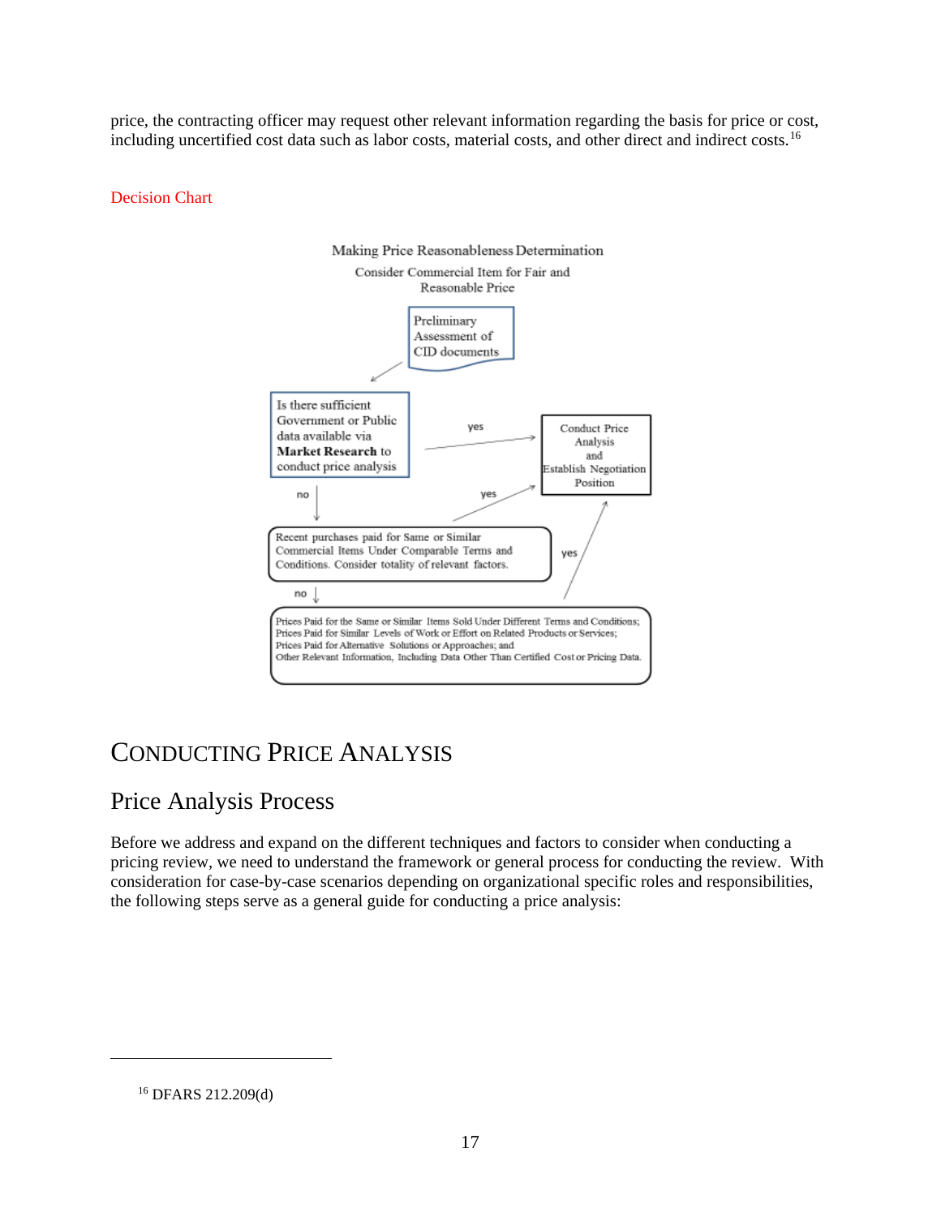price, the contracting officer may request other relevant information regarding the basis for price or cost, including uncertified cost data such as labor costs, material costs, and other direct and indirect costs.[16]

Decision Chart

Making Price Reasonableness Determination

Consider Commercial Item for Fair and Reasonable Price

Preliminary Assessment of CID documents

Is there sufficient Government or Public data available via **Market Research** to conduct price analysis

yes

Conduct Price Analysis and Establish Negotiation Position

no

yes

Recent purchases paid for Same or Similar Commercial Items Under Comparable Terms and Conditions. Consider totality of relevant factors.

yes

no

Prices Paid for the Same or Similar Items Sold Under Different Terms and Conditions;
Prices Paid for Similar Levels of Work or Effort on Related Products or Services;
Prices Paid for Alternative Solutions or Approaches; and
Other Relevant Information, Including Data Other Than Certified Cost or Pricing Data.

# Conducting Price Analysis

## Price Analysis Process

Before we address and expand on the different techniques and factors to consider when conducting a pricing review, we need to understand the framework or general process for conducting the review. With consideration for case-by-case scenarios depending on organizational specific roles and responsibilities, the following steps serve as a general guide for conducting a price analysis:

[16] DFARS 212.209(d)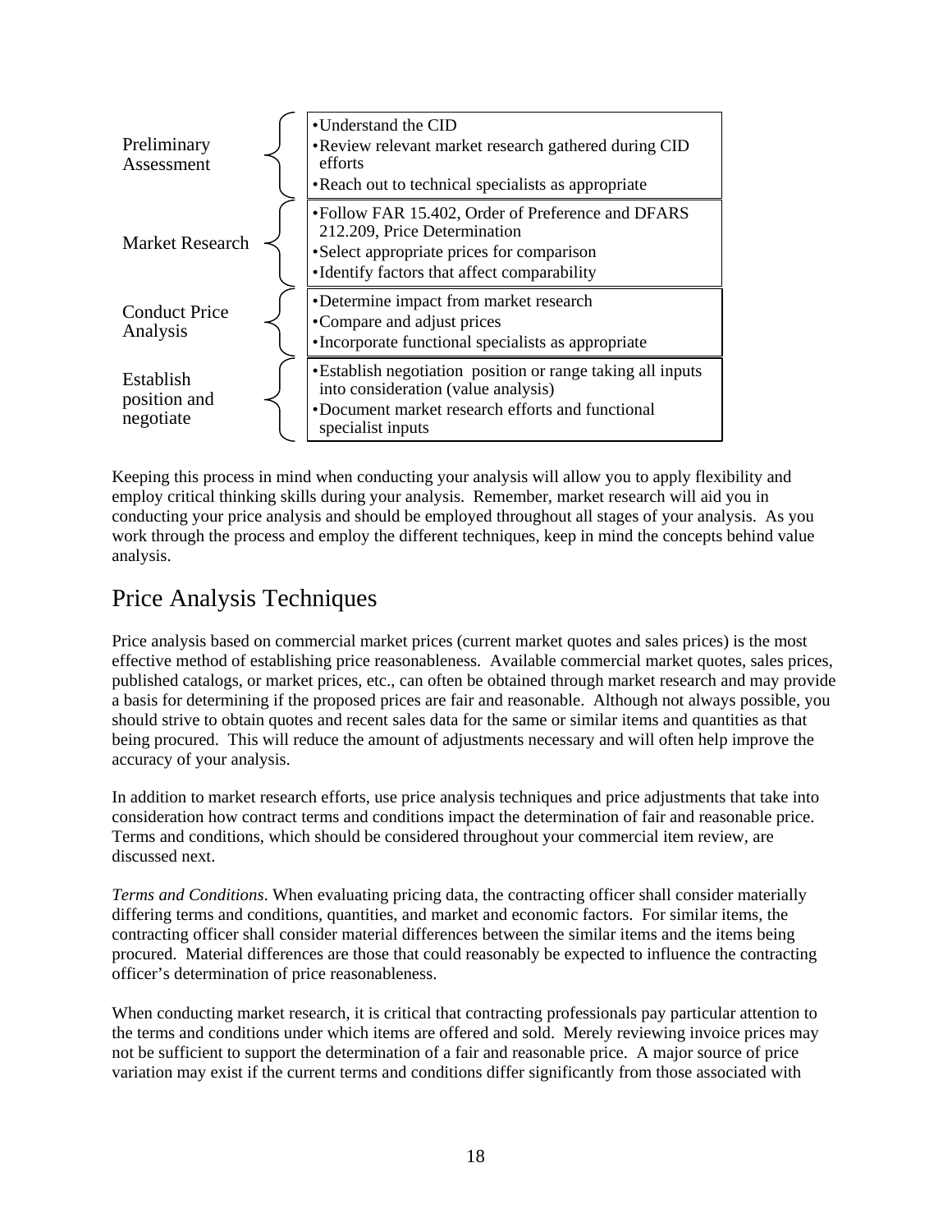| Stage | Activities |
| --- | --- |
| Preliminary Assessment | •Understand the CID<br>•Review relevant market research gathered during CID efforts<br>•Reach out to technical specialists as appropriate |
| Market Research | •Follow FAR 15.402, Order of Preference and DFARS 212.209, Price Determination<br>•Select appropriate prices for comparison<br>•Identify factors that affect comparability |
| Conduct Price Analysis | •Determine impact from market research<br>•Compare and adjust prices<br>•Incorporate functional specialists as appropriate |
| Establish position and negotiate | •Establish negotiation position or range taking all inputs into consideration (value analysis)<br>•Document market research efforts and functional specialist inputs |

Keeping this process in mind when conducting your analysis will allow you to apply flexibility and employ critical thinking skills during your analysis. Remember, market research will aid you in conducting your price analysis and should be employed throughout all stages of your analysis. As you work through the process and employ the different techniques, keep in mind the concepts behind value analysis.

## Price Analysis Techniques

Price analysis based on commercial market prices (current market quotes and sales prices) is the most effective method of establishing price reasonableness. Available commercial market quotes, sales prices, published catalogs, or market prices, etc., can often be obtained through market research and may provide a basis for determining if the proposed prices are fair and reasonable. Although not always possible, you should strive to obtain quotes and recent sales data for the same or similar items and quantities as that being procured. This will reduce the amount of adjustments necessary and will often help improve the accuracy of your analysis.

In addition to market research efforts, use price analysis techniques and price adjustments that take into consideration how contract terms and conditions impact the determination of fair and reasonable price. Terms and conditions, which should be considered throughout your commercial item review, are discussed next.

*Terms and Conditions*. When evaluating pricing data, the contracting officer shall consider materially differing terms and conditions, quantities, and market and economic factors. For similar items, the contracting officer shall consider material differences between the similar items and the items being procured. Material differences are those that could reasonably be expected to influence the contracting officer's determination of price reasonableness.

When conducting market research, it is critical that contracting professionals pay particular attention to the terms and conditions under which items are offered and sold. Merely reviewing invoice prices may not be sufficient to support the determination of a fair and reasonable price. A major source of price variation may exist if the current terms and conditions differ significantly from those associated with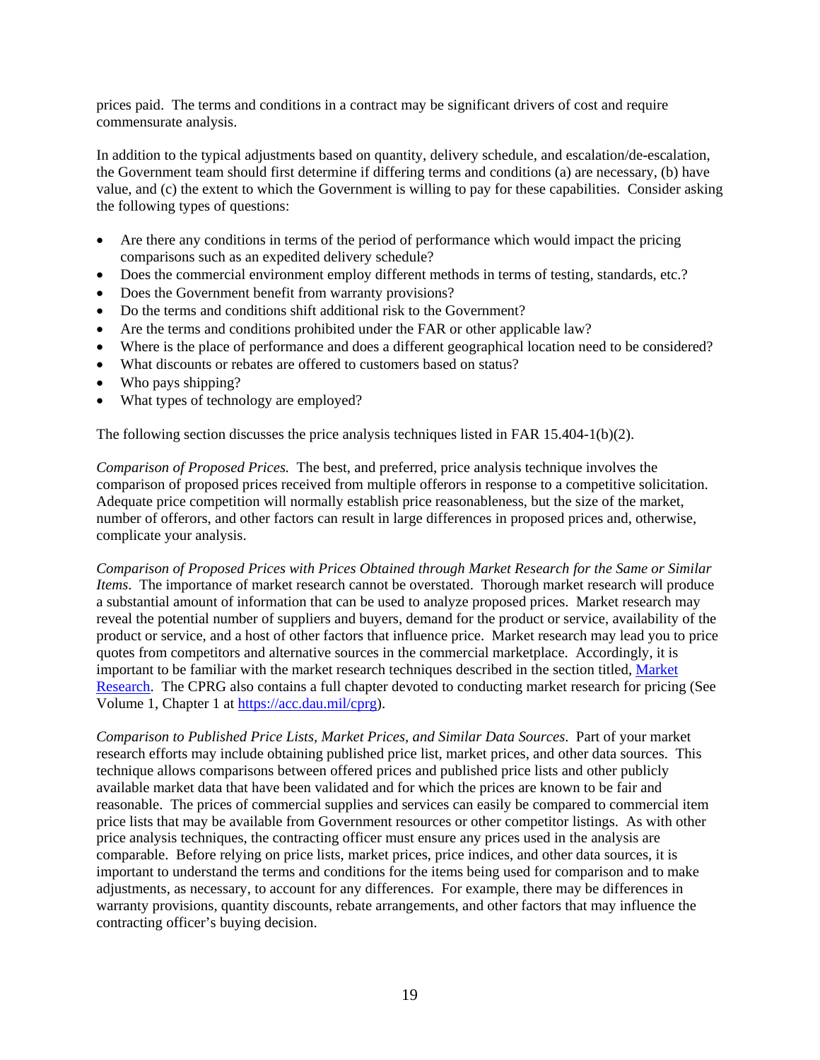prices paid. The terms and conditions in a contract may be significant drivers of cost and require commensurate analysis.

In addition to the typical adjustments based on quantity, delivery schedule, and escalation/de-escalation, the Government team should first determine if differing terms and conditions (a) are necessary, (b) have value, and (c) the extent to which the Government is willing to pay for these capabilities. Consider asking the following types of questions:

- Are there any conditions in terms of the period of performance which would impact the pricing comparisons such as an expedited delivery schedule?
- Does the commercial environment employ different methods in terms of testing, standards, etc.?
- Does the Government benefit from warranty provisions?
- Do the terms and conditions shift additional risk to the Government?
- Are the terms and conditions prohibited under the FAR or other applicable law?
- Where is the place of performance and does a different geographical location need to be considered?
- What discounts or rebates are offered to customers based on status?
- Who pays shipping?
- What types of technology are employed?

The following section discusses the price analysis techniques listed in FAR 15.404-1(b)(2).

*Comparison of Proposed Prices.* The best, and preferred, price analysis technique involves the comparison of proposed prices received from multiple offerors in response to a competitive solicitation. Adequate price competition will normally establish price reasonableness, but the size of the market, number of offerors, and other factors can result in large differences in proposed prices and, otherwise, complicate your analysis.

*Comparison of Proposed Prices with Prices Obtained through Market Research for the Same or Similar Items*. The importance of market research cannot be overstated. Thorough market research will produce a substantial amount of information that can be used to analyze proposed prices. Market research may reveal the potential number of suppliers and buyers, demand for the product or service, availability of the product or service, and a host of other factors that influence price. Market research may lead you to price quotes from competitors and alternative sources in the commercial marketplace. Accordingly, it is important to be familiar with the market research techniques described in the section titled, [Market Research](). The CPRG also contains a full chapter devoted to conducting market research for pricing (See Volume 1, Chapter 1 at [https://acc.dau.mil/cprg](https://acc.dau.mil/cprg)).

*Comparison to Published Price Lists, Market Prices, and Similar Data Sources*. Part of your market research efforts may include obtaining published price list, market prices, and other data sources. This technique allows comparisons between offered prices and published price lists and other publicly available market data that have been validated and for which the prices are known to be fair and reasonable. The prices of commercial supplies and services can easily be compared to commercial item price lists that may be available from Government resources or other competitor listings. As with other price analysis techniques, the contracting officer must ensure any prices used in the analysis are comparable. Before relying on price lists, market prices, price indices, and other data sources, it is important to understand the terms and conditions for the items being used for comparison and to make adjustments, as necessary, to account for any differences. For example, there may be differences in warranty provisions, quantity discounts, rebate arrangements, and other factors that may influence the contracting officer's buying decision.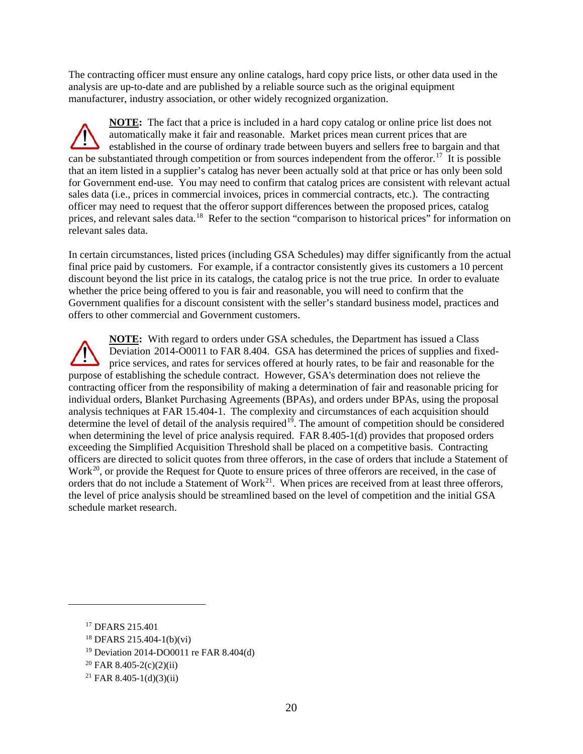The contracting officer must ensure any online catalogs, hard copy price lists, or other data used in the analysis are up-to-date and are published by a reliable source such as the original equipment manufacturer, industry association, or other widely recognized organization.

**NOTE:** The fact that a price is included in a hard copy catalog or online price list does not automatically make it fair and reasonable. Market prices mean current prices that are established in the course of ordinary trade between buyers and sellers free to bargain and that can be substantiated through competition or from sources independent from the offeror.[17] It is possible that an item listed in a supplier's catalog has never been actually sold at that price or has only been sold for Government end-use. You may need to confirm that catalog prices are consistent with relevant actual sales data (i.e., prices in commercial invoices, prices in commercial contracts, etc.). The contracting officer may need to request that the offeror support differences between the proposed prices, catalog prices, and relevant sales data.[18] Refer to the section "comparison to historical prices" for information on relevant sales data.

In certain circumstances, listed prices (including GSA Schedules) may differ significantly from the actual final price paid by customers. For example, if a contractor consistently gives its customers a 10 percent discount beyond the list price in its catalogs, the catalog price is not the true price. In order to evaluate whether the price being offered to you is fair and reasonable, you will need to confirm that the Government qualifies for a discount consistent with the seller's standard business model, practices and offers to other commercial and Government customers.

**NOTE:** With regard to orders under GSA schedules, the Department has issued a Class Deviation 2014-O0011 to FAR 8.404. GSA has determined the prices of supplies and fixed-price services, and rates for services offered at hourly rates, to be fair and reasonable for the purpose of establishing the schedule contract. However, GSA's determination does not relieve the contracting officer from the responsibility of making a determination of fair and reasonable pricing for individual orders, Blanket Purchasing Agreements (BPAs), and orders under BPAs, using the proposal analysis techniques at FAR 15.404-1. The complexity and circumstances of each acquisition should determine the level of detail of the analysis required[19]. The amount of competition should be considered when determining the level of price analysis required. FAR 8.405-1(d) provides that proposed orders exceeding the Simplified Acquisition Threshold shall be placed on a competitive basis. Contracting officers are directed to solicit quotes from three offerors, in the case of orders that include a Statement of Work[20], or provide the Request for Quote to ensure prices of three offerors are received, in the case of orders that do not include a Statement of Work[21]. When prices are received from at least three offerors, the level of price analysis should be streamlined based on the level of competition and the initial GSA schedule market research.

---

[17] DFARS 215.401

[18] DFARS 215.404-1(b)(vi)

[19] Deviation 2014-DO0011 re FAR 8.404(d)

[20] FAR 8.405-2(c)(2)(ii)

[21] FAR 8.405-1(d)(3)(ii)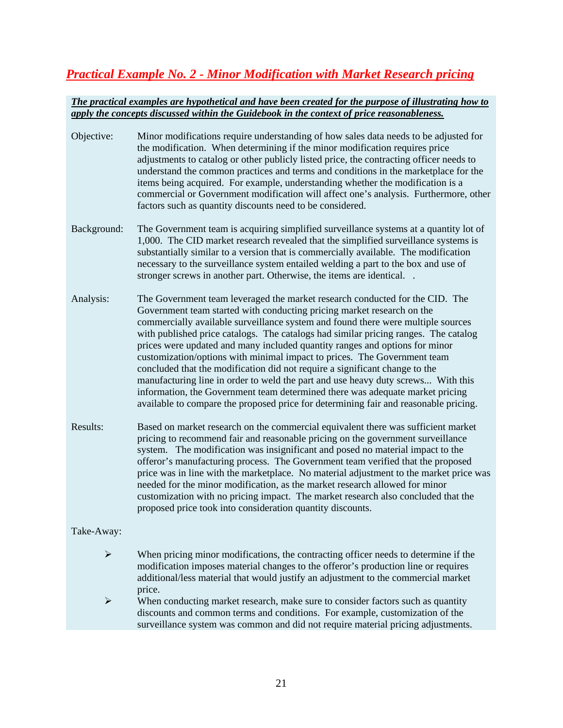## ***Practical Example No. 2 - Minor Modification with Market Research pricing***

***The practical examples are hypothetical and have been created for the purpose of illustrating how to apply the concepts discussed within the Guidebook in the context of price reasonableness.***

Objective: Minor modifications require understanding of how sales data needs to be adjusted for the modification. When determining if the minor modification requires price adjustments to catalog or other publicly listed price, the contracting officer needs to understand the common practices and terms and conditions in the marketplace for the items being acquired. For example, understanding whether the modification is a commercial or Government modification will affect one's analysis. Furthermore, other factors such as quantity discounts need to be considered.

Background: The Government team is acquiring simplified surveillance systems at a quantity lot of 1,000. The CID market research revealed that the simplified surveillance systems is substantially similar to a version that is commercially available. The modification necessary to the surveillance system entailed welding a part to the box and use of stronger screws in another part. Otherwise, the items are identical. .

Analysis: The Government team leveraged the market research conducted for the CID. The Government team started with conducting pricing market research on the commercially available surveillance system and found there were multiple sources with published price catalogs. The catalogs had similar pricing ranges. The catalog prices were updated and many included quantity ranges and options for minor customization/options with minimal impact to prices. The Government team concluded that the modification did not require a significant change to the manufacturing line in order to weld the part and use heavy duty screws... With this information, the Government team determined there was adequate market pricing available to compare the proposed price for determining fair and reasonable pricing.

Results: Based on market research on the commercial equivalent there was sufficient market pricing to recommend fair and reasonable pricing on the government surveillance system. The modification was insignificant and posed no material impact to the offeror's manufacturing process. The Government team verified that the proposed price was in line with the marketplace. No material adjustment to the market price was needed for the minor modification, as the market research allowed for minor customization with no pricing impact. The market research also concluded that the proposed price took into consideration quantity discounts.

Take-Away:

- When pricing minor modifications, the contracting officer needs to determine if the modification imposes material changes to the offeror's production line or requires additional/less material that would justify an adjustment to the commercial market price.
- When conducting market research, make sure to consider factors such as quantity discounts and common terms and conditions. For example, customization of the surveillance system was common and did not require material pricing adjustments.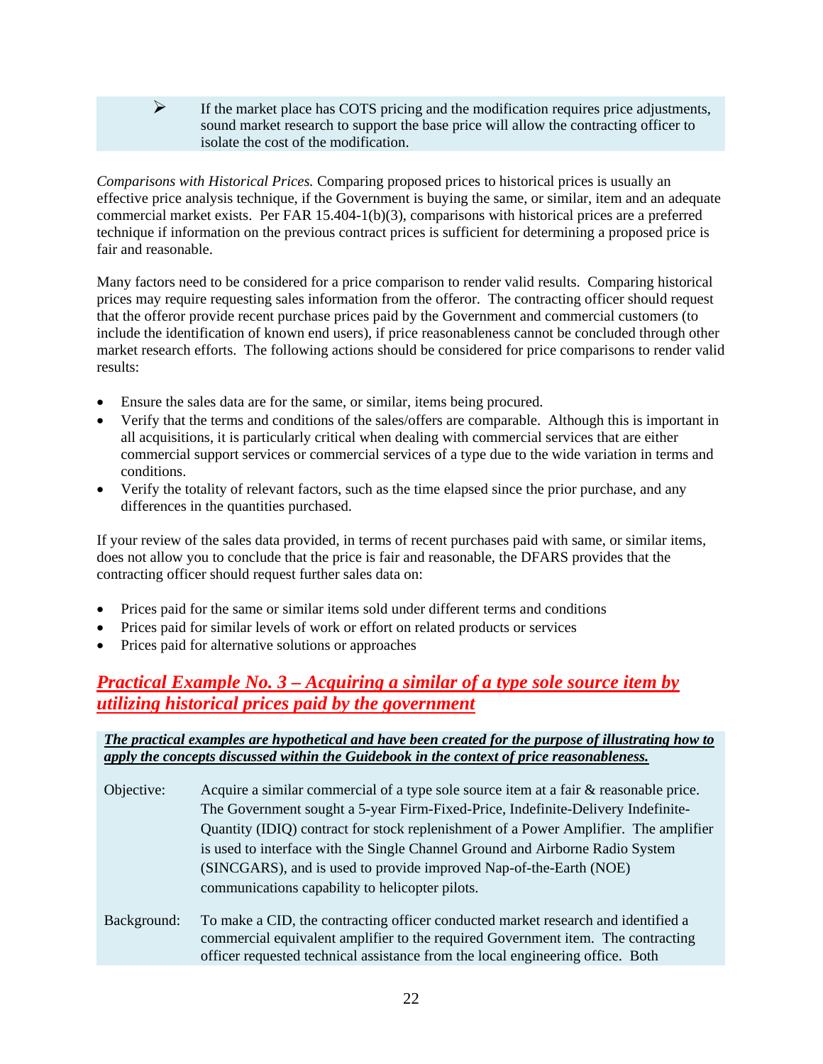- If the market place has COTS pricing and the modification requires price adjustments, sound market research to support the base price will allow the contracting officer to isolate the cost of the modification.

*Comparisons with Historical Prices.* Comparing proposed prices to historical prices is usually an effective price analysis technique, if the Government is buying the same, or similar, item and an adequate commercial market exists. Per FAR 15.404-1(b)(3), comparisons with historical prices are a preferred technique if information on the previous contract prices is sufficient for determining a proposed price is fair and reasonable.

Many factors need to be considered for a price comparison to render valid results. Comparing historical prices may require requesting sales information from the offeror. The contracting officer should request that the offeror provide recent purchase prices paid by the Government and commercial customers (to include the identification of known end users), if price reasonableness cannot be concluded through other market research efforts. The following actions should be considered for price comparisons to render valid results:

- Ensure the sales data are for the same, or similar, items being procured.
- Verify that the terms and conditions of the sales/offers are comparable. Although this is important in all acquisitions, it is particularly critical when dealing with commercial services that are either commercial support services or commercial services of a type due to the wide variation in terms and conditions.
- Verify the totality of relevant factors, such as the time elapsed since the prior purchase, and any differences in the quantities purchased.

If your review of the sales data provided, in terms of recent purchases paid with same, or similar items, does not allow you to conclude that the price is fair and reasonable, the DFARS provides that the contracting officer should request further sales data on:

- Prices paid for the same or similar items sold under different terms and conditions
- Prices paid for similar levels of work or effort on related products or services
- Prices paid for alternative solutions or approaches

## *Practical Example No. 3 – Acquiring a similar of a type sole source item by utilizing historical prices paid by the government*

***The practical examples are hypothetical and have been created for the purpose of illustrating how to apply the concepts discussed within the Guidebook in the context of price reasonableness.***

Objective: Acquire a similar commercial of a type sole source item at a fair & reasonable price. The Government sought a 5-year Firm-Fixed-Price, Indefinite-Delivery Indefinite-Quantity (IDIQ) contract for stock replenishment of a Power Amplifier. The amplifier is used to interface with the Single Channel Ground and Airborne Radio System (SINCGARS), and is used to provide improved Nap-of-the-Earth (NOE) communications capability to helicopter pilots.

Background: To make a CID, the contracting officer conducted market research and identified a commercial equivalent amplifier to the required Government item. The contracting officer requested technical assistance from the local engineering office. Both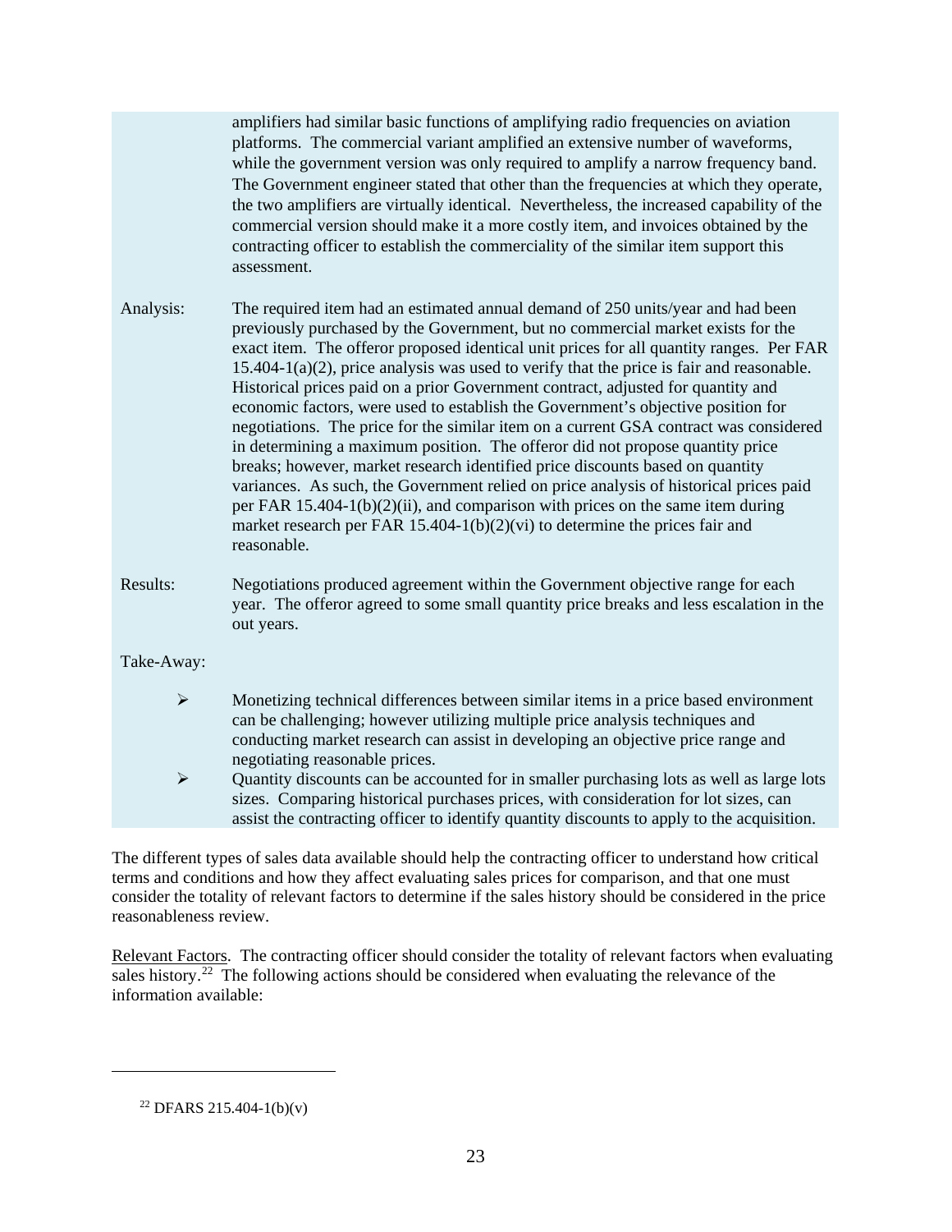amplifiers had similar basic functions of amplifying radio frequencies on aviation platforms. The commercial variant amplified an extensive number of waveforms, while the government version was only required to amplify a narrow frequency band. The Government engineer stated that other than the frequencies at which they operate, the two amplifiers are virtually identical. Nevertheless, the increased capability of the commercial version should make it a more costly item, and invoices obtained by the contracting officer to establish the commerciality of the similar item support this assessment.

Analysis: The required item had an estimated annual demand of 250 units/year and had been previously purchased by the Government, but no commercial market exists for the exact item. The offeror proposed identical unit prices for all quantity ranges. Per FAR 15.404-1(a)(2), price analysis was used to verify that the price is fair and reasonable. Historical prices paid on a prior Government contract, adjusted for quantity and economic factors, were used to establish the Government's objective position for negotiations. The price for the similar item on a current GSA contract was considered in determining a maximum position. The offeror did not propose quantity price breaks; however, market research identified price discounts based on quantity variances. As such, the Government relied on price analysis of historical prices paid per FAR 15.404-1(b)(2)(ii), and comparison with prices on the same item during market research per FAR 15.404-1(b)(2)(vi) to determine the prices fair and reasonable.

Results: Negotiations produced agreement within the Government objective range for each year. The offeror agreed to some small quantity price breaks and less escalation in the out years.

Take-Away:

- Monetizing technical differences between similar items in a price based environment can be challenging; however utilizing multiple price analysis techniques and conducting market research can assist in developing an objective price range and negotiating reasonable prices.
- Quantity discounts can be accounted for in smaller purchasing lots as well as large lots sizes. Comparing historical purchases prices, with consideration for lot sizes, can assist the contracting officer to identify quantity discounts to apply to the acquisition.

The different types of sales data available should help the contracting officer to understand how critical terms and conditions and how they affect evaluating sales prices for comparison, and that one must consider the totality of relevant factors to determine if the sales history should be considered in the price reasonableness review.

Relevant Factors. The contracting officer should consider the totality of relevant factors when evaluating sales history.[22] The following actions should be considered when evaluating the relevance of the information available:

[22] DFARS 215.404-1(b)(v)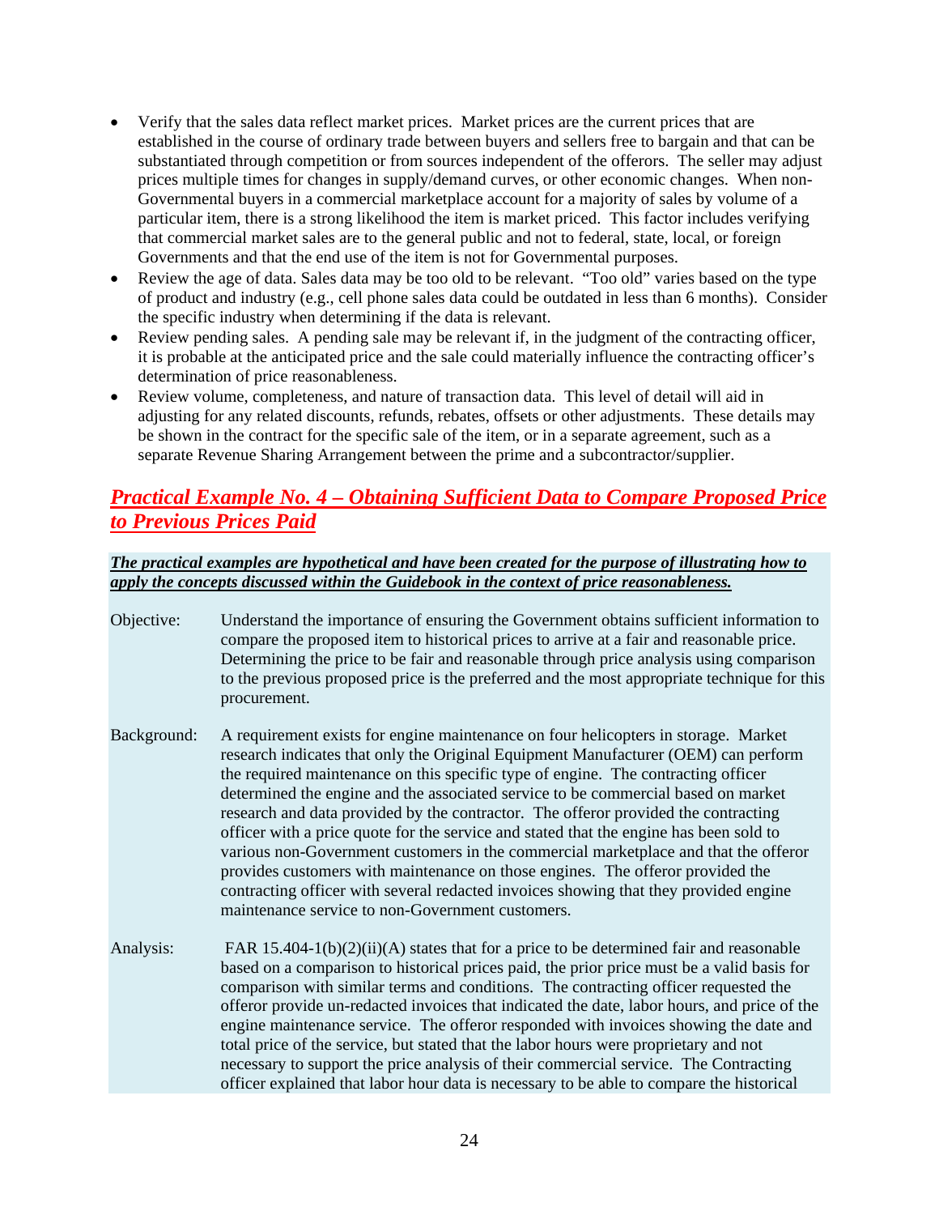- Verify that the sales data reflect market prices. Market prices are the current prices that are established in the course of ordinary trade between buyers and sellers free to bargain and that can be substantiated through competition or from sources independent of the offerors. The seller may adjust prices multiple times for changes in supply/demand curves, or other economic changes. When non-Governmental buyers in a commercial marketplace account for a majority of sales by volume of a particular item, there is a strong likelihood the item is market priced. This factor includes verifying that commercial market sales are to the general public and not to federal, state, local, or foreign Governments and that the end use of the item is not for Governmental purposes.
- Review the age of data. Sales data may be too old to be relevant. "Too old" varies based on the type of product and industry (e.g., cell phone sales data could be outdated in less than 6 months). Consider the specific industry when determining if the data is relevant.
- Review pending sales. A pending sale may be relevant if, in the judgment of the contracting officer, it is probable at the anticipated price and the sale could materially influence the contracting officer's determination of price reasonableness.
- Review volume, completeness, and nature of transaction data. This level of detail will aid in adjusting for any related discounts, refunds, rebates, offsets or other adjustments. These details may be shown in the contract for the specific sale of the item, or in a separate agreement, such as a separate Revenue Sharing Arrangement between the prime and a subcontractor/supplier.

## ***Practical Example No. 4 – Obtaining Sufficient Data to Compare Proposed Price to Previous Prices Paid***

***The practical examples are hypothetical and have been created for the purpose of illustrating how to apply the concepts discussed within the Guidebook in the context of price reasonableness.***

Objective: Understand the importance of ensuring the Government obtains sufficient information to compare the proposed item to historical prices to arrive at a fair and reasonable price. Determining the price to be fair and reasonable through price analysis using comparison to the previous proposed price is the preferred and the most appropriate technique for this procurement.

Background: A requirement exists for engine maintenance on four helicopters in storage. Market research indicates that only the Original Equipment Manufacturer (OEM) can perform the required maintenance on this specific type of engine. The contracting officer determined the engine and the associated service to be commercial based on market research and data provided by the contractor. The offeror provided the contracting officer with a price quote for the service and stated that the engine has been sold to various non-Government customers in the commercial marketplace and that the offeror provides customers with maintenance on those engines. The offeror provided the contracting officer with several redacted invoices showing that they provided engine maintenance service to non-Government customers.

Analysis: FAR 15.404-1(b)(2)(ii)(A) states that for a price to be determined fair and reasonable based on a comparison to historical prices paid, the prior price must be a valid basis for comparison with similar terms and conditions. The contracting officer requested the offeror provide un-redacted invoices that indicated the date, labor hours, and price of the engine maintenance service. The offeror responded with invoices showing the date and total price of the service, but stated that the labor hours were proprietary and not necessary to support the price analysis of their commercial service. The Contracting officer explained that labor hour data is necessary to be able to compare the historical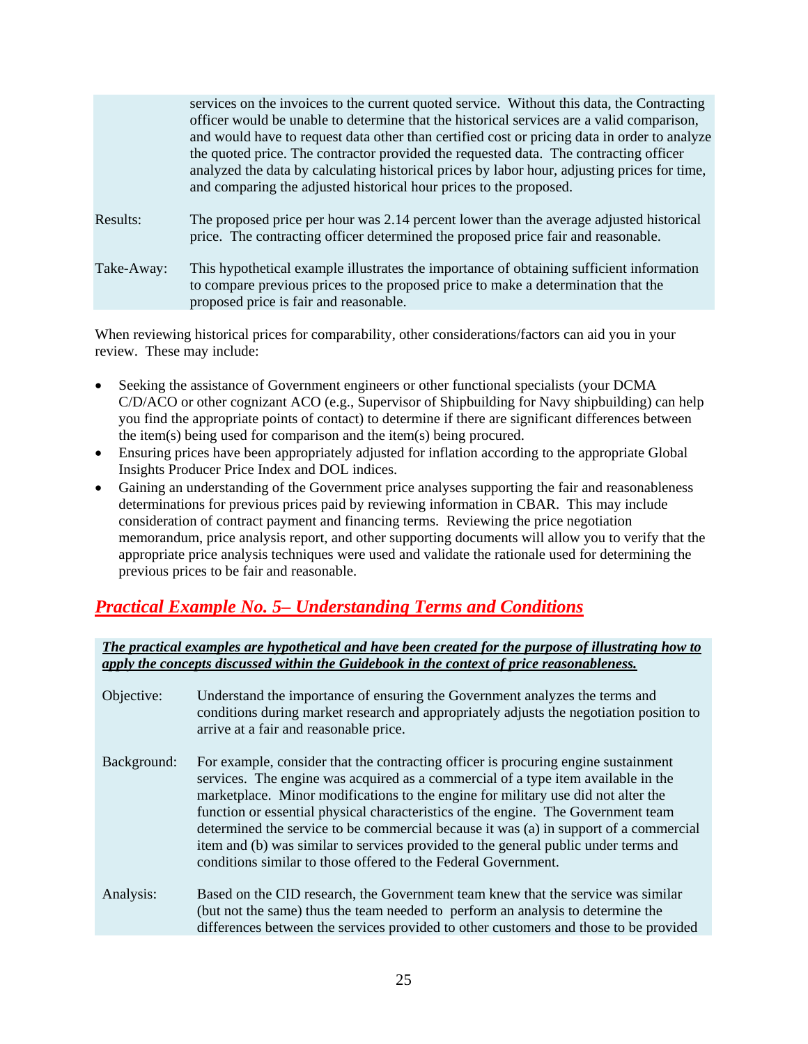services on the invoices to the current quoted service. Without this data, the Contracting officer would be unable to determine that the historical services are a valid comparison, and would have to request data other than certified cost or pricing data in order to analyze the quoted price. The contractor provided the requested data. The contracting officer analyzed the data by calculating historical prices by labor hour, adjusting prices for time, and comparing the adjusted historical hour prices to the proposed.

Results: The proposed price per hour was 2.14 percent lower than the average adjusted historical price. The contracting officer determined the proposed price fair and reasonable.

Take-Away: This hypothetical example illustrates the importance of obtaining sufficient information to compare previous prices to the proposed price to make a determination that the proposed price is fair and reasonable.

When reviewing historical prices for comparability, other considerations/factors can aid you in your review. These may include:

- Seeking the assistance of Government engineers or other functional specialists (your DCMA C/D/ACO or other cognizant ACO (e.g., Supervisor of Shipbuilding for Navy shipbuilding) can help you find the appropriate points of contact) to determine if there are significant differences between the item(s) being used for comparison and the item(s) being procured.
- Ensuring prices have been appropriately adjusted for inflation according to the appropriate Global Insights Producer Price Index and DOL indices.
- Gaining an understanding of the Government price analyses supporting the fair and reasonableness determinations for previous prices paid by reviewing information in CBAR. This may include consideration of contract payment and financing terms. Reviewing the price negotiation memorandum, price analysis report, and other supporting documents will allow you to verify that the appropriate price analysis techniques were used and validate the rationale used for determining the previous prices to be fair and reasonable.

## *Practical Example No. 5– Understanding Terms and Conditions*

***The practical examples are hypothetical and have been created for the purpose of illustrating how to apply the concepts discussed within the Guidebook in the context of price reasonableness.***

Objective: Understand the importance of ensuring the Government analyzes the terms and conditions during market research and appropriately adjusts the negotiation position to arrive at a fair and reasonable price.

Background: For example, consider that the contracting officer is procuring engine sustainment services. The engine was acquired as a commercial of a type item available in the marketplace. Minor modifications to the engine for military use did not alter the function or essential physical characteristics of the engine. The Government team determined the service to be commercial because it was (a) in support of a commercial item and (b) was similar to services provided to the general public under terms and conditions similar to those offered to the Federal Government.

Analysis: Based on the CID research, the Government team knew that the service was similar (but not the same) thus the team needed to perform an analysis to determine the differences between the services provided to other customers and those to be provided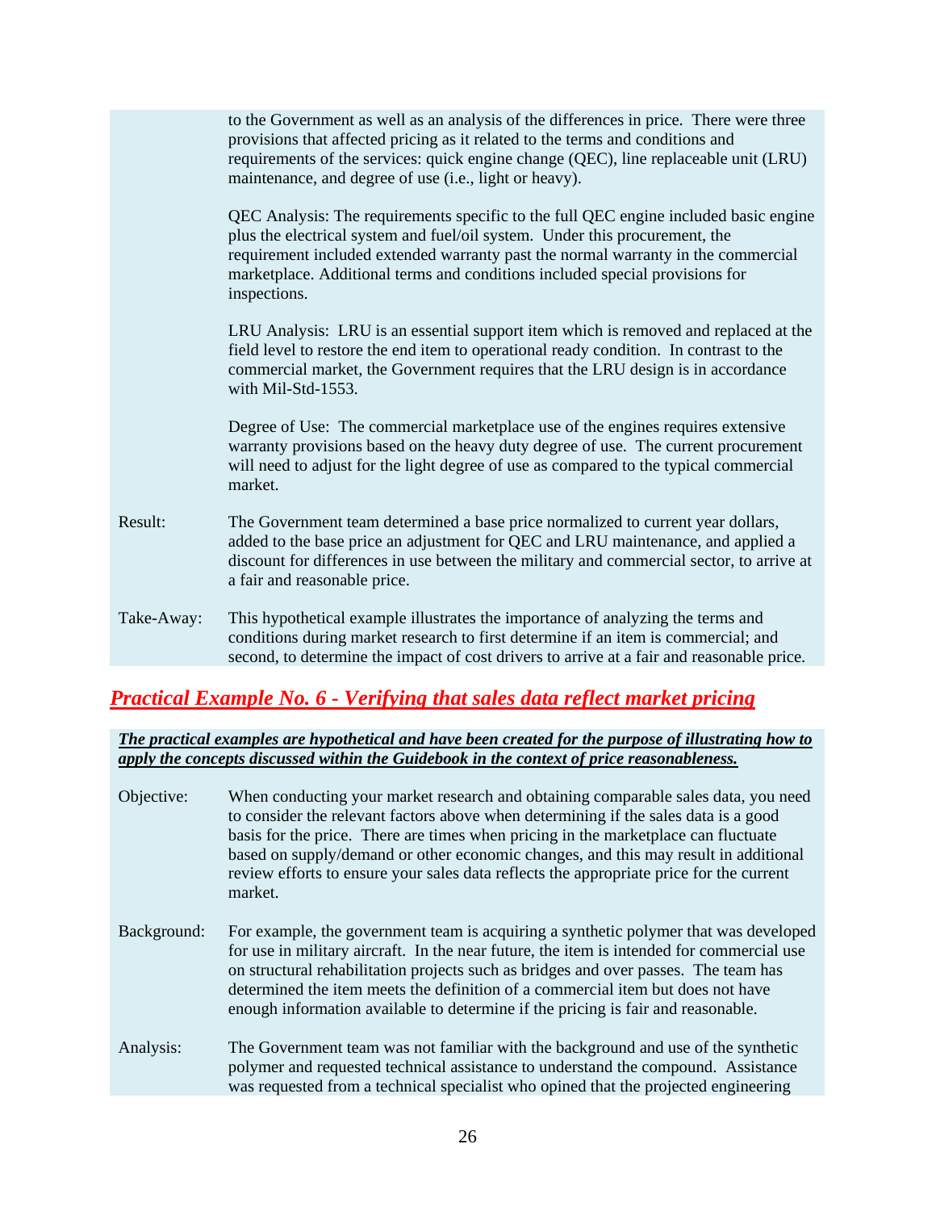to the Government as well as an analysis of the differences in price. There were three provisions that affected pricing as it related to the terms and conditions and requirements of the services: quick engine change (QEC), line replaceable unit (LRU) maintenance, and degree of use (i.e., light or heavy).

QEC Analysis: The requirements specific to the full QEC engine included basic engine plus the electrical system and fuel/oil system. Under this procurement, the requirement included extended warranty past the normal warranty in the commercial marketplace. Additional terms and conditions included special provisions for inspections.

LRU Analysis: LRU is an essential support item which is removed and replaced at the field level to restore the end item to operational ready condition. In contrast to the commercial market, the Government requires that the LRU design is in accordance with Mil-Std-1553.

Degree of Use: The commercial marketplace use of the engines requires extensive warranty provisions based on the heavy duty degree of use. The current procurement will need to adjust for the light degree of use as compared to the typical commercial market.

Result: The Government team determined a base price normalized to current year dollars, added to the base price an adjustment for QEC and LRU maintenance, and applied a discount for differences in use between the military and commercial sector, to arrive at a fair and reasonable price.

Take-Away: This hypothetical example illustrates the importance of analyzing the terms and conditions during market research to first determine if an item is commercial; and second, to determine the impact of cost drivers to arrive at a fair and reasonable price.

## ***Practical Example No. 6 - Verifying that sales data reflect market pricing***

***The practical examples are hypothetical and have been created for the purpose of illustrating how to apply the concepts discussed within the Guidebook in the context of price reasonableness.***

Objective: When conducting your market research and obtaining comparable sales data, you need to consider the relevant factors above when determining if the sales data is a good basis for the price. There are times when pricing in the marketplace can fluctuate based on supply/demand or other economic changes, and this may result in additional review efforts to ensure your sales data reflects the appropriate price for the current market.

Background: For example, the government team is acquiring a synthetic polymer that was developed for use in military aircraft. In the near future, the item is intended for commercial use on structural rehabilitation projects such as bridges and over passes. The team has determined the item meets the definition of a commercial item but does not have enough information available to determine if the pricing is fair and reasonable.

Analysis: The Government team was not familiar with the background and use of the synthetic polymer and requested technical assistance to understand the compound. Assistance was requested from a technical specialist who opined that the projected engineering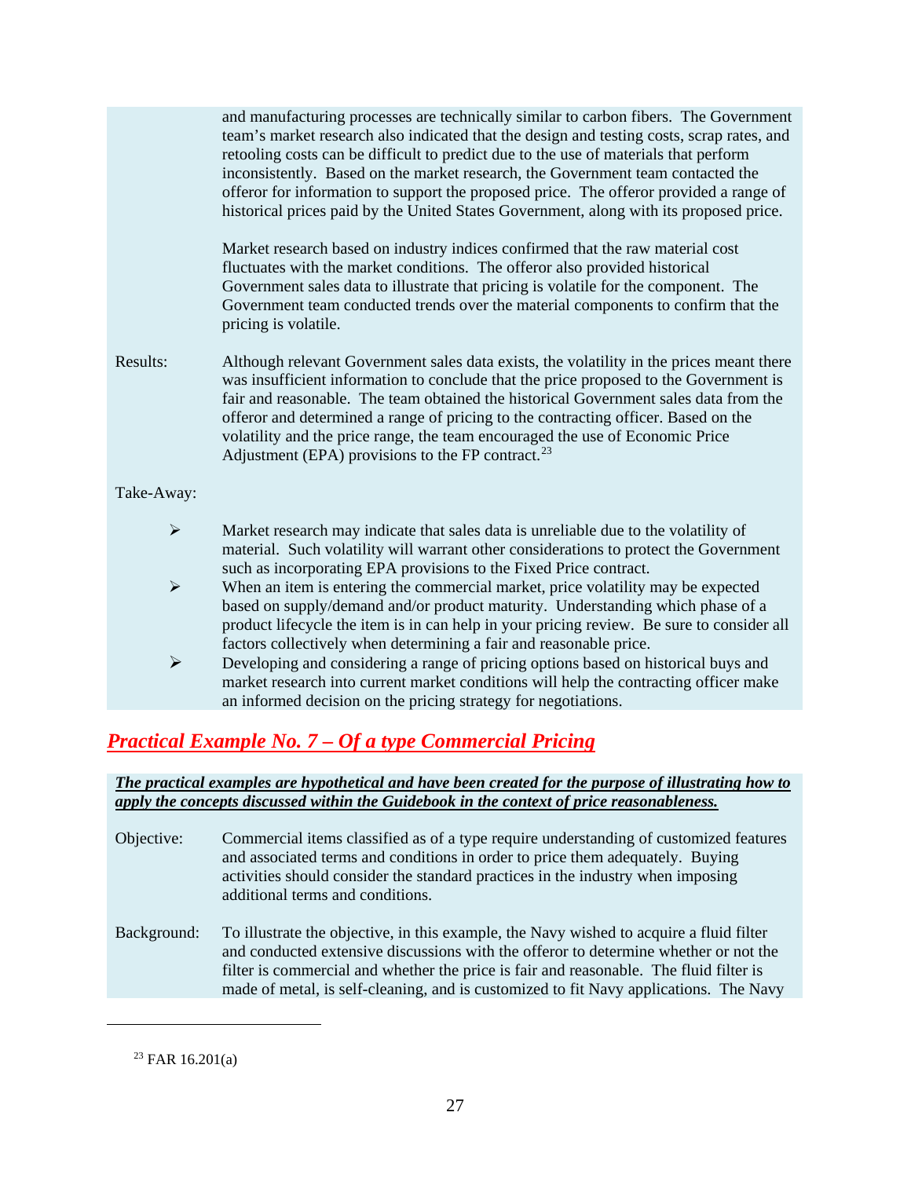and manufacturing processes are technically similar to carbon fibers. The Government team's market research also indicated that the design and testing costs, scrap rates, and retooling costs can be difficult to predict due to the use of materials that perform inconsistently. Based on the market research, the Government team contacted the offeror for information to support the proposed price. The offeror provided a range of historical prices paid by the United States Government, along with its proposed price.

Market research based on industry indices confirmed that the raw material cost fluctuates with the market conditions. The offeror also provided historical Government sales data to illustrate that pricing is volatile for the component. The Government team conducted trends over the material components to confirm that the pricing is volatile.

Results: Although relevant Government sales data exists, the volatility in the prices meant there was insufficient information to conclude that the price proposed to the Government is fair and reasonable. The team obtained the historical Government sales data from the offeror and determined a range of pricing to the contracting officer. Based on the volatility and the price range, the team encouraged the use of Economic Price Adjustment (EPA) provisions to the FP contract.[23]

Take-Away:

- Market research may indicate that sales data is unreliable due to the volatility of material. Such volatility will warrant other considerations to protect the Government such as incorporating EPA provisions to the Fixed Price contract.
- When an item is entering the commercial market, price volatility may be expected based on supply/demand and/or product maturity. Understanding which phase of a product lifecycle the item is in can help in your pricing review. Be sure to consider all factors collectively when determining a fair and reasonable price.
- Developing and considering a range of pricing options based on historical buys and market research into current market conditions will help the contracting officer make an informed decision on the pricing strategy for negotiations.

## Practical Example No. 7 – Of a type Commercial Pricing

***The practical examples are hypothetical and have been created for the purpose of illustrating how to apply the concepts discussed within the Guidebook in the context of price reasonableness.***

Objective: Commercial items classified as of a type require understanding of customized features and associated terms and conditions in order to price them adequately. Buying activities should consider the standard practices in the industry when imposing additional terms and conditions.

Background: To illustrate the objective, in this example, the Navy wished to acquire a fluid filter and conducted extensive discussions with the offeror to determine whether or not the filter is commercial and whether the price is fair and reasonable. The fluid filter is made of metal, is self-cleaning, and is customized to fit Navy applications. The Navy

---

[23] FAR 16.201(a)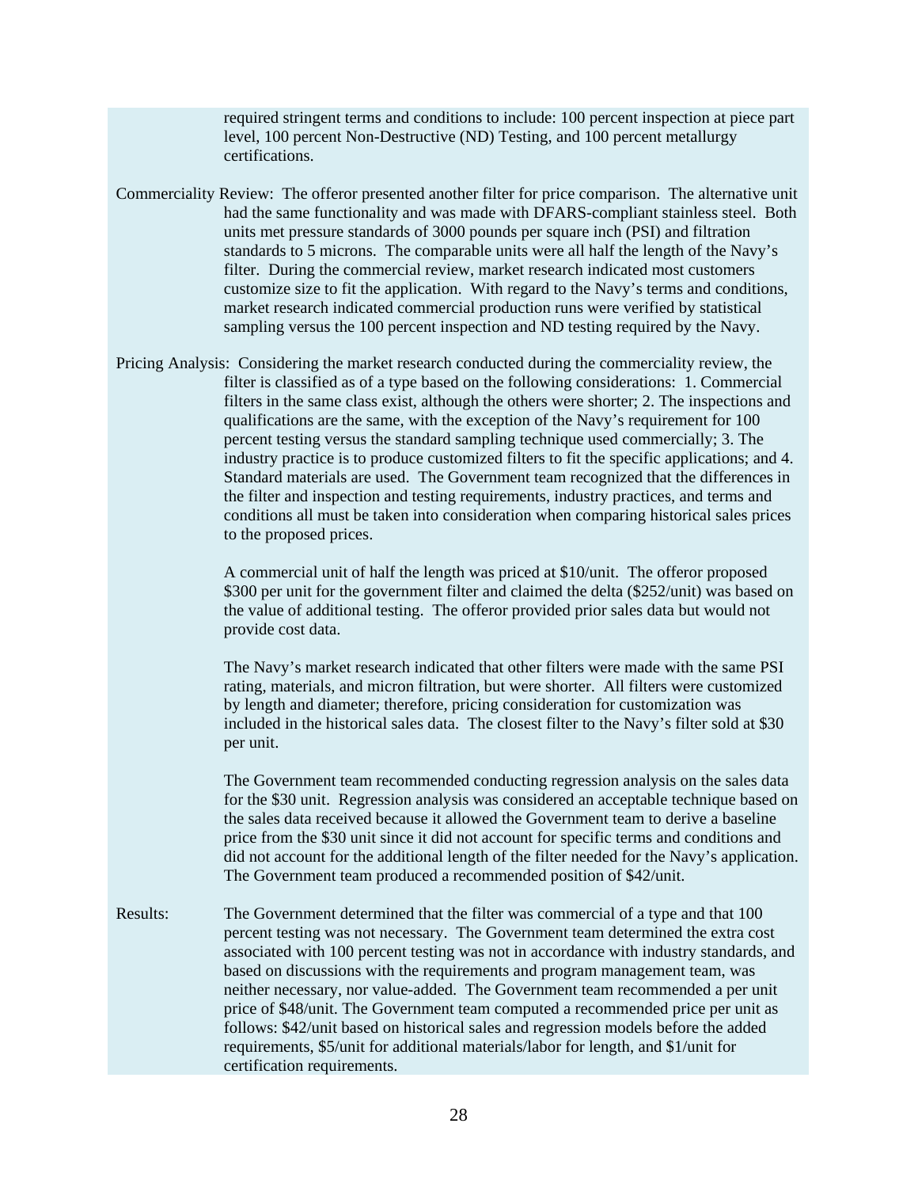required stringent terms and conditions to include: 100 percent inspection at piece part level, 100 percent Non-Destructive (ND) Testing, and 100 percent metallurgy certifications.

Commerciality Review: The offeror presented another filter for price comparison. The alternative unit had the same functionality and was made with DFARS-compliant stainless steel. Both units met pressure standards of 3000 pounds per square inch (PSI) and filtration standards to 5 microns. The comparable units were all half the length of the Navy's filter. During the commercial review, market research indicated most customers customize size to fit the application. With regard to the Navy's terms and conditions, market research indicated commercial production runs were verified by statistical sampling versus the 100 percent inspection and ND testing required by the Navy.

Pricing Analysis: Considering the market research conducted during the commerciality review, the filter is classified as of a type based on the following considerations: 1. Commercial filters in the same class exist, although the others were shorter; 2. The inspections and qualifications are the same, with the exception of the Navy's requirement for 100 percent testing versus the standard sampling technique used commercially; 3. The industry practice is to produce customized filters to fit the specific applications; and 4. Standard materials are used. The Government team recognized that the differences in the filter and inspection and testing requirements, industry practices, and terms and conditions all must be taken into consideration when comparing historical sales prices to the proposed prices.

A commercial unit of half the length was priced at $10/unit. The offeror proposed $300 per unit for the government filter and claimed the delta ($252/unit) was based on the value of additional testing. The offeror provided prior sales data but would not provide cost data.

The Navy's market research indicated that other filters were made with the same PSI rating, materials, and micron filtration, but were shorter. All filters were customized by length and diameter; therefore, pricing consideration for customization was included in the historical sales data. The closest filter to the Navy's filter sold at $30 per unit.

The Government team recommended conducting regression analysis on the sales data for the $30 unit. Regression analysis was considered an acceptable technique based on the sales data received because it allowed the Government team to derive a baseline price from the $30 unit since it did not account for specific terms and conditions and did not account for the additional length of the filter needed for the Navy's application. The Government team produced a recommended position of $42/unit.

Results: The Government determined that the filter was commercial of a type and that 100 percent testing was not necessary. The Government team determined the extra cost associated with 100 percent testing was not in accordance with industry standards, and based on discussions with the requirements and program management team, was neither necessary, nor value-added. The Government team recommended a per unit price of $48/unit. The Government team computed a recommended price per unit as follows: $42/unit based on historical sales and regression models before the added requirements, $5/unit for additional materials/labor for length, and $1/unit for certification requirements.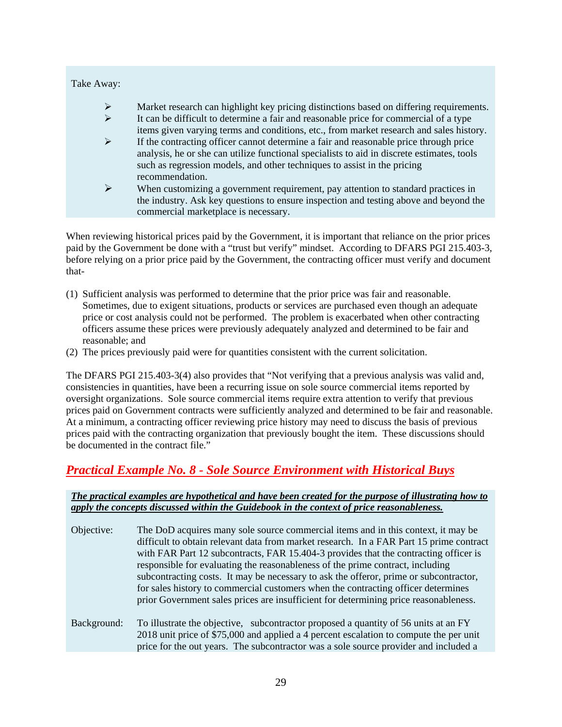Take Away:

- Market research can highlight key pricing distinctions based on differing requirements.
- It can be difficult to determine a fair and reasonable price for commercial of a type items given varying terms and conditions, etc., from market research and sales history.
- If the contracting officer cannot determine a fair and reasonable price through price analysis, he or she can utilize functional specialists to aid in discrete estimates, tools such as regression models, and other techniques to assist in the pricing recommendation.
- When customizing a government requirement, pay attention to standard practices in the industry. Ask key questions to ensure inspection and testing above and beyond the commercial marketplace is necessary.

When reviewing historical prices paid by the Government, it is important that reliance on the prior prices paid by the Government be done with a "trust but verify" mindset. According to DFARS PGI 215.403-3, before relying on a prior price paid by the Government, the contracting officer must verify and document that-

(1) Sufficient analysis was performed to determine that the prior price was fair and reasonable. Sometimes, due to exigent situations, products or services are purchased even though an adequate price or cost analysis could not be performed. The problem is exacerbated when other contracting officers assume these prices were previously adequately analyzed and determined to be fair and reasonable; and
(2) The prices previously paid were for quantities consistent with the current solicitation.

The DFARS PGI 215.403-3(4) also provides that "Not verifying that a previous analysis was valid and, consistencies in quantities, have been a recurring issue on sole source commercial items reported by oversight organizations. Sole source commercial items require extra attention to verify that previous prices paid on Government contracts were sufficiently analyzed and determined to be fair and reasonable. At a minimum, a contracting officer reviewing price history may need to discuss the basis of previous prices paid with the contracting organization that previously bought the item. These discussions should be documented in the contract file."

## *Practical Example No. 8 - Sole Source Environment with Historical Buys*

***The practical examples are hypothetical and have been created for the purpose of illustrating how to apply the concepts discussed within the Guidebook in the context of price reasonableness.***

Objective: The DoD acquires many sole source commercial items and in this context, it may be difficult to obtain relevant data from market research. In a FAR Part 15 prime contract with FAR Part 12 subcontracts, FAR 15.404-3 provides that the contracting officer is responsible for evaluating the reasonableness of the prime contract, including subcontracting costs. It may be necessary to ask the offeror, prime or subcontractor, for sales history to commercial customers when the contracting officer determines prior Government sales prices are insufficient for determining price reasonableness.

Background: To illustrate the objective, subcontractor proposed a quantity of 56 units at an FY 2018 unit price of $75,000 and applied a 4 percent escalation to compute the per unit price for the out years. The subcontractor was a sole source provider and included a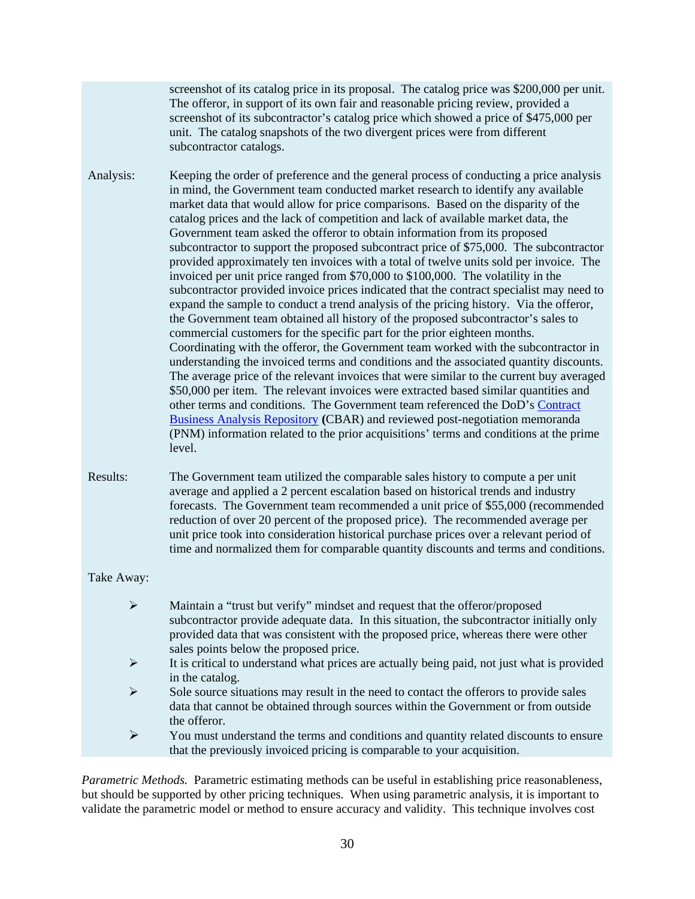screenshot of its catalog price in its proposal. The catalog price was $200,000 per unit. The offeror, in support of its own fair and reasonable pricing review, provided a screenshot of its subcontractor's catalog price which showed a price of $475,000 per unit. The catalog snapshots of the two divergent prices were from different subcontractor catalogs.

Analysis: Keeping the order of preference and the general process of conducting a price analysis in mind, the Government team conducted market research to identify any available market data that would allow for price comparisons. Based on the disparity of the catalog prices and the lack of competition and lack of available market data, the Government team asked the offeror to obtain information from its proposed subcontractor to support the proposed subcontract price of $75,000. The subcontractor provided approximately ten invoices with a total of twelve units sold per invoice. The invoiced per unit price ranged from $70,000 to $100,000. The volatility in the subcontractor provided invoice prices indicated that the contract specialist may need to expand the sample to conduct a trend analysis of the pricing history. Via the offeror, the Government team obtained all history of the proposed subcontractor's sales to commercial customers for the specific part for the prior eighteen months. Coordinating with the offeror, the Government team worked with the subcontractor in understanding the invoiced terms and conditions and the associated quantity discounts. The average price of the relevant invoices that were similar to the current buy averaged $50,000 per item. The relevant invoices were extracted based similar quantities and other terms and conditions. The Government team referenced the DoD's [Contract Business Analysis Repository] **(**CBAR) and reviewed post-negotiation memoranda (PNM) information related to the prior acquisitions' terms and conditions at the prime level.

Results: The Government team utilized the comparable sales history to compute a per unit average and applied a 2 percent escalation based on historical trends and industry forecasts. The Government team recommended a unit price of $55,000 (recommended reduction of over 20 percent of the proposed price). The recommended average per unit price took into consideration historical purchase prices over a relevant period of time and normalized them for comparable quantity discounts and terms and conditions.

Take Away:

- Maintain a "trust but verify" mindset and request that the offeror/proposed subcontractor provide adequate data. In this situation, the subcontractor initially only provided data that was consistent with the proposed price, whereas there were other sales points below the proposed price.
- It is critical to understand what prices are actually being paid, not just what is provided in the catalog.
- Sole source situations may result in the need to contact the offerors to provide sales data that cannot be obtained through sources within the Government or from outside the offeror.
- You must understand the terms and conditions and quantity related discounts to ensure that the previously invoiced pricing is comparable to your acquisition.

*Parametric Methods.* Parametric estimating methods can be useful in establishing price reasonableness, but should be supported by other pricing techniques. When using parametric analysis, it is important to validate the parametric model or method to ensure accuracy and validity. This technique involves cost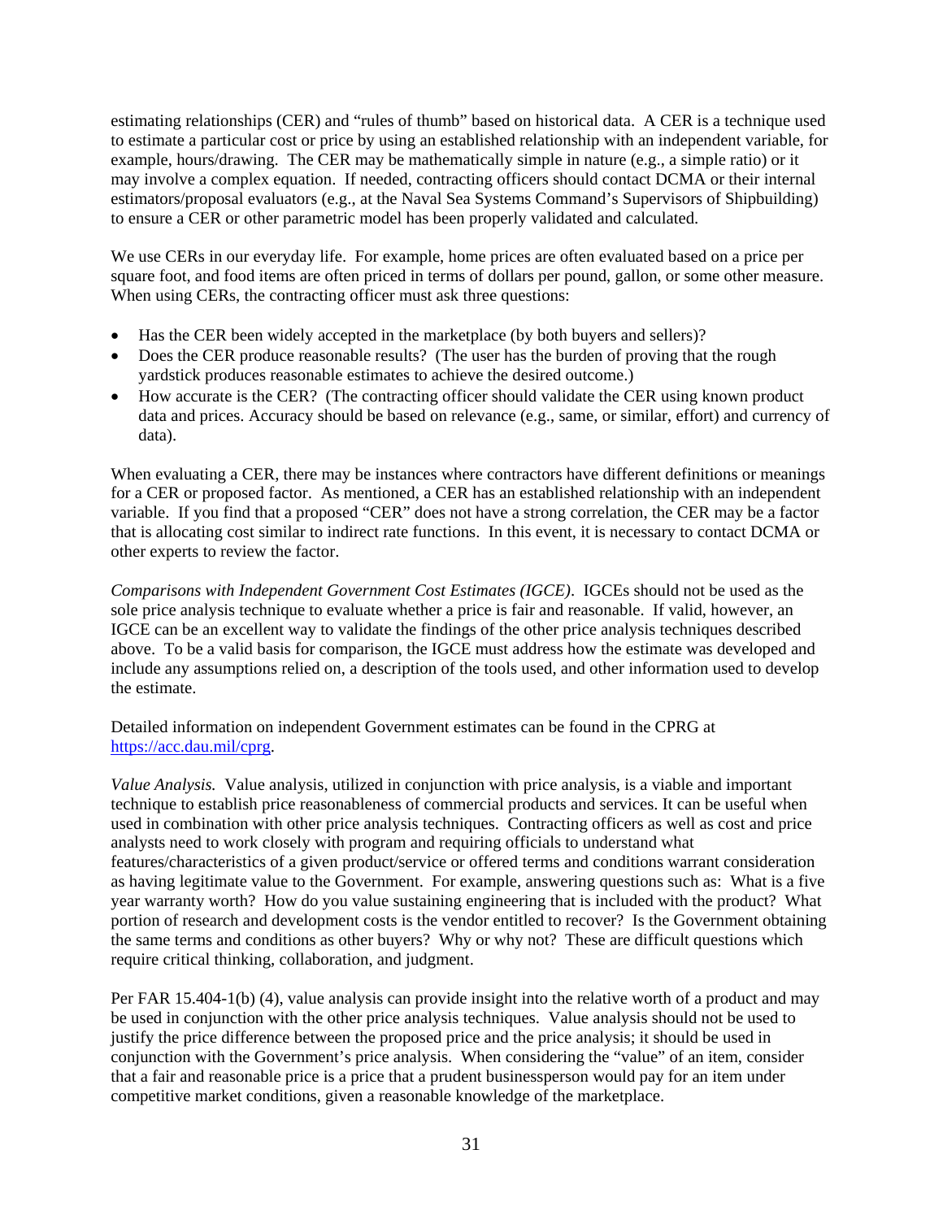estimating relationships (CER) and "rules of thumb" based on historical data. A CER is a technique used to estimate a particular cost or price by using an established relationship with an independent variable, for example, hours/drawing. The CER may be mathematically simple in nature (e.g., a simple ratio) or it may involve a complex equation. If needed, contracting officers should contact DCMA or their internal estimators/proposal evaluators (e.g., at the Naval Sea Systems Command's Supervisors of Shipbuilding) to ensure a CER or other parametric model has been properly validated and calculated.

We use CERs in our everyday life. For example, home prices are often evaluated based on a price per square foot, and food items are often priced in terms of dollars per pound, gallon, or some other measure. When using CERs, the contracting officer must ask three questions:

- Has the CER been widely accepted in the marketplace (by both buyers and sellers)?
- Does the CER produce reasonable results? (The user has the burden of proving that the rough yardstick produces reasonable estimates to achieve the desired outcome.)
- How accurate is the CER? (The contracting officer should validate the CER using known product data and prices. Accuracy should be based on relevance (e.g., same, or similar, effort) and currency of data).

When evaluating a CER, there may be instances where contractors have different definitions or meanings for a CER or proposed factor. As mentioned, a CER has an established relationship with an independent variable. If you find that a proposed "CER" does not have a strong correlation, the CER may be a factor that is allocating cost similar to indirect rate functions. In this event, it is necessary to contact DCMA or other experts to review the factor.

*Comparisons with Independent Government Cost Estimates (IGCE)*. IGCEs should not be used as the sole price analysis technique to evaluate whether a price is fair and reasonable. If valid, however, an IGCE can be an excellent way to validate the findings of the other price analysis techniques described above. To be a valid basis for comparison, the IGCE must address how the estimate was developed and include any assumptions relied on, a description of the tools used, and other information used to develop the estimate.

Detailed information on independent Government estimates can be found in the CPRG at https://acc.dau.mil/cprg.

*Value Analysis.* Value analysis, utilized in conjunction with price analysis, is a viable and important technique to establish price reasonableness of commercial products and services. It can be useful when used in combination with other price analysis techniques. Contracting officers as well as cost and price analysts need to work closely with program and requiring officials to understand what features/characteristics of a given product/service or offered terms and conditions warrant consideration as having legitimate value to the Government. For example, answering questions such as: What is a five year warranty worth? How do you value sustaining engineering that is included with the product? What portion of research and development costs is the vendor entitled to recover? Is the Government obtaining the same terms and conditions as other buyers? Why or why not? These are difficult questions which require critical thinking, collaboration, and judgment.

Per FAR 15.404-1(b) (4), value analysis can provide insight into the relative worth of a product and may be used in conjunction with the other price analysis techniques. Value analysis should not be used to justify the price difference between the proposed price and the price analysis; it should be used in conjunction with the Government's price analysis. When considering the "value" of an item, consider that a fair and reasonable price is a price that a prudent businessperson would pay for an item under competitive market conditions, given a reasonable knowledge of the marketplace.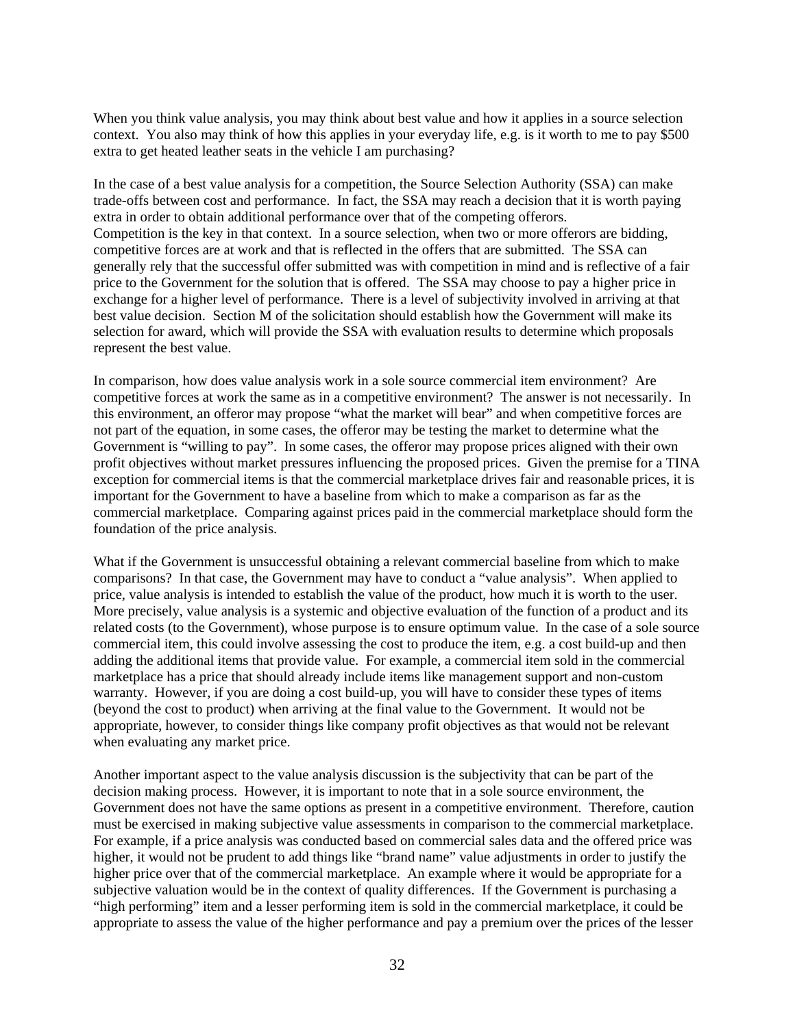When you think value analysis, you may think about best value and how it applies in a source selection context. You also may think of how this applies in your everyday life, e.g. is it worth to me to pay $500 extra to get heated leather seats in the vehicle I am purchasing?

In the case of a best value analysis for a competition, the Source Selection Authority (SSA) can make trade-offs between cost and performance. In fact, the SSA may reach a decision that it is worth paying extra in order to obtain additional performance over that of the competing offerors.
Competition is the key in that context. In a source selection, when two or more offerors are bidding, competitive forces are at work and that is reflected in the offers that are submitted. The SSA can generally rely that the successful offer submitted was with competition in mind and is reflective of a fair price to the Government for the solution that is offered. The SSA may choose to pay a higher price in exchange for a higher level of performance. There is a level of subjectivity involved in arriving at that best value decision. Section M of the solicitation should establish how the Government will make its selection for award, which will provide the SSA with evaluation results to determine which proposals represent the best value.

In comparison, how does value analysis work in a sole source commercial item environment? Are competitive forces at work the same as in a competitive environment? The answer is not necessarily. In this environment, an offeror may propose "what the market will bear" and when competitive forces are not part of the equation, in some cases, the offeror may be testing the market to determine what the Government is "willing to pay". In some cases, the offeror may propose prices aligned with their own profit objectives without market pressures influencing the proposed prices. Given the premise for a TINA exception for commercial items is that the commercial marketplace drives fair and reasonable prices, it is important for the Government to have a baseline from which to make a comparison as far as the commercial marketplace. Comparing against prices paid in the commercial marketplace should form the foundation of the price analysis.

What if the Government is unsuccessful obtaining a relevant commercial baseline from which to make comparisons? In that case, the Government may have to conduct a "value analysis". When applied to price, value analysis is intended to establish the value of the product, how much it is worth to the user. More precisely, value analysis is a systemic and objective evaluation of the function of a product and its related costs (to the Government), whose purpose is to ensure optimum value. In the case of a sole source commercial item, this could involve assessing the cost to produce the item, e.g. a cost build-up and then adding the additional items that provide value. For example, a commercial item sold in the commercial marketplace has a price that should already include items like management support and non-custom warranty. However, if you are doing a cost build-up, you will have to consider these types of items (beyond the cost to product) when arriving at the final value to the Government. It would not be appropriate, however, to consider things like company profit objectives as that would not be relevant when evaluating any market price.

Another important aspect to the value analysis discussion is the subjectivity that can be part of the decision making process. However, it is important to note that in a sole source environment, the Government does not have the same options as present in a competitive environment. Therefore, caution must be exercised in making subjective value assessments in comparison to the commercial marketplace. For example, if a price analysis was conducted based on commercial sales data and the offered price was higher, it would not be prudent to add things like "brand name" value adjustments in order to justify the higher price over that of the commercial marketplace. An example where it would be appropriate for a subjective valuation would be in the context of quality differences. If the Government is purchasing a "high performing" item and a lesser performing item is sold in the commercial marketplace, it could be appropriate to assess the value of the higher performance and pay a premium over the prices of the lesser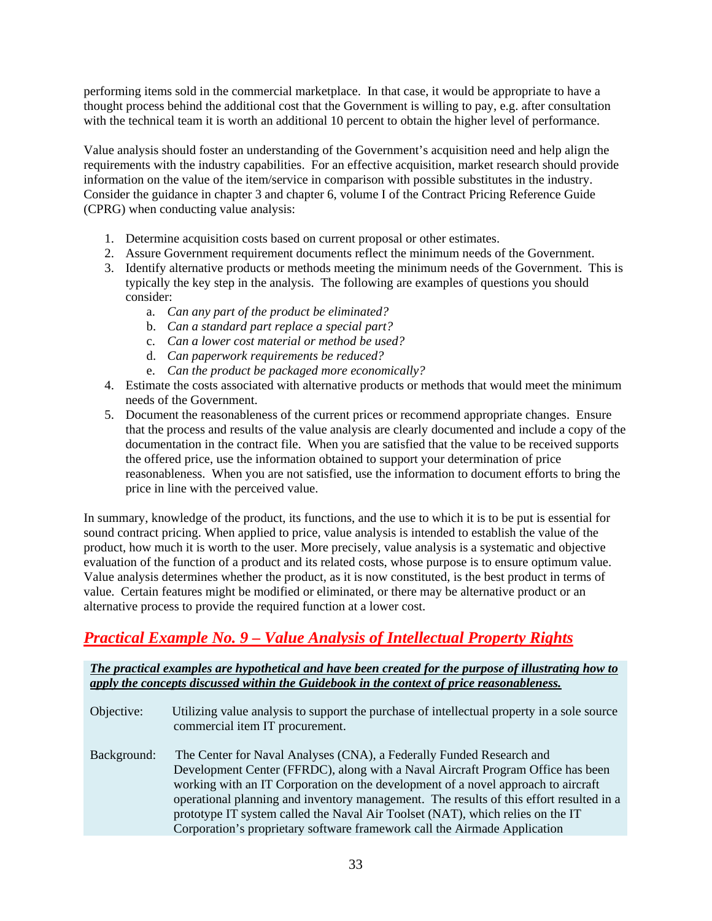performing items sold in the commercial marketplace. In that case, it would be appropriate to have a thought process behind the additional cost that the Government is willing to pay, e.g. after consultation with the technical team it is worth an additional 10 percent to obtain the higher level of performance.

Value analysis should foster an understanding of the Government's acquisition need and help align the requirements with the industry capabilities. For an effective acquisition, market research should provide information on the value of the item/service in comparison with possible substitutes in the industry. Consider the guidance in chapter 3 and chapter 6, volume I of the Contract Pricing Reference Guide (CPRG) when conducting value analysis:

1. Determine acquisition costs based on current proposal or other estimates.
2. Assure Government requirement documents reflect the minimum needs of the Government.
3. Identify alternative products or methods meeting the minimum needs of the Government. This is typically the key step in the analysis. The following are examples of questions you should consider:
   a. *Can any part of the product be eliminated?*
   b. *Can a standard part replace a special part?*
   c. *Can a lower cost material or method be used?*
   d. *Can paperwork requirements be reduced?*
   e. *Can the product be packaged more economically?*
4. Estimate the costs associated with alternative products or methods that would meet the minimum needs of the Government.
5. Document the reasonableness of the current prices or recommend appropriate changes. Ensure that the process and results of the value analysis are clearly documented and include a copy of the documentation in the contract file. When you are satisfied that the value to be received supports the offered price, use the information obtained to support your determination of price reasonableness. When you are not satisfied, use the information to document efforts to bring the price in line with the perceived value.

In summary, knowledge of the product, its functions, and the use to which it is to be put is essential for sound contract pricing. When applied to price, value analysis is intended to establish the value of the product, how much it is worth to the user. More precisely, value analysis is a systematic and objective evaluation of the function of a product and its related costs, whose purpose is to ensure optimum value. Value analysis determines whether the product, as it is now constituted, is the best product in terms of value. Certain features might be modified or eliminated, or there may be alternative product or an alternative process to provide the required function at a lower cost.

## *Practical Example No. 9 – Value Analysis of Intellectual Property Rights*

***The practical examples are hypothetical and have been created for the purpose of illustrating how to apply the concepts discussed within the Guidebook in the context of price reasonableness.***

Objective: Utilizing value analysis to support the purchase of intellectual property in a sole source commercial item IT procurement.

Background: The Center for Naval Analyses (CNA), a Federally Funded Research and Development Center (FFRDC), along with a Naval Aircraft Program Office has been working with an IT Corporation on the development of a novel approach to aircraft operational planning and inventory management. The results of this effort resulted in a prototype IT system called the Naval Air Toolset (NAT), which relies on the IT Corporation's proprietary software framework call the Airmade Application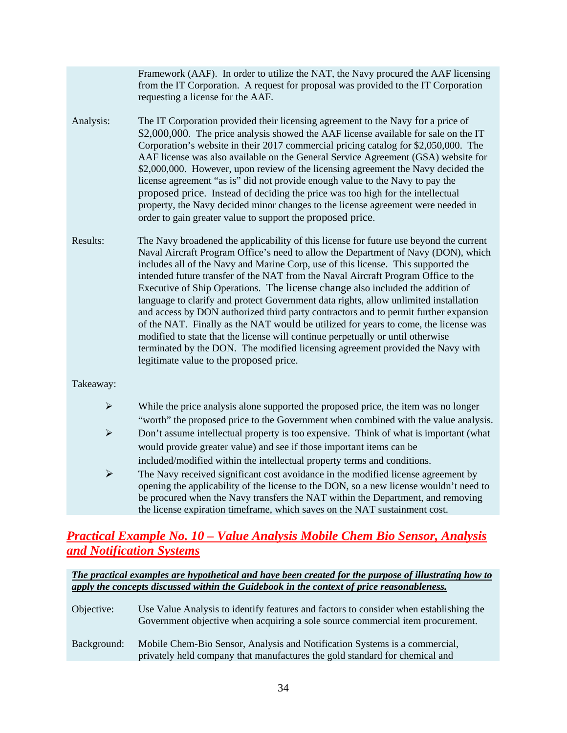Framework (AAF). In order to utilize the NAT, the Navy procured the AAF licensing from the IT Corporation. A request for proposal was provided to the IT Corporation requesting a license for the AAF.

Analysis: The IT Corporation provided their licensing agreement to the Navy for a price of $2,000,000. The price analysis showed the AAF license available for sale on the IT Corporation's website in their 2017 commercial pricing catalog for $2,050,000. The AAF license was also available on the General Service Agreement (GSA) website for $2,000,000. However, upon review of the licensing agreement the Navy decided the license agreement "as is" did not provide enough value to the Navy to pay the proposed price. Instead of deciding the price was too high for the intellectual property, the Navy decided minor changes to the license agreement were needed in order to gain greater value to support the proposed price.

Results: The Navy broadened the applicability of this license for future use beyond the current Naval Aircraft Program Office's need to allow the Department of Navy (DON), which includes all of the Navy and Marine Corp, use of this license. This supported the intended future transfer of the NAT from the Naval Aircraft Program Office to the Executive of Ship Operations. The license change also included the addition of language to clarify and protect Government data rights, allow unlimited installation and access by DON authorized third party contractors and to permit further expansion of the NAT. Finally as the NAT would be utilized for years to come, the license was modified to state that the license will continue perpetually or until otherwise terminated by the DON. The modified licensing agreement provided the Navy with legitimate value to the proposed price.

Takeaway:

- While the price analysis alone supported the proposed price, the item was no longer "worth" the proposed price to the Government when combined with the value analysis.
- Don't assume intellectual property is too expensive. Think of what is important (what would provide greater value) and see if those important items can be included/modified within the intellectual property terms and conditions.
- The Navy received significant cost avoidance in the modified license agreement by opening the applicability of the license to the DON, so a new license wouldn't need to be procured when the Navy transfers the NAT within the Department, and removing the license expiration timeframe, which saves on the NAT sustainment cost.

## ***Practical Example No. 10 – Value Analysis Mobile Chem Bio Sensor, Analysis and Notification Systems***

***The practical examples are hypothetical and have been created for the purpose of illustrating how to apply the concepts discussed within the Guidebook in the context of price reasonableness.***

Objective: Use Value Analysis to identify features and factors to consider when establishing the Government objective when acquiring a sole source commercial item procurement.

Background: Mobile Chem-Bio Sensor, Analysis and Notification Systems is a commercial, privately held company that manufactures the gold standard for chemical and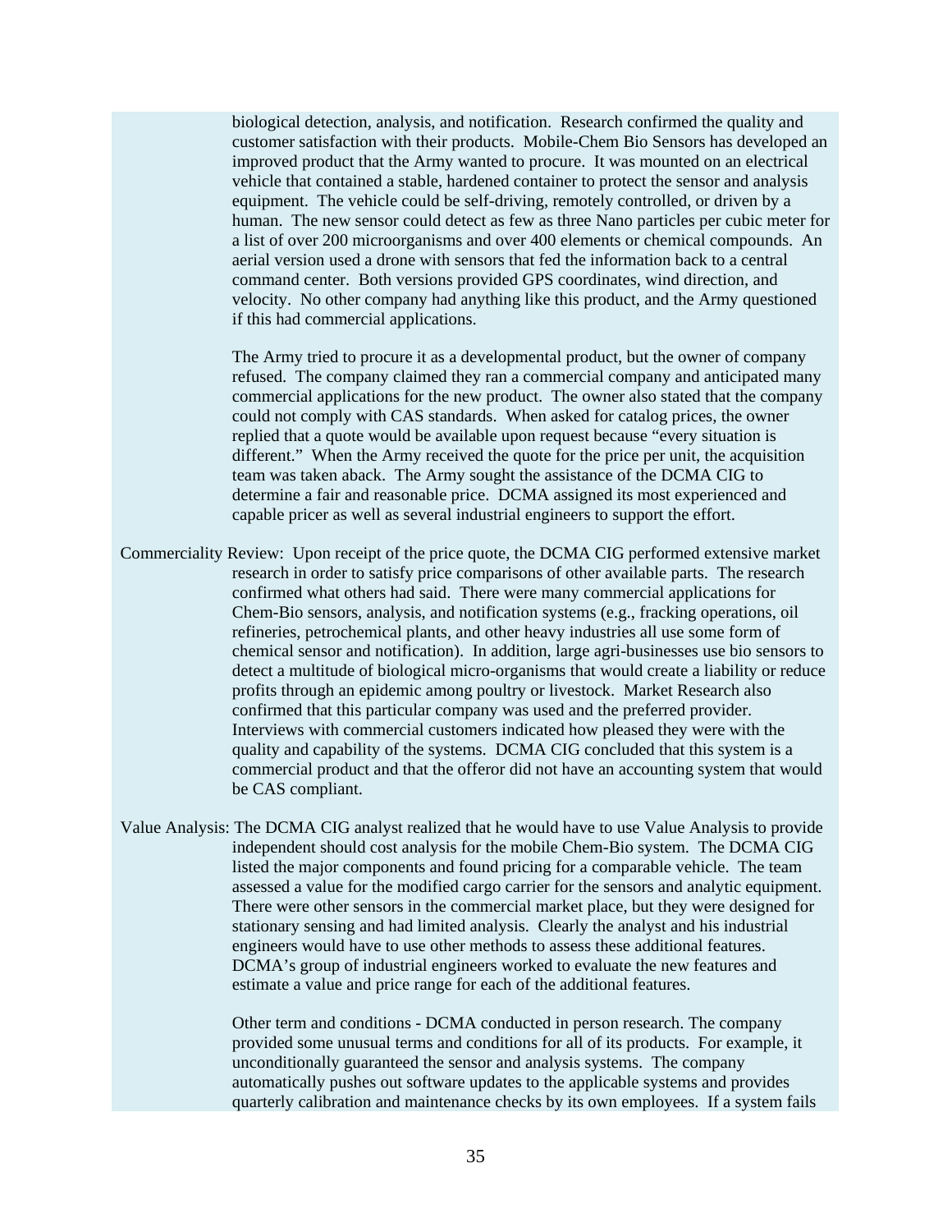biological detection, analysis, and notification. Research confirmed the quality and customer satisfaction with their products. Mobile-Chem Bio Sensors has developed an improved product that the Army wanted to procure. It was mounted on an electrical vehicle that contained a stable, hardened container to protect the sensor and analysis equipment. The vehicle could be self-driving, remotely controlled, or driven by a human. The new sensor could detect as few as three Nano particles per cubic meter for a list of over 200 microorganisms and over 400 elements or chemical compounds. An aerial version used a drone with sensors that fed the information back to a central command center. Both versions provided GPS coordinates, wind direction, and velocity. No other company had anything like this product, and the Army questioned if this had commercial applications.

The Army tried to procure it as a developmental product, but the owner of company refused. The company claimed they ran a commercial company and anticipated many commercial applications for the new product. The owner also stated that the company could not comply with CAS standards. When asked for catalog prices, the owner replied that a quote would be available upon request because "every situation is different." When the Army received the quote for the price per unit, the acquisition team was taken aback. The Army sought the assistance of the DCMA CIG to determine a fair and reasonable price. DCMA assigned its most experienced and capable pricer as well as several industrial engineers to support the effort.

Commerciality Review: Upon receipt of the price quote, the DCMA CIG performed extensive market research in order to satisfy price comparisons of other available parts. The research confirmed what others had said. There were many commercial applications for Chem-Bio sensors, analysis, and notification systems (e.g., fracking operations, oil refineries, petrochemical plants, and other heavy industries all use some form of chemical sensor and notification). In addition, large agri-businesses use bio sensors to detect a multitude of biological micro-organisms that would create a liability or reduce profits through an epidemic among poultry or livestock. Market Research also confirmed that this particular company was used and the preferred provider. Interviews with commercial customers indicated how pleased they were with the quality and capability of the systems. DCMA CIG concluded that this system is a commercial product and that the offeror did not have an accounting system that would be CAS compliant.

Value Analysis: The DCMA CIG analyst realized that he would have to use Value Analysis to provide independent should cost analysis for the mobile Chem-Bio system. The DCMA CIG listed the major components and found pricing for a comparable vehicle. The team assessed a value for the modified cargo carrier for the sensors and analytic equipment. There were other sensors in the commercial market place, but they were designed for stationary sensing and had limited analysis. Clearly the analyst and his industrial engineers would have to use other methods to assess these additional features. DCMA's group of industrial engineers worked to evaluate the new features and estimate a value and price range for each of the additional features.

Other term and conditions - DCMA conducted in person research. The company provided some unusual terms and conditions for all of its products. For example, it unconditionally guaranteed the sensor and analysis systems. The company automatically pushes out software updates to the applicable systems and provides quarterly calibration and maintenance checks by its own employees. If a system fails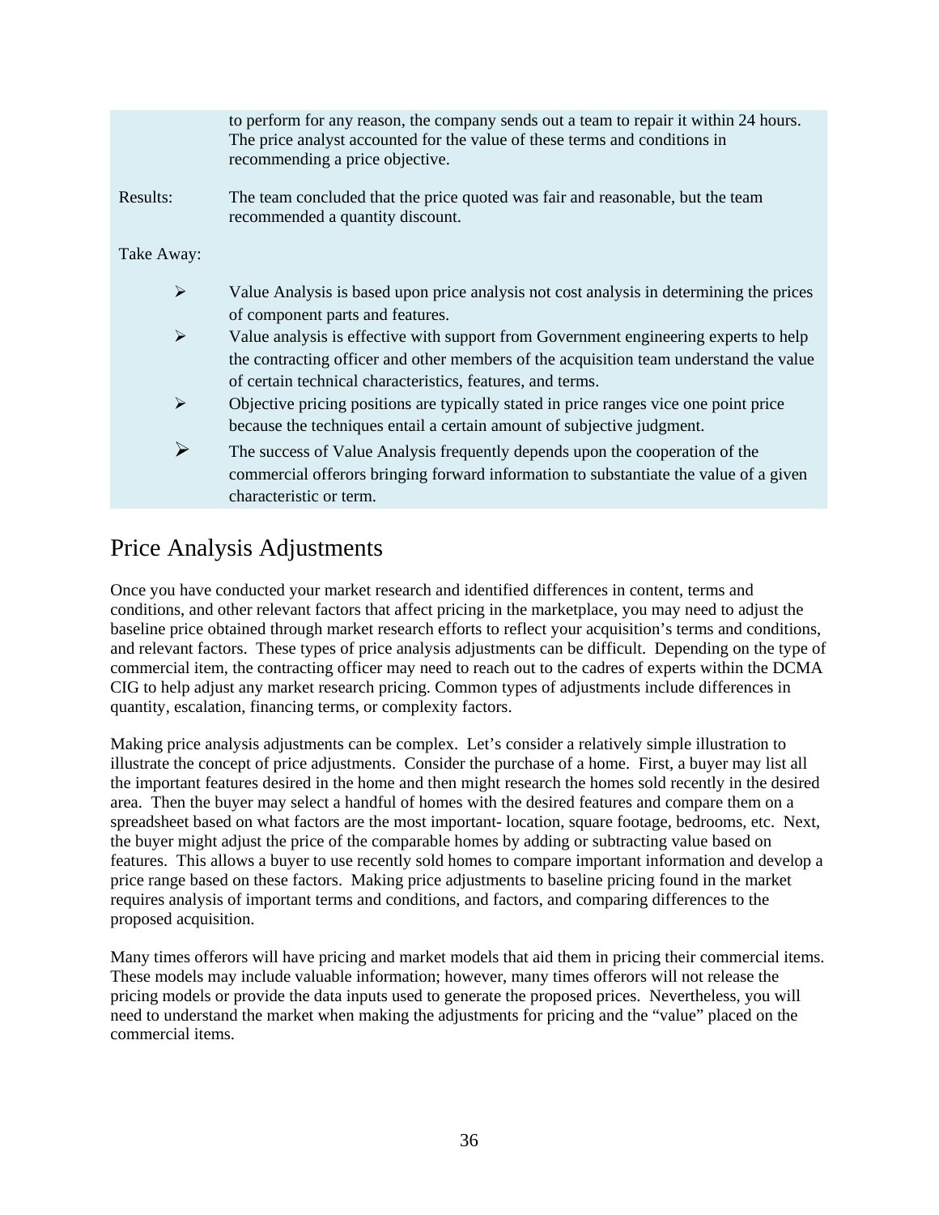to perform for any reason, the company sends out a team to repair it within 24 hours. The price analyst accounted for the value of these terms and conditions in recommending a price objective.

Results: The team concluded that the price quoted was fair and reasonable, but the team recommended a quantity discount.

Take Away:

- Value Analysis is based upon price analysis not cost analysis in determining the prices of component parts and features.
- Value analysis is effective with support from Government engineering experts to help the contracting officer and other members of the acquisition team understand the value of certain technical characteristics, features, and terms.
- Objective pricing positions are typically stated in price ranges vice one point price because the techniques entail a certain amount of subjective judgment.
- The success of Value Analysis frequently depends upon the cooperation of the commercial offerors bringing forward information to substantiate the value of a given characteristic or term.

## Price Analysis Adjustments

Once you have conducted your market research and identified differences in content, terms and conditions, and other relevant factors that affect pricing in the marketplace, you may need to adjust the baseline price obtained through market research efforts to reflect your acquisition's terms and conditions, and relevant factors. These types of price analysis adjustments can be difficult. Depending on the type of commercial item, the contracting officer may need to reach out to the cadres of experts within the DCMA CIG to help adjust any market research pricing. Common types of adjustments include differences in quantity, escalation, financing terms, or complexity factors.

Making price analysis adjustments can be complex. Let's consider a relatively simple illustration to illustrate the concept of price adjustments. Consider the purchase of a home. First, a buyer may list all the important features desired in the home and then might research the homes sold recently in the desired area. Then the buyer may select a handful of homes with the desired features and compare them on a spreadsheet based on what factors are the most important- location, square footage, bedrooms, etc. Next, the buyer might adjust the price of the comparable homes by adding or subtracting value based on features. This allows a buyer to use recently sold homes to compare important information and develop a price range based on these factors. Making price adjustments to baseline pricing found in the market requires analysis of important terms and conditions, and factors, and comparing differences to the proposed acquisition.

Many times offerors will have pricing and market models that aid them in pricing their commercial items. These models may include valuable information; however, many times offerors will not release the pricing models or provide the data inputs used to generate the proposed prices. Nevertheless, you will need to understand the market when making the adjustments for pricing and the "value" placed on the commercial items.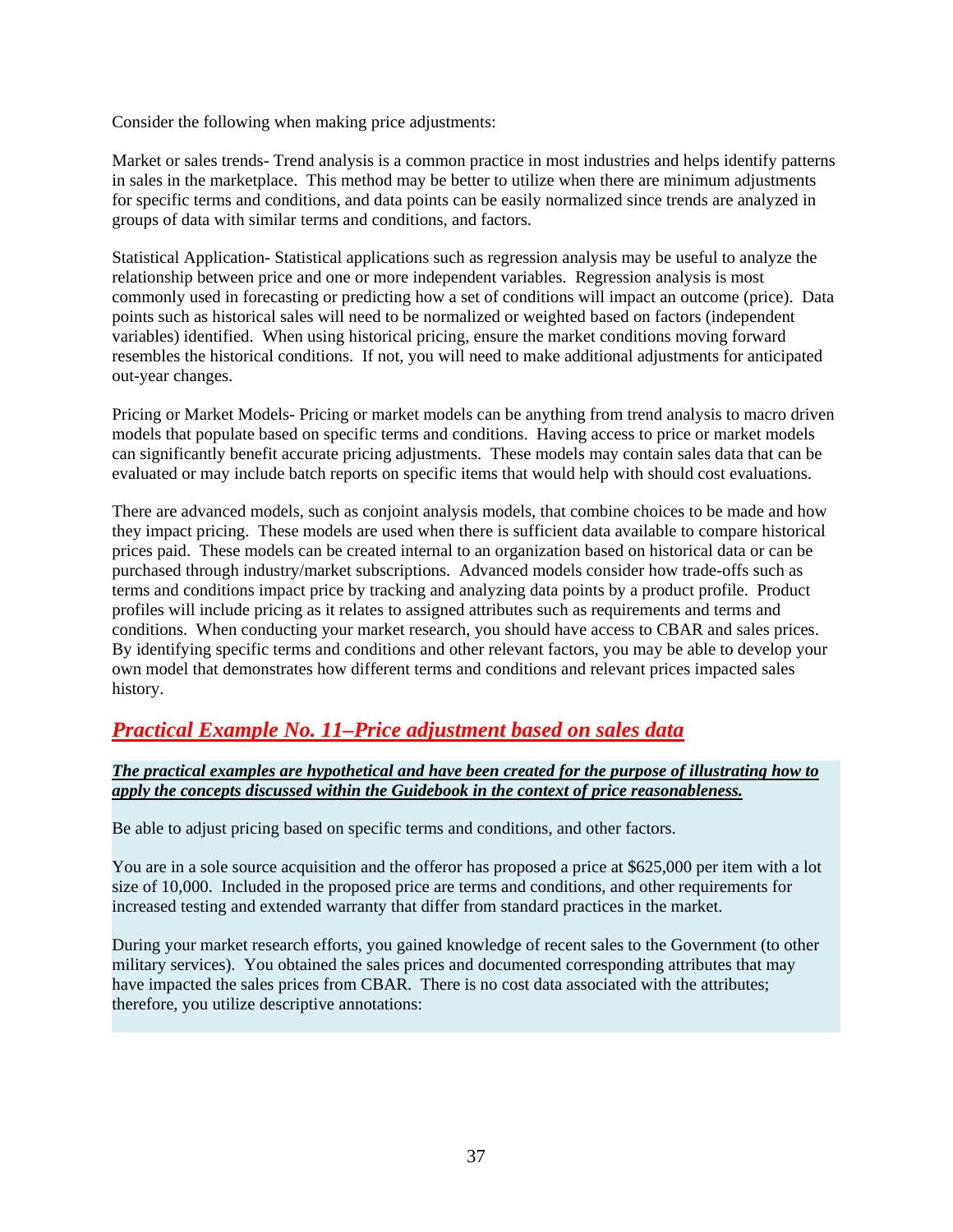Consider the following when making price adjustments:

Market or sales trends- Trend analysis is a common practice in most industries and helps identify patterns in sales in the marketplace. This method may be better to utilize when there are minimum adjustments for specific terms and conditions, and data points can be easily normalized since trends are analyzed in groups of data with similar terms and conditions, and factors.

Statistical Application- Statistical applications such as regression analysis may be useful to analyze the relationship between price and one or more independent variables. Regression analysis is most commonly used in forecasting or predicting how a set of conditions will impact an outcome (price). Data points such as historical sales will need to be normalized or weighted based on factors (independent variables) identified. When using historical pricing, ensure the market conditions moving forward resembles the historical conditions. If not, you will need to make additional adjustments for anticipated out-year changes.

Pricing or Market Models- Pricing or market models can be anything from trend analysis to macro driven models that populate based on specific terms and conditions. Having access to price or market models can significantly benefit accurate pricing adjustments. These models may contain sales data that can be evaluated or may include batch reports on specific items that would help with should cost evaluations.

There are advanced models, such as conjoint analysis models, that combine choices to be made and how they impact pricing. These models are used when there is sufficient data available to compare historical prices paid. These models can be created internal to an organization based on historical data or can be purchased through industry/market subscriptions. Advanced models consider how trade-offs such as terms and conditions impact price by tracking and analyzing data points by a product profile. Product profiles will include pricing as it relates to assigned attributes such as requirements and terms and conditions. When conducting your market research, you should have access to CBAR and sales prices. By identifying specific terms and conditions and other relevant factors, you may be able to develop your own model that demonstrates how different terms and conditions and relevant prices impacted sales history.

## *Practical Example No. 11–Price adjustment based on sales data*

***The practical examples are hypothetical and have been created for the purpose of illustrating how to apply the concepts discussed within the Guidebook in the context of price reasonableness.***

Be able to adjust pricing based on specific terms and conditions, and other factors.

You are in a sole source acquisition and the offeror has proposed a price at $625,000 per item with a lot size of 10,000. Included in the proposed price are terms and conditions, and other requirements for increased testing and extended warranty that differ from standard practices in the market.

During your market research efforts, you gained knowledge of recent sales to the Government (to other military services). You obtained the sales prices and documented corresponding attributes that may have impacted the sales prices from CBAR. There is no cost data associated with the attributes; therefore, you utilize descriptive annotations: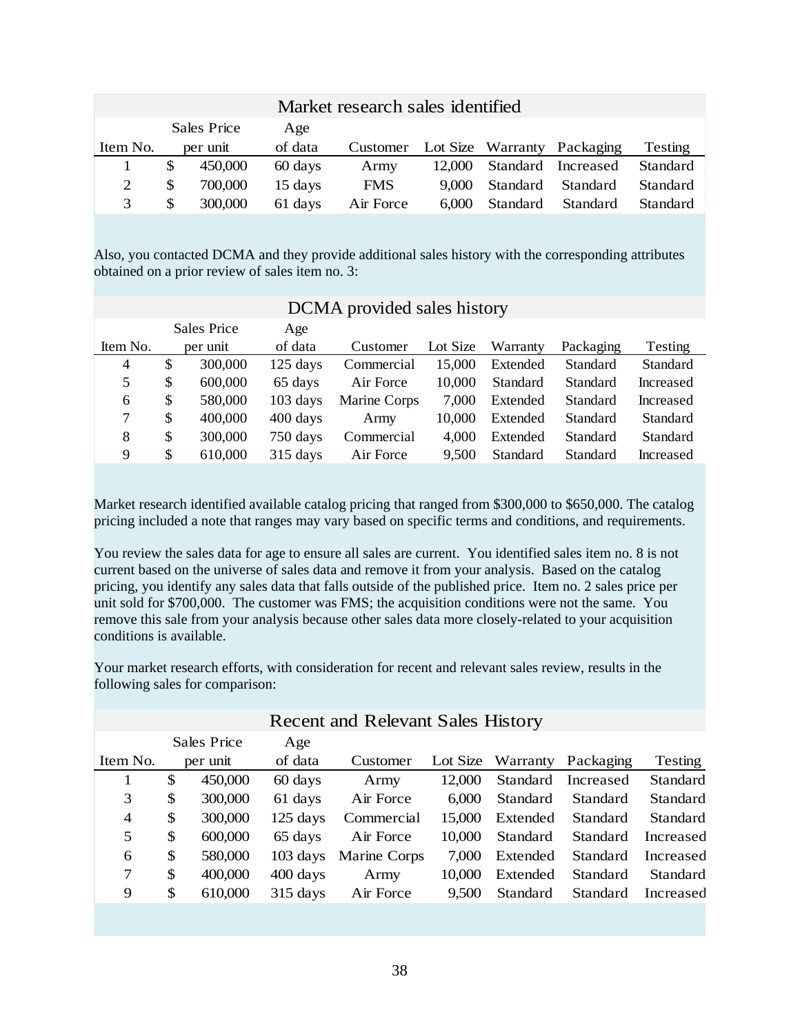| Market research sales identified | | | | | | | |
|---|---|---|---|---|---|---|---|
| Item No. | Sales Price per unit | Age of data | Customer | Lot Size | Warranty | Packaging | Testing |
| 1 | $ 450,000 | 60 days | Army | 12,000 | Standard | Increased | Standard |
| 2 | $ 700,000 | 15 days | FMS | 9,000 | Standard | Standard | Standard |
| 3 | $ 300,000 | 61 days | Air Force | 6,000 | Standard | Standard | Standard |

Also, you contacted DCMA and they provide additional sales history with the corresponding attributes obtained on a prior review of sales item no. 3:

| DCMA provided sales history | | | | | | | |
|---|---|---|---|---|---|---|---|
| Item No. | Sales Price per unit | Age of data | Customer | Lot Size | Warranty | Packaging | Testing |
| 4 | $ 300,000 | 125 days | Commercial | 15,000 | Extended | Standard | Standard |
| 5 | $ 600,000 | 65 days | Air Force | 10,000 | Standard | Standard | Increased |
| 6 | $ 580,000 | 103 days | Marine Corps | 7,000 | Extended | Standard | Increased |
| 7 | $ 400,000 | 400 days | Army | 10,000 | Extended | Standard | Standard |
| 8 | $ 300,000 | 750 days | Commercial | 4,000 | Extended | Standard | Standard |
| 9 | $ 610,000 | 315 days | Air Force | 9,500 | Standard | Standard | Increased |

Market research identified available catalog pricing that ranged from $300,000 to $650,000. The catalog pricing included a note that ranges may vary based on specific terms and conditions, and requirements.

You review the sales data for age to ensure all sales are current. You identified sales item no. 8 is not current based on the universe of sales data and remove it from your analysis. Based on the catalog pricing, you identify any sales data that falls outside of the published price. Item no. 2 sales price per unit sold for $700,000. The customer was FMS; the acquisition conditions were not the same. You remove this sale from your analysis because other sales data more closely-related to your acquisition conditions is available.

Your market research efforts, with consideration for recent and relevant sales review, results in the following sales for comparison:

| Recent and Relevant Sales History | | | | | | | |
|---|---|---|---|---|---|---|---|
| Item No. | Sales Price per unit | Age of data | Customer | Lot Size | Warranty | Packaging | Testing |
| 1 | $ 450,000 | 60 days | Army | 12,000 | Standard | Increased | Standard |
| 3 | $ 300,000 | 61 days | Air Force | 6,000 | Standard | Standard | Standard |
| 4 | $ 300,000 | 125 days | Commercial | 15,000 | Extended | Standard | Standard |
| 5 | $ 600,000 | 65 days | Air Force | 10,000 | Standard | Standard | Increased |
| 6 | $ 580,000 | 103 days | Marine Corps | 7,000 | Extended | Standard | Increased |
| 7 | $ 400,000 | 400 days | Army | 10,000 | Extended | Standard | Standard |
| 9 | $ 610,000 | 315 days | Air Force | 9,500 | Standard | Standard | Increased |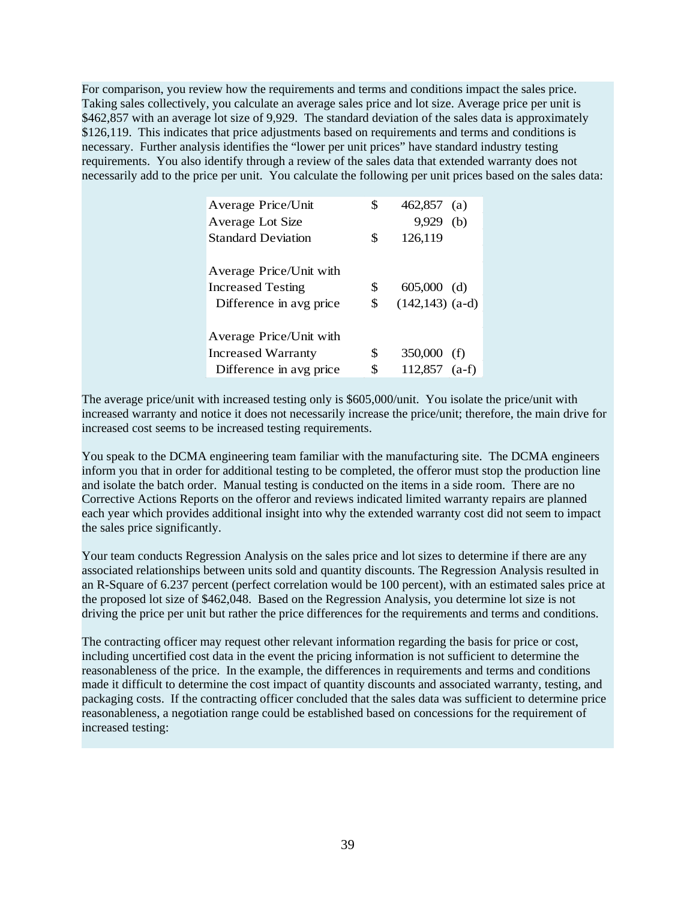For comparison, you review how the requirements and terms and conditions impact the sales price. Taking sales collectively, you calculate an average sales price and lot size. Average price per unit is $462,857 with an average lot size of 9,929. The standard deviation of the sales data is approximately $126,119. This indicates that price adjustments based on requirements and terms and conditions is necessary. Further analysis identifies the "lower per unit prices" have standard industry testing requirements. You also identify through a review of the sales data that extended warranty does not necessarily add to the price per unit. You calculate the following per unit prices based on the sales data:

| | | | |
|---|---|---|---|
| Average Price/Unit | $ | 462,857 | (a) |
| Average Lot Size | | 9,929 | (b) |
| Standard Deviation | $ | 126,119 | |
| | | | |
| Average Price/Unit with Increased Testing | $ | 605,000 | (d) |
| Difference in avg price | $ | (142,143) | (a-d) |
| | | | |
| Average Price/Unit with Increased Warranty | $ | 350,000 | (f) |
| Difference in avg price | $ | 112,857 | (a-f) |

The average price/unit with increased testing only is $605,000/unit. You isolate the price/unit with increased warranty and notice it does not necessarily increase the price/unit; therefore, the main drive for increased cost seems to be increased testing requirements.

You speak to the DCMA engineering team familiar with the manufacturing site. The DCMA engineers inform you that in order for additional testing to be completed, the offeror must stop the production line and isolate the batch order. Manual testing is conducted on the items in a side room. There are no Corrective Actions Reports on the offeror and reviews indicated limited warranty repairs are planned each year which provides additional insight into why the extended warranty cost did not seem to impact the sales price significantly.

Your team conducts Regression Analysis on the sales price and lot sizes to determine if there are any associated relationships between units sold and quantity discounts. The Regression Analysis resulted in an R-Square of 6.237 percent (perfect correlation would be 100 percent), with an estimated sales price at the proposed lot size of $462,048. Based on the Regression Analysis, you determine lot size is not driving the price per unit but rather the price differences for the requirements and terms and conditions.

The contracting officer may request other relevant information regarding the basis for price or cost, including uncertified cost data in the event the pricing information is not sufficient to determine the reasonableness of the price. In the example, the differences in requirements and terms and conditions made it difficult to determine the cost impact of quantity discounts and associated warranty, testing, and packaging costs. If the contracting officer concluded that the sales data was sufficient to determine price reasonableness, a negotiation range could be established based on concessions for the requirement of increased testing: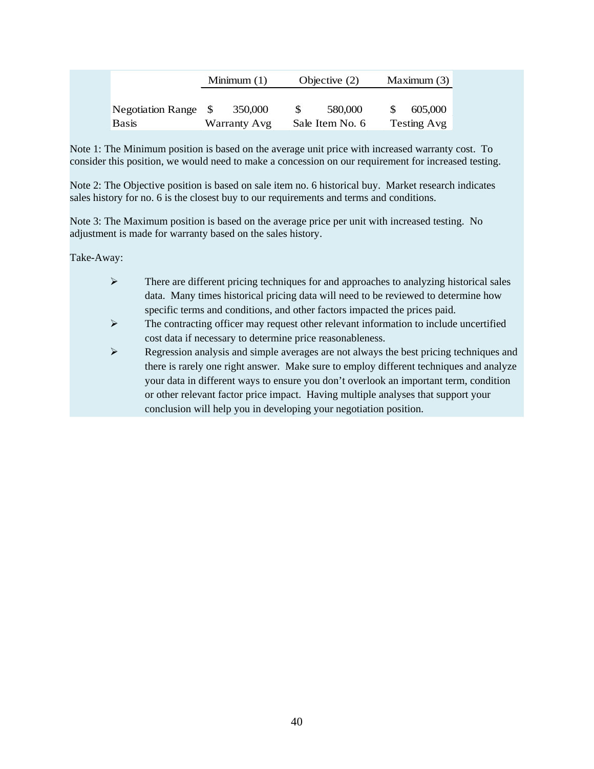| | Minimum (1) | Objective (2) | Maximum (3) |
|---|---|---|---|
| Negotiation Range | $ 350,000 | $ 580,000 | $ 605,000 |
| Basis | Warranty Avg | Sale Item No. 6 | Testing Avg |

Note 1: The Minimum position is based on the average unit price with increased warranty cost. To consider this position, we would need to make a concession on our requirement for increased testing.

Note 2: The Objective position is based on sale item no. 6 historical buy. Market research indicates sales history for no. 6 is the closest buy to our requirements and terms and conditions.

Note 3: The Maximum position is based on the average price per unit with increased testing. No adjustment is made for warranty based on the sales history.

Take-Away:

- There are different pricing techniques for and approaches to analyzing historical sales data. Many times historical pricing data will need to be reviewed to determine how specific terms and conditions, and other factors impacted the prices paid.
- The contracting officer may request other relevant information to include uncertified cost data if necessary to determine price reasonableness.
- Regression analysis and simple averages are not always the best pricing techniques and there is rarely one right answer. Make sure to employ different techniques and analyze your data in different ways to ensure you don't overlook an important term, condition or other relevant factor price impact. Having multiple analyses that support your conclusion will help you in developing your negotiation position.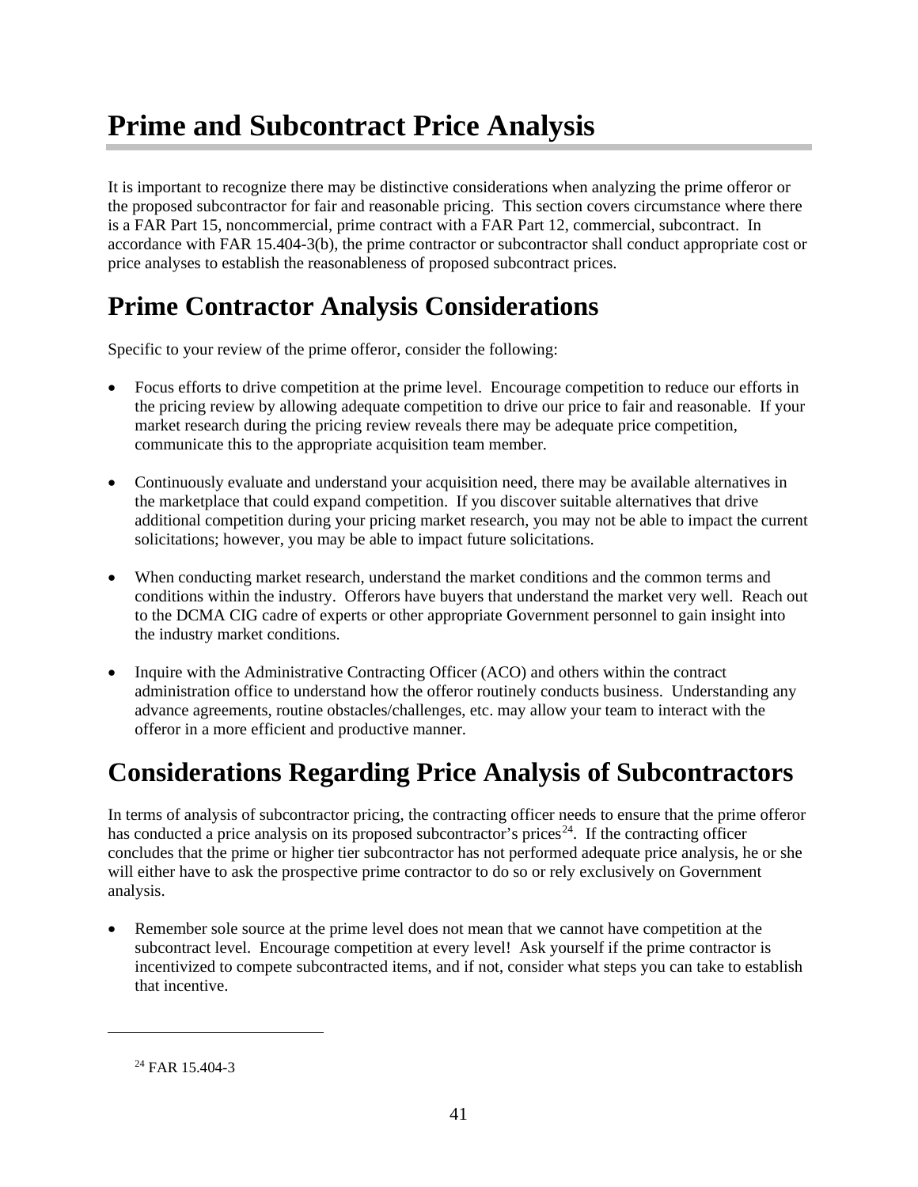# Prime and Subcontract Price Analysis

It is important to recognize there may be distinctive considerations when analyzing the prime offeror or the proposed subcontractor for fair and reasonable pricing. This section covers circumstance where there is a FAR Part 15, noncommercial, prime contract with a FAR Part 12, commercial, subcontract. In accordance with FAR 15.404-3(b), the prime contractor or subcontractor shall conduct appropriate cost or price analyses to establish the reasonableness of proposed subcontract prices.

## Prime Contractor Analysis Considerations

Specific to your review of the prime offeror, consider the following:

- Focus efforts to drive competition at the prime level. Encourage competition to reduce our efforts in the pricing review by allowing adequate competition to drive our price to fair and reasonable. If your market research during the pricing review reveals there may be adequate price competition, communicate this to the appropriate acquisition team member.

- Continuously evaluate and understand your acquisition need, there may be available alternatives in the marketplace that could expand competition. If you discover suitable alternatives that drive additional competition during your pricing market research, you may not be able to impact the current solicitations; however, you may be able to impact future solicitations.

- When conducting market research, understand the market conditions and the common terms and conditions within the industry. Offerors have buyers that understand the market very well. Reach out to the DCMA CIG cadre of experts or other appropriate Government personnel to gain insight into the industry market conditions.

- Inquire with the Administrative Contracting Officer (ACO) and others within the contract administration office to understand how the offeror routinely conducts business. Understanding any advance agreements, routine obstacles/challenges, etc. may allow your team to interact with the offeror in a more efficient and productive manner.

## Considerations Regarding Price Analysis of Subcontractors

In terms of analysis of subcontractor pricing, the contracting officer needs to ensure that the prime offeror has conducted a price analysis on its proposed subcontractor's prices[24]. If the contracting officer concludes that the prime or higher tier subcontractor has not performed adequate price analysis, he or she will either have to ask the prospective prime contractor to do so or rely exclusively on Government analysis.

- Remember sole source at the prime level does not mean that we cannot have competition at the subcontract level. Encourage competition at every level! Ask yourself if the prime contractor is incentivized to compete subcontracted items, and if not, consider what steps you can take to establish that incentive.

---

[24] FAR 15.404-3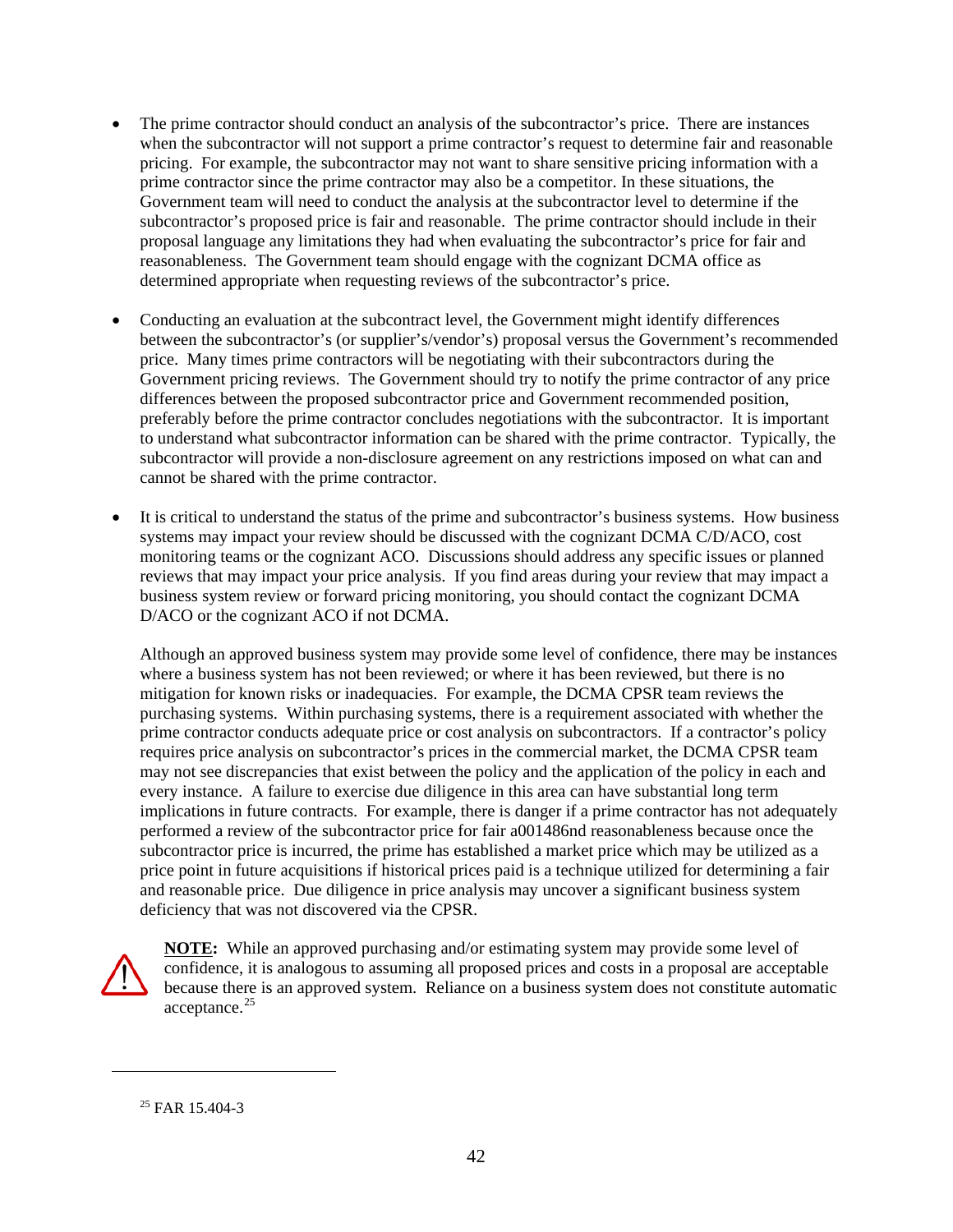- The prime contractor should conduct an analysis of the subcontractor's price. There are instances when the subcontractor will not support a prime contractor's request to determine fair and reasonable pricing. For example, the subcontractor may not want to share sensitive pricing information with a prime contractor since the prime contractor may also be a competitor. In these situations, the Government team will need to conduct the analysis at the subcontractor level to determine if the subcontractor's proposed price is fair and reasonable. The prime contractor should include in their proposal language any limitations they had when evaluating the subcontractor's price for fair and reasonableness. The Government team should engage with the cognizant DCMA office as determined appropriate when requesting reviews of the subcontractor's price.

- Conducting an evaluation at the subcontract level, the Government might identify differences between the subcontractor's (or supplier's/vendor's) proposal versus the Government's recommended price. Many times prime contractors will be negotiating with their subcontractors during the Government pricing reviews. The Government should try to notify the prime contractor of any price differences between the proposed subcontractor price and Government recommended position, preferably before the prime contractor concludes negotiations with the subcontractor. It is important to understand what subcontractor information can be shared with the prime contractor. Typically, the subcontractor will provide a non-disclosure agreement on any restrictions imposed on what can and cannot be shared with the prime contractor.

- It is critical to understand the status of the prime and subcontractor's business systems. How business systems may impact your review should be discussed with the cognizant DCMA C/D/ACO, cost monitoring teams or the cognizant ACO. Discussions should address any specific issues or planned reviews that may impact your price analysis. If you find areas during your review that may impact a business system review or forward pricing monitoring, you should contact the cognizant DCMA D/ACO or the cognizant ACO if not DCMA.

  Although an approved business system may provide some level of confidence, there may be instances where a business system has not been reviewed; or where it has been reviewed, but there is no mitigation for known risks or inadequacies. For example, the DCMA CPSR team reviews the purchasing systems. Within purchasing systems, there is a requirement associated with whether the prime contractor conducts adequate price or cost analysis on subcontractors. If a contractor's policy requires price analysis on subcontractor's prices in the commercial market, the DCMA CPSR team may not see discrepancies that exist between the policy and the application of the policy in each and every instance. A failure to exercise due diligence in this area can have substantial long term implications in future contracts. For example, there is danger if a prime contractor has not adequately performed a review of the subcontractor price for fair a001486nd reasonableness because once the subcontractor price is incurred, the prime has established a market price which may be utilized as a price point in future acquisitions if historical prices paid is a technique utilized for determining a fair and reasonable price. Due diligence in price analysis may uncover a significant business system deficiency that was not discovered via the CPSR.

**NOTE:** While an approved purchasing and/or estimating system may provide some level of confidence, it is analogous to assuming all proposed prices and costs in a proposal are acceptable because there is an approved system. Reliance on a business system does not constitute automatic acceptance.[25]

---

[25] FAR 15.404-3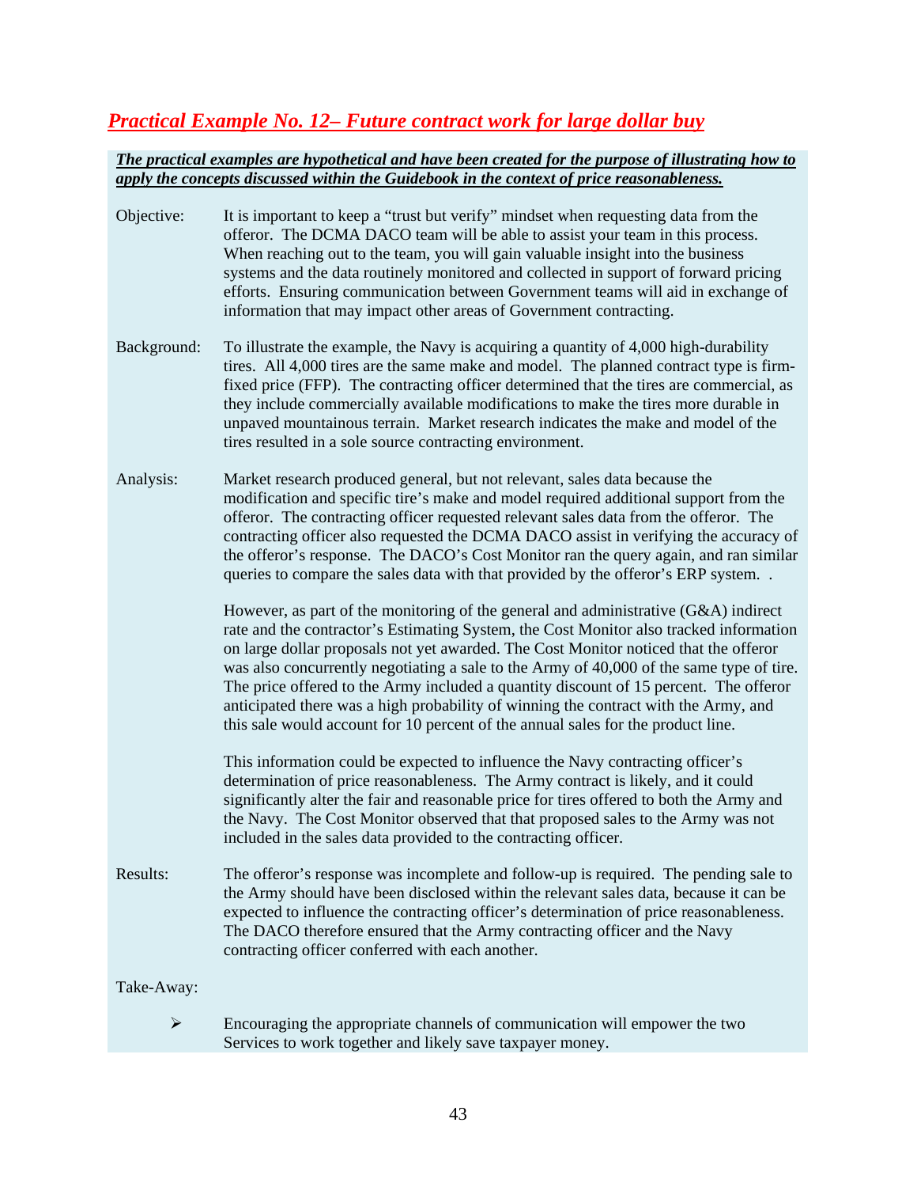## ***Practical Example No. 12– Future contract work for large dollar buy***

***The practical examples are hypothetical and have been created for the purpose of illustrating how to apply the concepts discussed within the Guidebook in the context of price reasonableness.***

Objective: It is important to keep a "trust but verify" mindset when requesting data from the offeror. The DCMA DACO team will be able to assist your team in this process. When reaching out to the team, you will gain valuable insight into the business systems and the data routinely monitored and collected in support of forward pricing efforts. Ensuring communication between Government teams will aid in exchange of information that may impact other areas of Government contracting.

Background: To illustrate the example, the Navy is acquiring a quantity of 4,000 high-durability tires. All 4,000 tires are the same make and model. The planned contract type is firm-fixed price (FFP). The contracting officer determined that the tires are commercial, as they include commercially available modifications to make the tires more durable in unpaved mountainous terrain. Market research indicates the make and model of the tires resulted in a sole source contracting environment.

Analysis: Market research produced general, but not relevant, sales data because the modification and specific tire's make and model required additional support from the offeror. The contracting officer requested relevant sales data from the offeror. The contracting officer also requested the DCMA DACO assist in verifying the accuracy of the offeror's response. The DACO's Cost Monitor ran the query again, and ran similar queries to compare the sales data with that provided by the offeror's ERP system. .

However, as part of the monitoring of the general and administrative (G&A) indirect rate and the contractor's Estimating System, the Cost Monitor also tracked information on large dollar proposals not yet awarded. The Cost Monitor noticed that the offeror was also concurrently negotiating a sale to the Army of 40,000 of the same type of tire. The price offered to the Army included a quantity discount of 15 percent. The offeror anticipated there was a high probability of winning the contract with the Army, and this sale would account for 10 percent of the annual sales for the product line.

This information could be expected to influence the Navy contracting officer's determination of price reasonableness. The Army contract is likely, and it could significantly alter the fair and reasonable price for tires offered to both the Army and the Navy. The Cost Monitor observed that that proposed sales to the Army was not included in the sales data provided to the contracting officer.

Results: The offeror's response was incomplete and follow-up is required. The pending sale to the Army should have been disclosed within the relevant sales data, because it can be expected to influence the contracting officer's determination of price reasonableness. The DACO therefore ensured that the Army contracting officer and the Navy contracting officer conferred with each another.

Take-Away:

- Encouraging the appropriate channels of communication will empower the two Services to work together and likely save taxpayer money.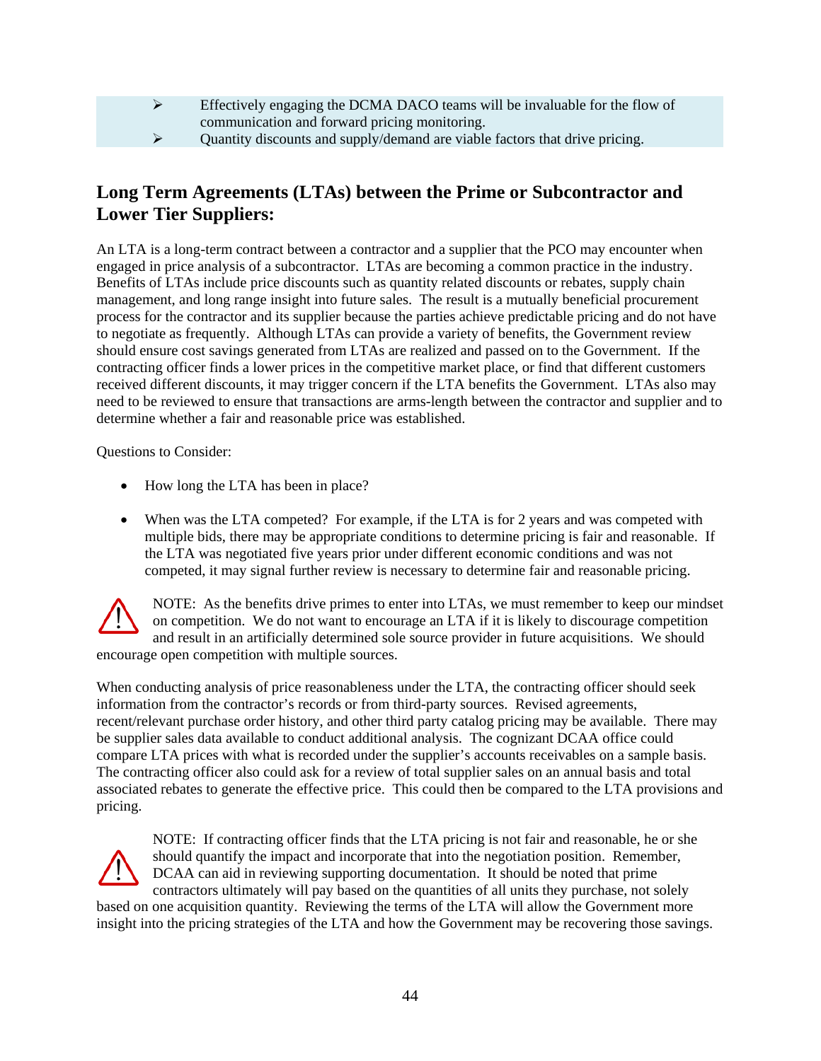- Effectively engaging the DCMA DACO teams will be invaluable for the flow of communication and forward pricing monitoring.
- Quantity discounts and supply/demand are viable factors that drive pricing.

## Long Term Agreements (LTAs) between the Prime or Subcontractor and Lower Tier Suppliers:

An LTA is a long-term contract between a contractor and a supplier that the PCO may encounter when engaged in price analysis of a subcontractor. LTAs are becoming a common practice in the industry. Benefits of LTAs include price discounts such as quantity related discounts or rebates, supply chain management, and long range insight into future sales. The result is a mutually beneficial procurement process for the contractor and its supplier because the parties achieve predictable pricing and do not have to negotiate as frequently. Although LTAs can provide a variety of benefits, the Government review should ensure cost savings generated from LTAs are realized and passed on to the Government. If the contracting officer finds a lower prices in the competitive market place, or find that different customers received different discounts, it may trigger concern if the LTA benefits the Government. LTAs also may need to be reviewed to ensure that transactions are arms-length between the contractor and supplier and to determine whether a fair and reasonable price was established.

Questions to Consider:

- How long the LTA has been in place?
- When was the LTA competed? For example, if the LTA is for 2 years and was competed with multiple bids, there may be appropriate conditions to determine pricing is fair and reasonable. If the LTA was negotiated five years prior under different economic conditions and was not competed, it may signal further review is necessary to determine fair and reasonable pricing.

NOTE: As the benefits drive primes to enter into LTAs, we must remember to keep our mindset on competition. We do not want to encourage an LTA if it is likely to discourage competition and result in an artificially determined sole source provider in future acquisitions. We should encourage open competition with multiple sources.

When conducting analysis of price reasonableness under the LTA, the contracting officer should seek information from the contractor's records or from third-party sources. Revised agreements, recent/relevant purchase order history, and other third party catalog pricing may be available. There may be supplier sales data available to conduct additional analysis. The cognizant DCAA office could compare LTA prices with what is recorded under the supplier's accounts receivables on a sample basis. The contracting officer also could ask for a review of total supplier sales on an annual basis and total associated rebates to generate the effective price. This could then be compared to the LTA provisions and pricing.

NOTE: If contracting officer finds that the LTA pricing is not fair and reasonable, he or she should quantify the impact and incorporate that into the negotiation position. Remember, DCAA can aid in reviewing supporting documentation. It should be noted that prime contractors ultimately will pay based on the quantities of all units they purchase, not solely based on one acquisition quantity. Reviewing the terms of the LTA will allow the Government more insight into the pricing strategies of the LTA and how the Government may be recovering those savings.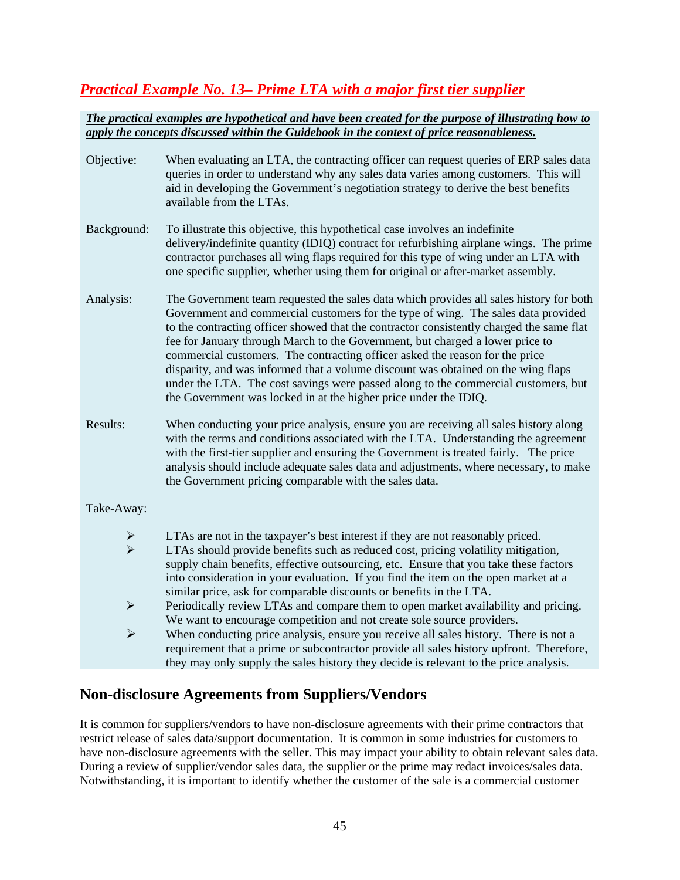## *Practical Example No. 13– Prime LTA with a major first tier supplier*

***The practical examples are hypothetical and have been created for the purpose of illustrating how to apply the concepts discussed within the Guidebook in the context of price reasonableness.***

Objective: When evaluating an LTA, the contracting officer can request queries of ERP sales data queries in order to understand why any sales data varies among customers. This will aid in developing the Government's negotiation strategy to derive the best benefits available from the LTAs.

Background: To illustrate this objective, this hypothetical case involves an indefinite delivery/indefinite quantity (IDIQ) contract for refurbishing airplane wings. The prime contractor purchases all wing flaps required for this type of wing under an LTA with one specific supplier, whether using them for original or after-market assembly.

Analysis: The Government team requested the sales data which provides all sales history for both Government and commercial customers for the type of wing. The sales data provided to the contracting officer showed that the contractor consistently charged the same flat fee for January through March to the Government, but charged a lower price to commercial customers. The contracting officer asked the reason for the price disparity, and was informed that a volume discount was obtained on the wing flaps under the LTA. The cost savings were passed along to the commercial customers, but the Government was locked in at the higher price under the IDIQ.

Results: When conducting your price analysis, ensure you are receiving all sales history along with the terms and conditions associated with the LTA. Understanding the agreement with the first-tier supplier and ensuring the Government is treated fairly. The price analysis should include adequate sales data and adjustments, where necessary, to make the Government pricing comparable with the sales data.

Take-Away:

- LTAs are not in the taxpayer's best interest if they are not reasonably priced.
- LTAs should provide benefits such as reduced cost, pricing volatility mitigation, supply chain benefits, effective outsourcing, etc. Ensure that you take these factors into consideration in your evaluation. If you find the item on the open market at a similar price, ask for comparable discounts or benefits in the LTA.
- Periodically review LTAs and compare them to open market availability and pricing. We want to encourage competition and not create sole source providers.
- When conducting price analysis, ensure you receive all sales history. There is not a requirement that a prime or subcontractor provide all sales history upfront. Therefore, they may only supply the sales history they decide is relevant to the price analysis.

## Non-disclosure Agreements from Suppliers/Vendors

It is common for suppliers/vendors to have non-disclosure agreements with their prime contractors that restrict release of sales data/support documentation. It is common in some industries for customers to have non-disclosure agreements with the seller. This may impact your ability to obtain relevant sales data. During a review of supplier/vendor sales data, the supplier or the prime may redact invoices/sales data. Notwithstanding, it is important to identify whether the customer of the sale is a commercial customer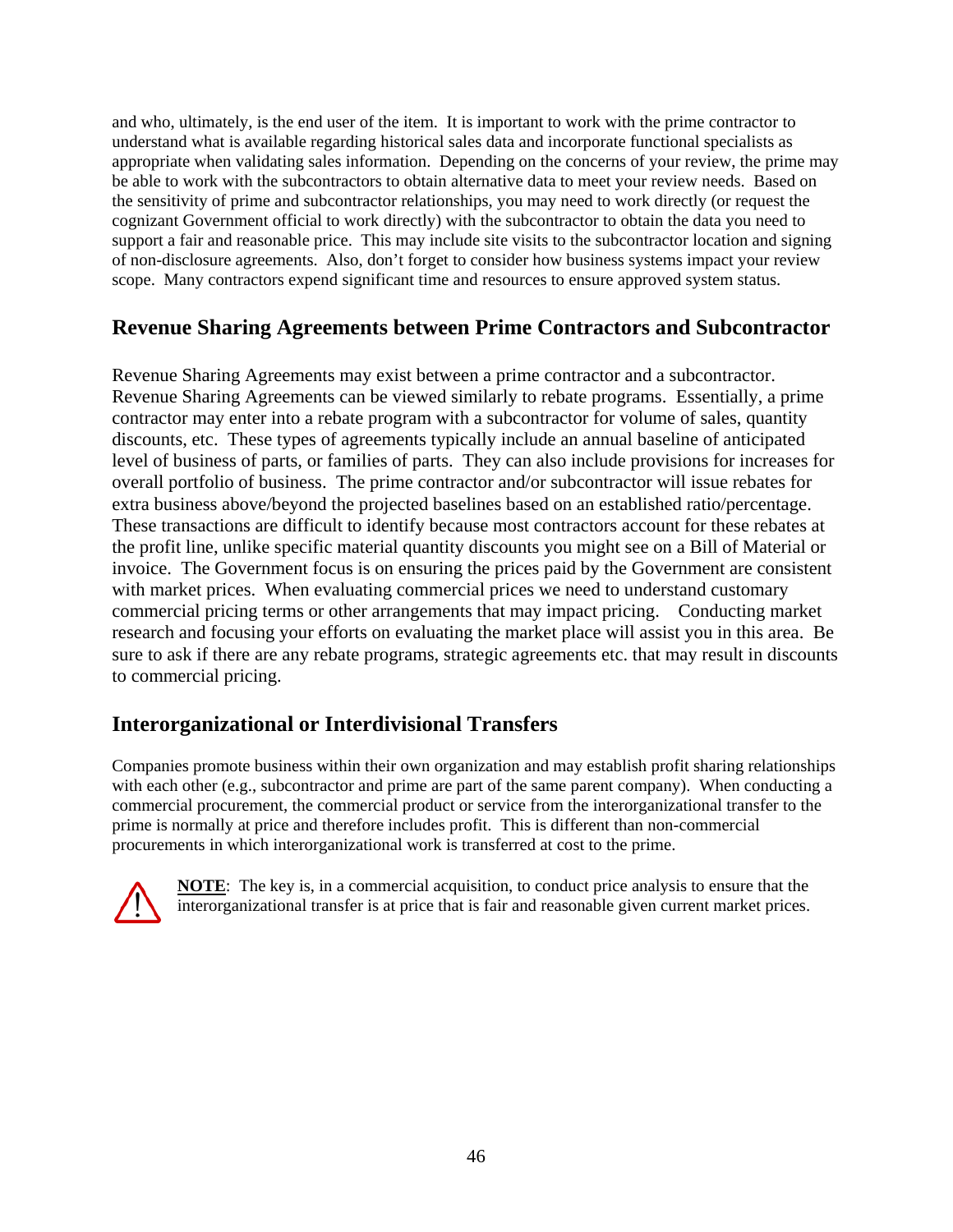and who, ultimately, is the end user of the item. It is important to work with the prime contractor to understand what is available regarding historical sales data and incorporate functional specialists as appropriate when validating sales information. Depending on the concerns of your review, the prime may be able to work with the subcontractors to obtain alternative data to meet your review needs. Based on the sensitivity of prime and subcontractor relationships, you may need to work directly (or request the cognizant Government official to work directly) with the subcontractor to obtain the data you need to support a fair and reasonable price. This may include site visits to the subcontractor location and signing of non-disclosure agreements. Also, don't forget to consider how business systems impact your review scope. Many contractors expend significant time and resources to ensure approved system status.

## Revenue Sharing Agreements between Prime Contractors and Subcontractor

Revenue Sharing Agreements may exist between a prime contractor and a subcontractor. Revenue Sharing Agreements can be viewed similarly to rebate programs. Essentially, a prime contractor may enter into a rebate program with a subcontractor for volume of sales, quantity discounts, etc. These types of agreements typically include an annual baseline of anticipated level of business of parts, or families of parts. They can also include provisions for increases for overall portfolio of business. The prime contractor and/or subcontractor will issue rebates for extra business above/beyond the projected baselines based on an established ratio/percentage. These transactions are difficult to identify because most contractors account for these rebates at the profit line, unlike specific material quantity discounts you might see on a Bill of Material or invoice. The Government focus is on ensuring the prices paid by the Government are consistent with market prices. When evaluating commercial prices we need to understand customary commercial pricing terms or other arrangements that may impact pricing. Conducting market research and focusing your efforts on evaluating the market place will assist you in this area. Be sure to ask if there are any rebate programs, strategic agreements etc. that may result in discounts to commercial pricing.

## Interorganizational or Interdivisional Transfers

Companies promote business within their own organization and may establish profit sharing relationships with each other (e.g., subcontractor and prime are part of the same parent company). When conducting a commercial procurement, the commercial product or service from the interorganizational transfer to the prime is normally at price and therefore includes profit. This is different than non-commercial procurements in which interorganizational work is transferred at cost to the prime.

**NOTE**: The key is, in a commercial acquisition, to conduct price analysis to ensure that the interorganizational transfer is at price that is fair and reasonable given current market prices.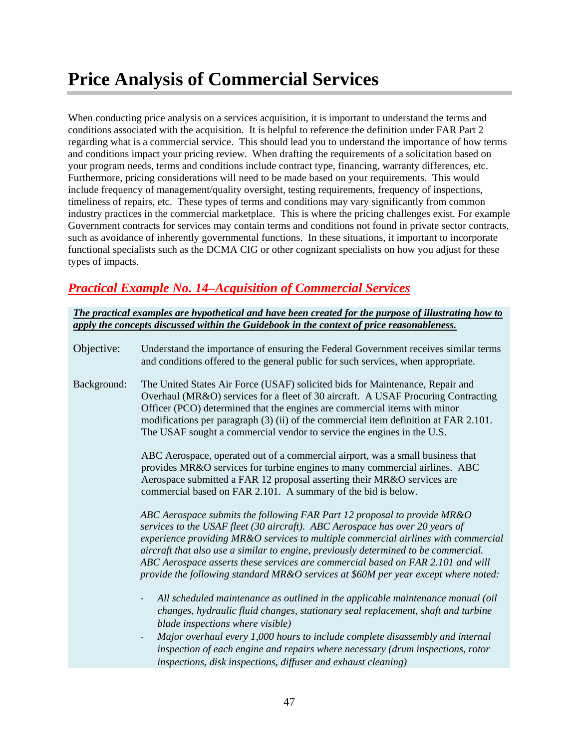# Price Analysis of Commercial Services

When conducting price analysis on a services acquisition, it is important to understand the terms and conditions associated with the acquisition. It is helpful to reference the definition under FAR Part 2 regarding what is a commercial service. This should lead you to understand the importance of how terms and conditions impact your pricing review. When drafting the requirements of a solicitation based on your program needs, terms and conditions include contract type, financing, warranty differences, etc. Furthermore, pricing considerations will need to be made based on your requirements. This would include frequency of management/quality oversight, testing requirements, frequency of inspections, timeliness of repairs, etc. These types of terms and conditions may vary significantly from common industry practices in the commercial marketplace. This is where the pricing challenges exist. For example Government contracts for services may contain terms and conditions not found in private sector contracts, such as avoidance of inherently governmental functions. In these situations, it important to incorporate functional specialists such as the DCMA CIG or other cognizant specialists on how you adjust for these types of impacts.

## ***Practical Example No. 14–Acquisition of Commercial Services***

***The practical examples are hypothetical and have been created for the purpose of illustrating how to apply the concepts discussed within the Guidebook in the context of price reasonableness.***

Objective: Understand the importance of ensuring the Federal Government receives similar terms and conditions offered to the general public for such services, when appropriate.

Background: The United States Air Force (USAF) solicited bids for Maintenance, Repair and Overhaul (MR&O) services for a fleet of 30 aircraft. A USAF Procuring Contracting Officer (PCO) determined that the engines are commercial items with minor modifications per paragraph (3) (ii) of the commercial item definition at FAR 2.101. The USAF sought a commercial vendor to service the engines in the U.S.

ABC Aerospace, operated out of a commercial airport, was a small business that provides MR&O services for turbine engines to many commercial airlines. ABC Aerospace submitted a FAR 12 proposal asserting their MR&O services are commercial based on FAR 2.101. A summary of the bid is below.

*ABC Aerospace submits the following FAR Part 12 proposal to provide MR&O services to the USAF fleet (30 aircraft). ABC Aerospace has over 20 years of experience providing MR&O services to multiple commercial airlines with commercial aircraft that also use a similar to engine, previously determined to be commercial. ABC Aerospace asserts these services are commercial based on FAR 2.101 and will provide the following standard MR&O services at $60M per year except where noted:*

- *All scheduled maintenance as outlined in the applicable maintenance manual (oil changes, hydraulic fluid changes, stationary seal replacement, shaft and turbine blade inspections where visible)*
- *Major overhaul every 1,000 hours to include complete disassembly and internal inspection of each engine and repairs where necessary (drum inspections, rotor inspections, disk inspections, diffuser and exhaust cleaning)*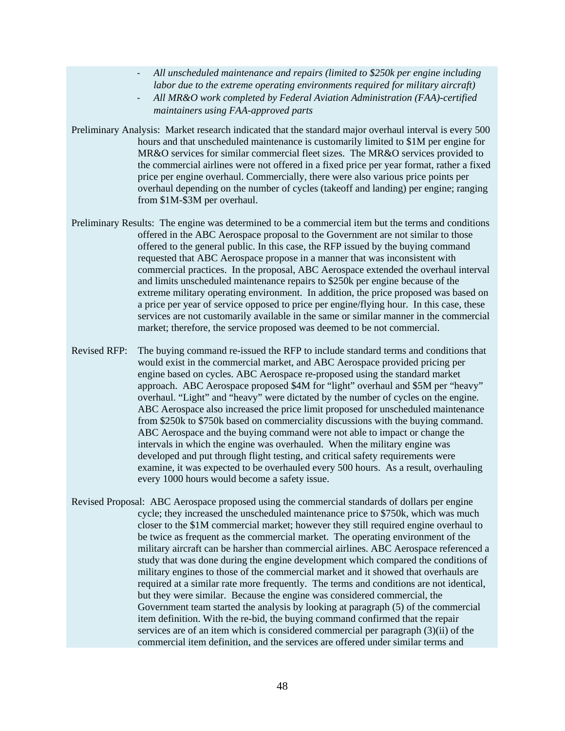- *All unscheduled maintenance and repairs (limited to $250k per engine including labor due to the extreme operating environments required for military aircraft)*
- *All MR&O work completed by Federal Aviation Administration (FAA)-certified maintainers using FAA-approved parts*

Preliminary Analysis: Market research indicated that the standard major overhaul interval is every 500 hours and that unscheduled maintenance is customarily limited to $1M per engine for MR&O services for similar commercial fleet sizes. The MR&O services provided to the commercial airlines were not offered in a fixed price per year format, rather a fixed price per engine overhaul. Commercially, there were also various price points per overhaul depending on the number of cycles (takeoff and landing) per engine; ranging from $1M-$3M per overhaul.

Preliminary Results: The engine was determined to be a commercial item but the terms and conditions offered in the ABC Aerospace proposal to the Government are not similar to those offered to the general public. In this case, the RFP issued by the buying command requested that ABC Aerospace propose in a manner that was inconsistent with commercial practices. In the proposal, ABC Aerospace extended the overhaul interval and limits unscheduled maintenance repairs to $250k per engine because of the extreme military operating environment. In addition, the price proposed was based on a price per year of service opposed to price per engine/flying hour. In this case, these services are not customarily available in the same or similar manner in the commercial market; therefore, the service proposed was deemed to be not commercial.

Revised RFP: The buying command re-issued the RFP to include standard terms and conditions that would exist in the commercial market, and ABC Aerospace provided pricing per engine based on cycles. ABC Aerospace re-proposed using the standard market approach. ABC Aerospace proposed $4M for "light" overhaul and $5M per "heavy" overhaul. "Light" and "heavy" were dictated by the number of cycles on the engine. ABC Aerospace also increased the price limit proposed for unscheduled maintenance from $250k to $750k based on commerciality discussions with the buying command. ABC Aerospace and the buying command were not able to impact or change the intervals in which the engine was overhauled. When the military engine was developed and put through flight testing, and critical safety requirements were examine, it was expected to be overhauled every 500 hours. As a result, overhauling every 1000 hours would become a safety issue.

Revised Proposal: ABC Aerospace proposed using the commercial standards of dollars per engine cycle; they increased the unscheduled maintenance price to $750k, which was much closer to the $1M commercial market; however they still required engine overhaul to be twice as frequent as the commercial market. The operating environment of the military aircraft can be harsher than commercial airlines. ABC Aerospace referenced a study that was done during the engine development which compared the conditions of military engines to those of the commercial market and it showed that overhauls are required at a similar rate more frequently. The terms and conditions are not identical, but they were similar. Because the engine was considered commercial, the Government team started the analysis by looking at paragraph (5) of the commercial item definition. With the re-bid, the buying command confirmed that the repair services are of an item which is considered commercial per paragraph (3)(ii) of the commercial item definition, and the services are offered under similar terms and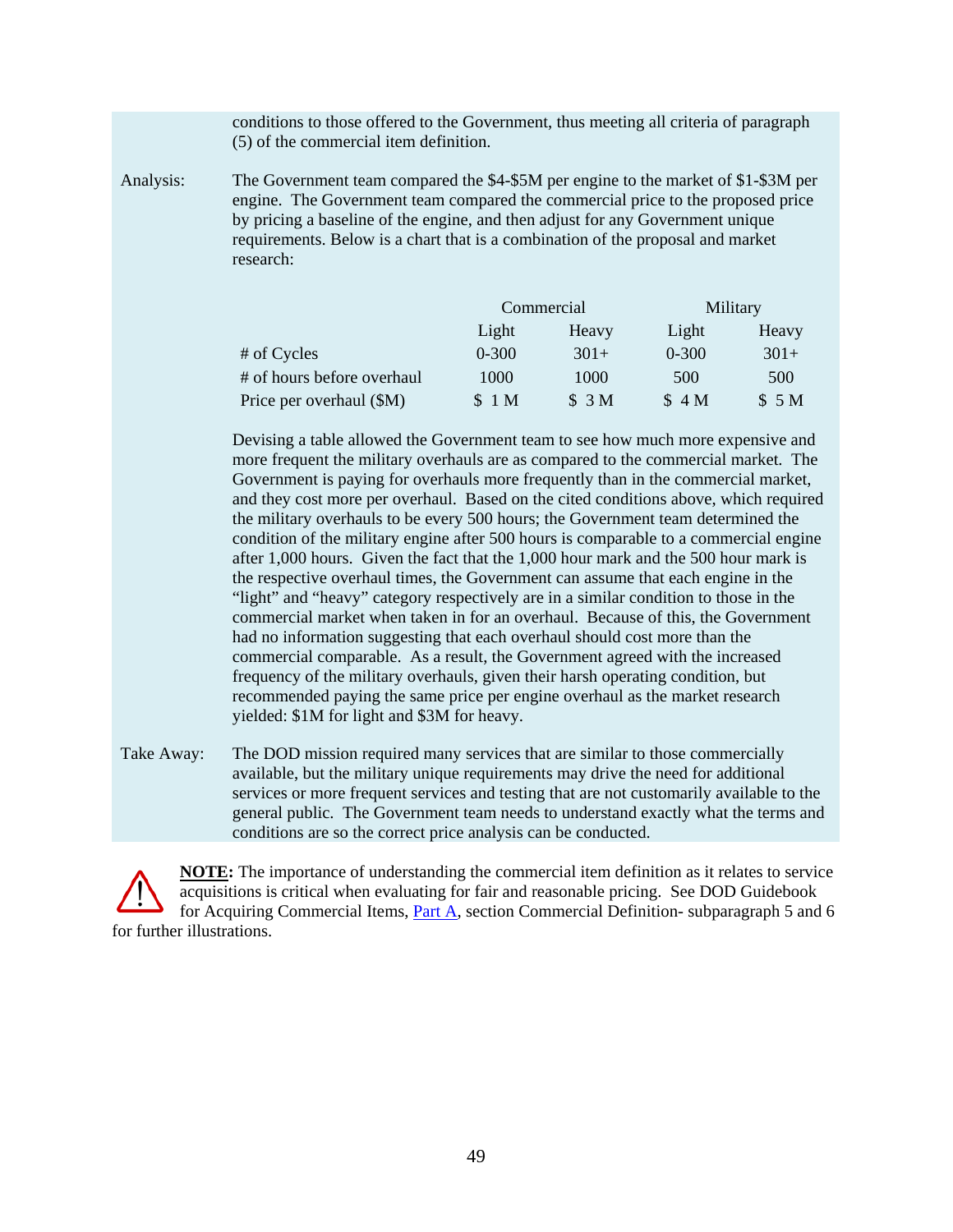conditions to those offered to the Government, thus meeting all criteria of paragraph (5) of the commercial item definition.

Analysis: The Government team compared the $4-$5M per engine to the market of $1-$3M per engine. The Government team compared the commercial price to the proposed price by pricing a baseline of the engine, and then adjust for any Government unique requirements. Below is a chart that is a combination of the proposal and market research:

| | Commercial | | Military | |
|---|---|---|---|---|
| | Light | Heavy | Light | Heavy |
| # of Cycles | 0-300 | 301+ | 0-300 | 301+ |
| # of hours before overhaul | 1000 | 1000 | 500 | 500 |
| Price per overhaul ($M) | $ 1 M | $ 3 M | $ 4 M | $ 5 M |

Devising a table allowed the Government team to see how much more expensive and more frequent the military overhauls are as compared to the commercial market. The Government is paying for overhauls more frequently than in the commercial market, and they cost more per overhaul. Based on the cited conditions above, which required the military overhauls to be every 500 hours; the Government team determined the condition of the military engine after 500 hours is comparable to a commercial engine after 1,000 hours. Given the fact that the 1,000 hour mark and the 500 hour mark is the respective overhaul times, the Government can assume that each engine in the "light" and "heavy" category respectively are in a similar condition to those in the commercial market when taken in for an overhaul. Because of this, the Government had no information suggesting that each overhaul should cost more than the commercial comparable. As a result, the Government agreed with the increased frequency of the military overhauls, given their harsh operating condition, but recommended paying the same price per engine overhaul as the market research yielded: $1M for light and $3M for heavy.

Take Away: The DOD mission required many services that are similar to those commercially available, but the military unique requirements may drive the need for additional services or more frequent services and testing that are not customarily available to the general public. The Government team needs to understand exactly what the terms and conditions are so the correct price analysis can be conducted.

**NOTE:** The importance of understanding the commercial item definition as it relates to service acquisitions is critical when evaluating for fair and reasonable pricing. See DOD Guidebook for Acquiring Commercial Items, Part A, section Commercial Definition- subparagraph 5 and 6 for further illustrations.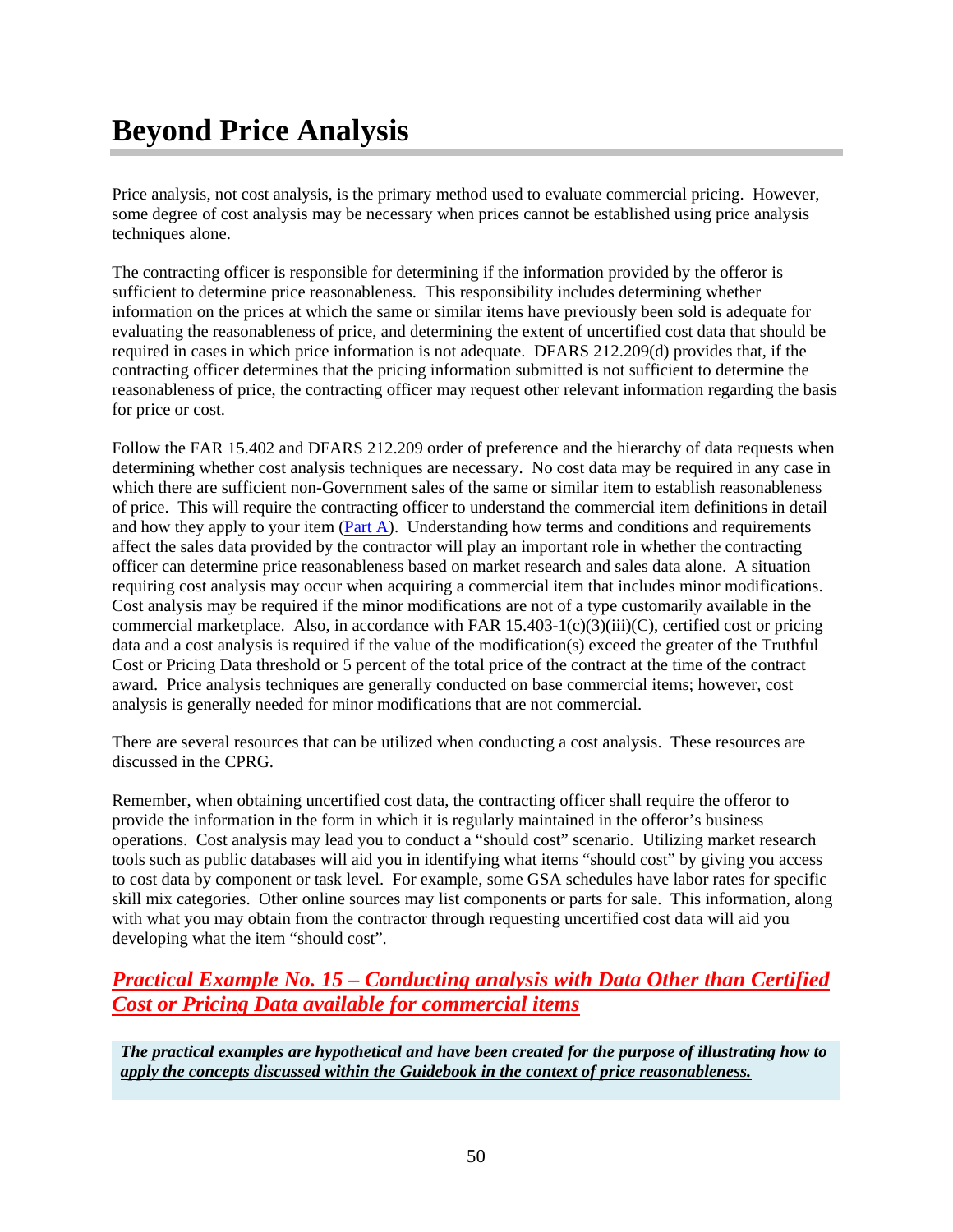# Beyond Price Analysis

Price analysis, not cost analysis, is the primary method used to evaluate commercial pricing. However, some degree of cost analysis may be necessary when prices cannot be established using price analysis techniques alone.

The contracting officer is responsible for determining if the information provided by the offeror is sufficient to determine price reasonableness. This responsibility includes determining whether information on the prices at which the same or similar items have previously been sold is adequate for evaluating the reasonableness of price, and determining the extent of uncertified cost data that should be required in cases in which price information is not adequate. DFARS 212.209(d) provides that, if the contracting officer determines that the pricing information submitted is not sufficient to determine the reasonableness of price, the contracting officer may request other relevant information regarding the basis for price or cost.

Follow the FAR 15.402 and DFARS 212.209 order of preference and the hierarchy of data requests when determining whether cost analysis techniques are necessary. No cost data may be required in any case in which there are sufficient non-Government sales of the same or similar item to establish reasonableness of price. This will require the contracting officer to understand the commercial item definitions in detail and how they apply to your item (Part A). Understanding how terms and conditions and requirements affect the sales data provided by the contractor will play an important role in whether the contracting officer can determine price reasonableness based on market research and sales data alone. A situation requiring cost analysis may occur when acquiring a commercial item that includes minor modifications. Cost analysis may be required if the minor modifications are not of a type customarily available in the commercial marketplace. Also, in accordance with FAR 15.403-1(c)(3)(iii)(C), certified cost or pricing data and a cost analysis is required if the value of the modification(s) exceed the greater of the Truthful Cost or Pricing Data threshold or 5 percent of the total price of the contract at the time of the contract award. Price analysis techniques are generally conducted on base commercial items; however, cost analysis is generally needed for minor modifications that are not commercial.

There are several resources that can be utilized when conducting a cost analysis. These resources are discussed in the CPRG.

Remember, when obtaining uncertified cost data, the contracting officer shall require the offeror to provide the information in the form in which it is regularly maintained in the offeror's business operations. Cost analysis may lead you to conduct a "should cost" scenario. Utilizing market research tools such as public databases will aid you in identifying what items "should cost" by giving you access to cost data by component or task level. For example, some GSA schedules have labor rates for specific skill mix categories. Other online sources may list components or parts for sale. This information, along with what you may obtain from the contractor through requesting uncertified cost data will aid you developing what the item "should cost".

## ***Practical Example No. 15 – Conducting analysis with Data Other than Certified Cost or Pricing Data available for commercial items***

***The practical examples are hypothetical and have been created for the purpose of illustrating how to apply the concepts discussed within the Guidebook in the context of price reasonableness.***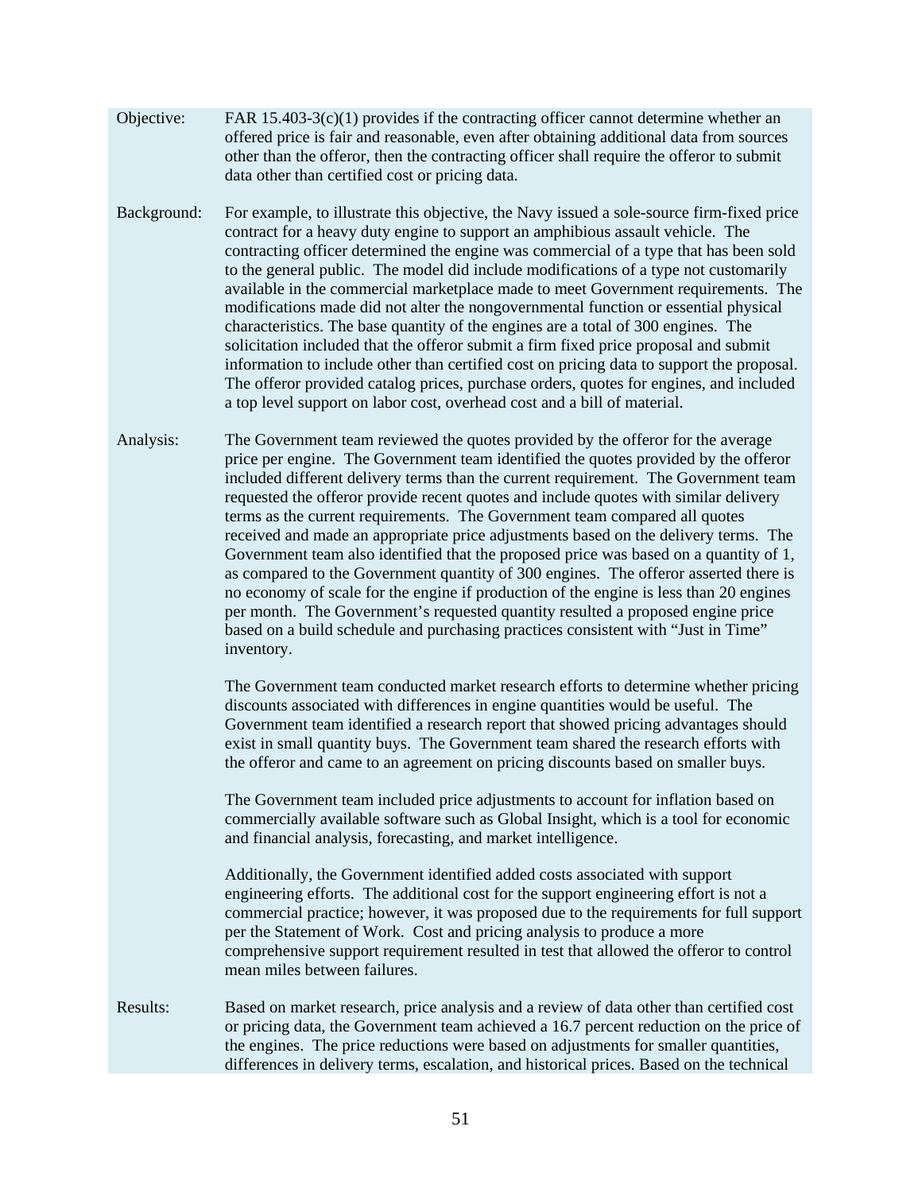**Objective:** FAR 15.403-3(c)(1) provides if the contracting officer cannot determine whether an offered price is fair and reasonable, even after obtaining additional data from sources other than the offeror, then the contracting officer shall require the offeror to submit data other than certified cost or pricing data.

**Background:** For example, to illustrate this objective, the Navy issued a sole-source firm-fixed price contract for a heavy duty engine to support an amphibious assault vehicle. The contracting officer determined the engine was commercial of a type that has been sold to the general public. The model did include modifications of a type not customarily available in the commercial marketplace made to meet Government requirements. The modifications made did not alter the nongovernmental function or essential physical characteristics. The base quantity of the engines are a total of 300 engines. The solicitation included that the offeror submit a firm fixed price proposal and submit information to include other than certified cost on pricing data to support the proposal. The offeror provided catalog prices, purchase orders, quotes for engines, and included a top level support on labor cost, overhead cost and a bill of material.

**Analysis:** The Government team reviewed the quotes provided by the offeror for the average price per engine. The Government team identified the quotes provided by the offeror included different delivery terms than the current requirement. The Government team requested the offeror provide recent quotes and include quotes with similar delivery terms as the current requirements. The Government team compared all quotes received and made an appropriate price adjustments based on the delivery terms. The Government team also identified that the proposed price was based on a quantity of 1, as compared to the Government quantity of 300 engines. The offeror asserted there is no economy of scale for the engine if production of the engine is less than 20 engines per month. The Government's requested quantity resulted a proposed engine price based on a build schedule and purchasing practices consistent with "Just in Time" inventory.

The Government team conducted market research efforts to determine whether pricing discounts associated with differences in engine quantities would be useful. The Government team identified a research report that showed pricing advantages should exist in small quantity buys. The Government team shared the research efforts with the offeror and came to an agreement on pricing discounts based on smaller buys.

The Government team included price adjustments to account for inflation based on commercially available software such as Global Insight, which is a tool for economic and financial analysis, forecasting, and market intelligence.

Additionally, the Government identified added costs associated with support engineering efforts. The additional cost for the support engineering effort is not a commercial practice; however, it was proposed due to the requirements for full support per the Statement of Work. Cost and pricing analysis to produce a more comprehensive support requirement resulted in test that allowed the offeror to control mean miles between failures.

**Results:** Based on market research, price analysis and a review of data other than certified cost or pricing data, the Government team achieved a 16.7 percent reduction on the price of the engines. The price reductions were based on adjustments for smaller quantities, differences in delivery terms, escalation, and historical prices. Based on the technical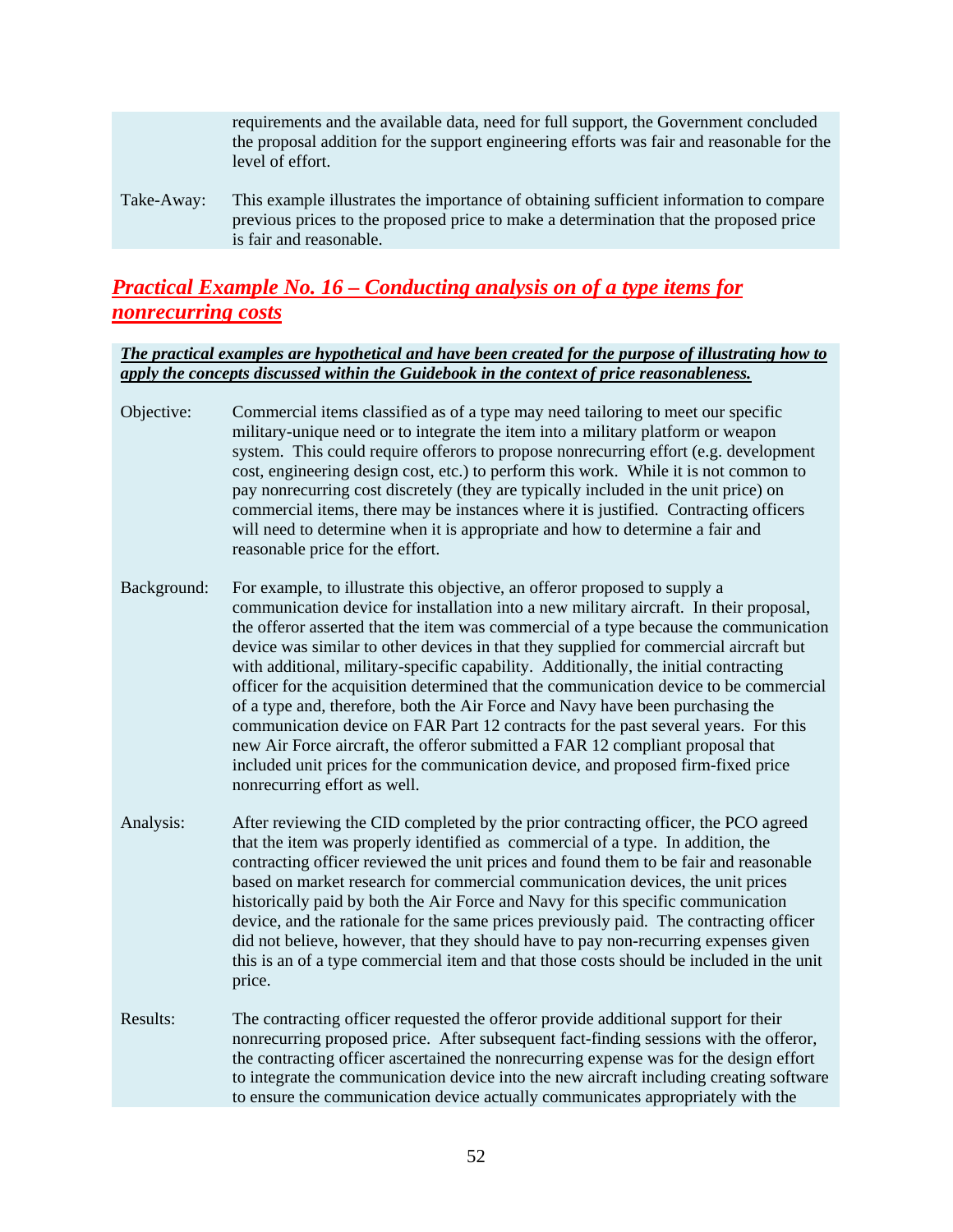requirements and the available data, need for full support, the Government concluded the proposal addition for the support engineering efforts was fair and reasonable for the level of effort.

Take-Away: This example illustrates the importance of obtaining sufficient information to compare previous prices to the proposed price to make a determination that the proposed price is fair and reasonable.

## ***Practical Example No. 16 – Conducting analysis on of a type items for nonrecurring costs***

***The practical examples are hypothetical and have been created for the purpose of illustrating how to apply the concepts discussed within the Guidebook in the context of price reasonableness.***

Objective: Commercial items classified as of a type may need tailoring to meet our specific military-unique need or to integrate the item into a military platform or weapon system. This could require offerors to propose nonrecurring effort (e.g. development cost, engineering design cost, etc.) to perform this work. While it is not common to pay nonrecurring cost discretely (they are typically included in the unit price) on commercial items, there may be instances where it is justified. Contracting officers will need to determine when it is appropriate and how to determine a fair and reasonable price for the effort.

Background: For example, to illustrate this objective, an offeror proposed to supply a communication device for installation into a new military aircraft. In their proposal, the offeror asserted that the item was commercial of a type because the communication device was similar to other devices in that they supplied for commercial aircraft but with additional, military-specific capability. Additionally, the initial contracting officer for the acquisition determined that the communication device to be commercial of a type and, therefore, both the Air Force and Navy have been purchasing the communication device on FAR Part 12 contracts for the past several years. For this new Air Force aircraft, the offeror submitted a FAR 12 compliant proposal that included unit prices for the communication device, and proposed firm-fixed price nonrecurring effort as well.

Analysis: After reviewing the CID completed by the prior contracting officer, the PCO agreed that the item was properly identified as commercial of a type. In addition, the contracting officer reviewed the unit prices and found them to be fair and reasonable based on market research for commercial communication devices, the unit prices historically paid by both the Air Force and Navy for this specific communication device, and the rationale for the same prices previously paid. The contracting officer did not believe, however, that they should have to pay non-recurring expenses given this is an of a type commercial item and that those costs should be included in the unit price.

Results: The contracting officer requested the offeror provide additional support for their nonrecurring proposed price. After subsequent fact-finding sessions with the offeror, the contracting officer ascertained the nonrecurring expense was for the design effort to integrate the communication device into the new aircraft including creating software to ensure the communication device actually communicates appropriately with the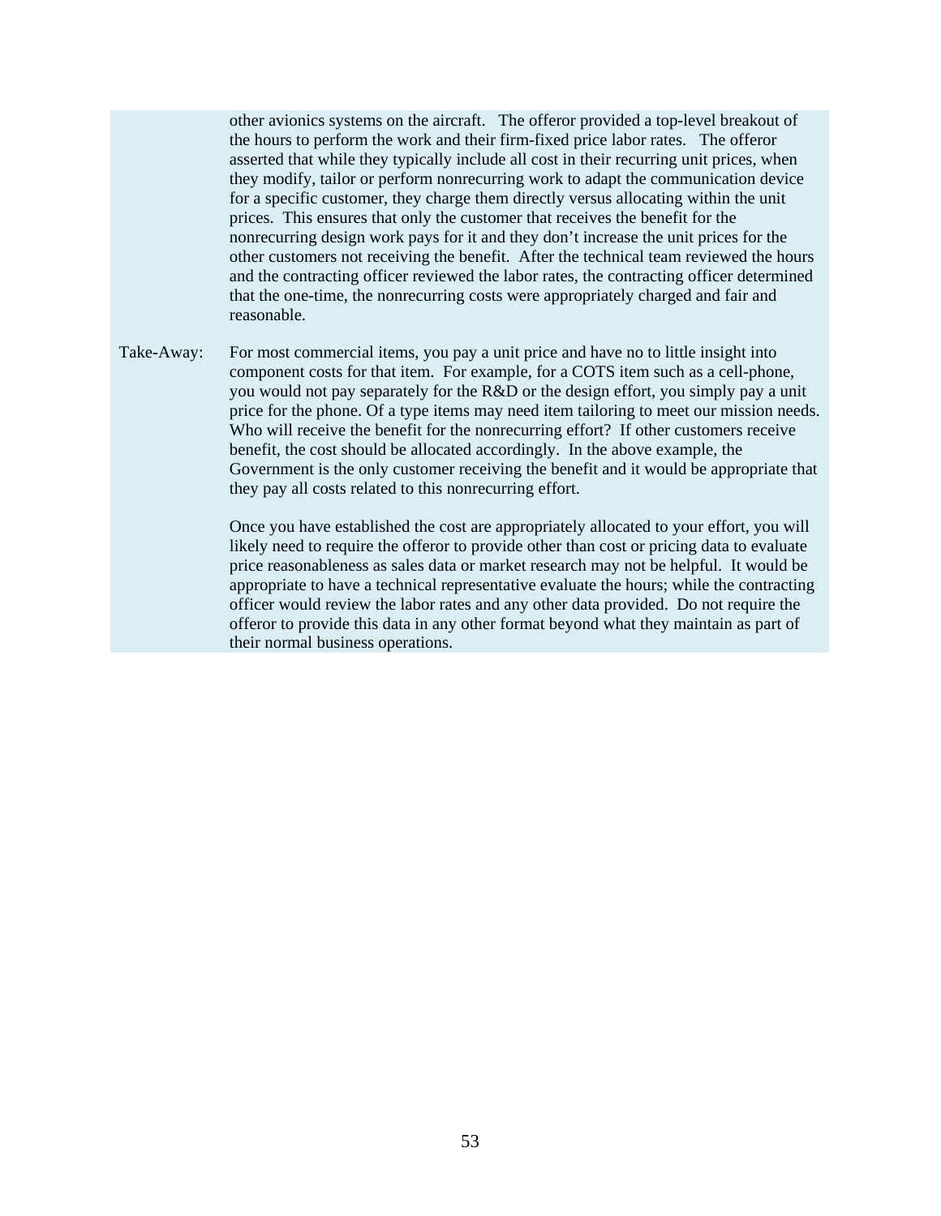other avionics systems on the aircraft. The offeror provided a top-level breakout of the hours to perform the work and their firm-fixed price labor rates. The offeror asserted that while they typically include all cost in their recurring unit prices, when they modify, tailor or perform nonrecurring work to adapt the communication device for a specific customer, they charge them directly versus allocating within the unit prices. This ensures that only the customer that receives the benefit for the nonrecurring design work pays for it and they don't increase the unit prices for the other customers not receiving the benefit. After the technical team reviewed the hours and the contracting officer reviewed the labor rates, the contracting officer determined that the one-time, the nonrecurring costs were appropriately charged and fair and reasonable.

Take-Away: For most commercial items, you pay a unit price and have no to little insight into component costs for that item. For example, for a COTS item such as a cell-phone, you would not pay separately for the R&D or the design effort, you simply pay a unit price for the phone. Of a type items may need item tailoring to meet our mission needs. Who will receive the benefit for the nonrecurring effort? If other customers receive benefit, the cost should be allocated accordingly. In the above example, the Government is the only customer receiving the benefit and it would be appropriate that they pay all costs related to this nonrecurring effort.

Once you have established the cost are appropriately allocated to your effort, you will likely need to require the offeror to provide other than cost or pricing data to evaluate price reasonableness as sales data or market research may not be helpful. It would be appropriate to have a technical representative evaluate the hours; while the contracting officer would review the labor rates and any other data provided. Do not require the offeror to provide this data in any other format beyond what they maintain as part of their normal business operations.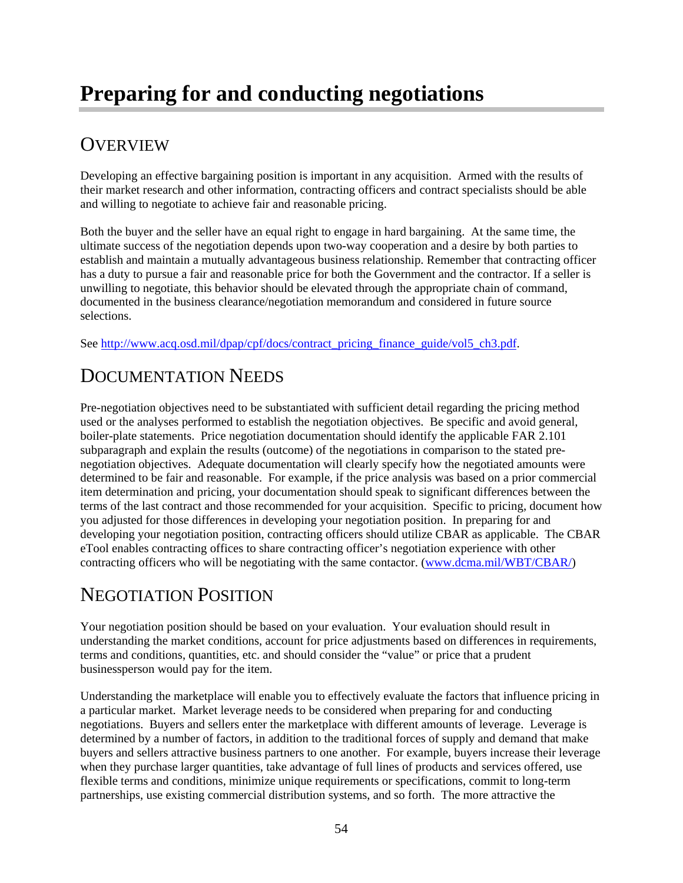# Preparing for and conducting negotiations

## Overview

Developing an effective bargaining position is important in any acquisition. Armed with the results of their market research and other information, contracting officers and contract specialists should be able and willing to negotiate to achieve fair and reasonable pricing.

Both the buyer and the seller have an equal right to engage in hard bargaining. At the same time, the ultimate success of the negotiation depends upon two-way cooperation and a desire by both parties to establish and maintain a mutually advantageous business relationship. Remember that contracting officer has a duty to pursue a fair and reasonable price for both the Government and the contractor. If a seller is unwilling to negotiate, this behavior should be elevated through the appropriate chain of command, documented in the business clearance/negotiation memorandum and considered in future source selections.

See [http://www.acq.osd.mil/dpap/cpf/docs/contract_pricing_finance_guide/vol5_ch3.pdf](http://www.acq.osd.mil/dpap/cpf/docs/contract_pricing_finance_guide/vol5_ch3.pdf).

## Documentation Needs

Pre-negotiation objectives need to be substantiated with sufficient detail regarding the pricing method used or the analyses performed to establish the negotiation objectives. Be specific and avoid general, boiler-plate statements. Price negotiation documentation should identify the applicable FAR 2.101 subparagraph and explain the results (outcome) of the negotiations in comparison to the stated pre-negotiation objectives. Adequate documentation will clearly specify how the negotiated amounts were determined to be fair and reasonable. For example, if the price analysis was based on a prior commercial item determination and pricing, your documentation should speak to significant differences between the terms of the last contract and those recommended for your acquisition. Specific to pricing, document how you adjusted for those differences in developing your negotiation position. In preparing for and developing your negotiation position, contracting officers should utilize CBAR as applicable. The CBAR eTool enables contracting offices to share contracting officer's negotiation experience with other contracting officers who will be negotiating with the same contactor. ([www.dcma.mil/WBT/CBAR/](www.dcma.mil/WBT/CBAR/))

## Negotiation Position

Your negotiation position should be based on your evaluation. Your evaluation should result in understanding the market conditions, account for price adjustments based on differences in requirements, terms and conditions, quantities, etc. and should consider the "value" or price that a prudent businessperson would pay for the item.

Understanding the marketplace will enable you to effectively evaluate the factors that influence pricing in a particular market. Market leverage needs to be considered when preparing for and conducting negotiations. Buyers and sellers enter the marketplace with different amounts of leverage. Leverage is determined by a number of factors, in addition to the traditional forces of supply and demand that make buyers and sellers attractive business partners to one another. For example, buyers increase their leverage when they purchase larger quantities, take advantage of full lines of products and services offered, use flexible terms and conditions, minimize unique requirements or specifications, commit to long-term partnerships, use existing commercial distribution systems, and so forth. The more attractive the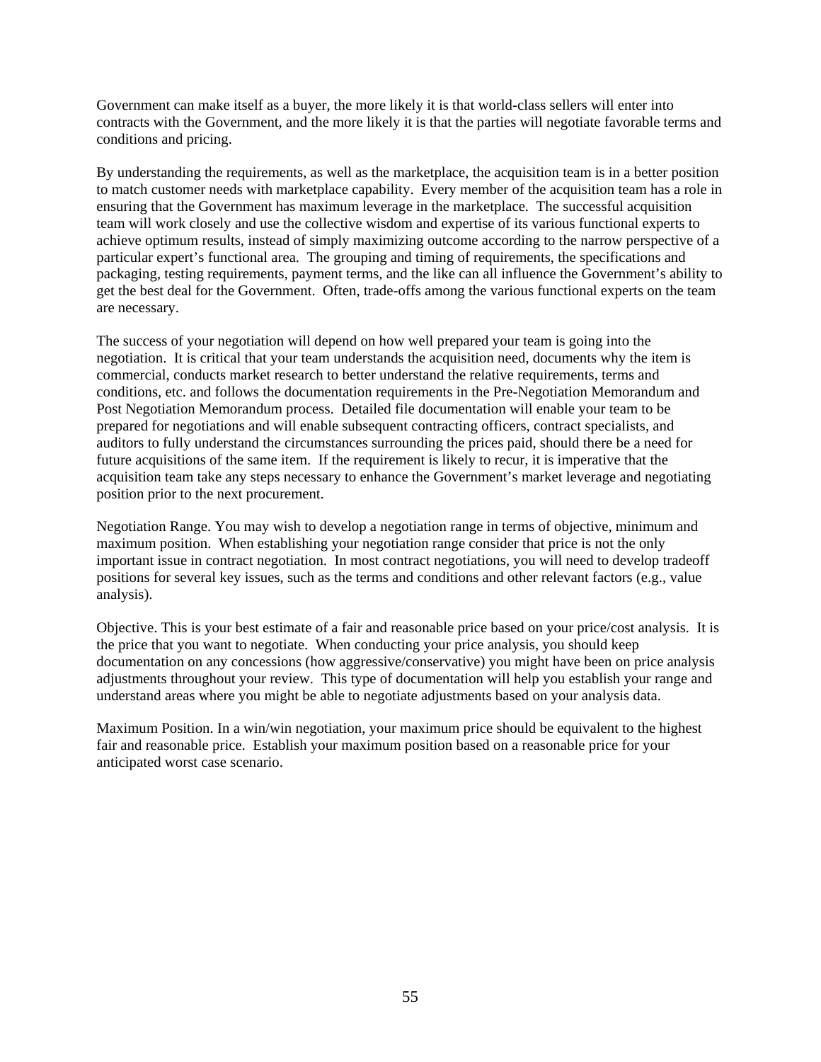Government can make itself as a buyer, the more likely it is that world-class sellers will enter into contracts with the Government, and the more likely it is that the parties will negotiate favorable terms and conditions and pricing.

By understanding the requirements, as well as the marketplace, the acquisition team is in a better position to match customer needs with marketplace capability. Every member of the acquisition team has a role in ensuring that the Government has maximum leverage in the marketplace. The successful acquisition team will work closely and use the collective wisdom and expertise of its various functional experts to achieve optimum results, instead of simply maximizing outcome according to the narrow perspective of a particular expert's functional area. The grouping and timing of requirements, the specifications and packaging, testing requirements, payment terms, and the like can all influence the Government's ability to get the best deal for the Government. Often, trade-offs among the various functional experts on the team are necessary.

The success of your negotiation will depend on how well prepared your team is going into the negotiation. It is critical that your team understands the acquisition need, documents why the item is commercial, conducts market research to better understand the relative requirements, terms and conditions, etc. and follows the documentation requirements in the Pre-Negotiation Memorandum and Post Negotiation Memorandum process. Detailed file documentation will enable your team to be prepared for negotiations and will enable subsequent contracting officers, contract specialists, and auditors to fully understand the circumstances surrounding the prices paid, should there be a need for future acquisitions of the same item. If the requirement is likely to recur, it is imperative that the acquisition team take any steps necessary to enhance the Government's market leverage and negotiating position prior to the next procurement.

Negotiation Range. You may wish to develop a negotiation range in terms of objective, minimum and maximum position. When establishing your negotiation range consider that price is not the only important issue in contract negotiation. In most contract negotiations, you will need to develop tradeoff positions for several key issues, such as the terms and conditions and other relevant factors (e.g., value analysis).

Objective. This is your best estimate of a fair and reasonable price based on your price/cost analysis. It is the price that you want to negotiate. When conducting your price analysis, you should keep documentation on any concessions (how aggressive/conservative) you might have been on price analysis adjustments throughout your review. This type of documentation will help you establish your range and understand areas where you might be able to negotiate adjustments based on your analysis data.

Maximum Position. In a win/win negotiation, your maximum price should be equivalent to the highest fair and reasonable price. Establish your maximum position based on a reasonable price for your anticipated worst case scenario.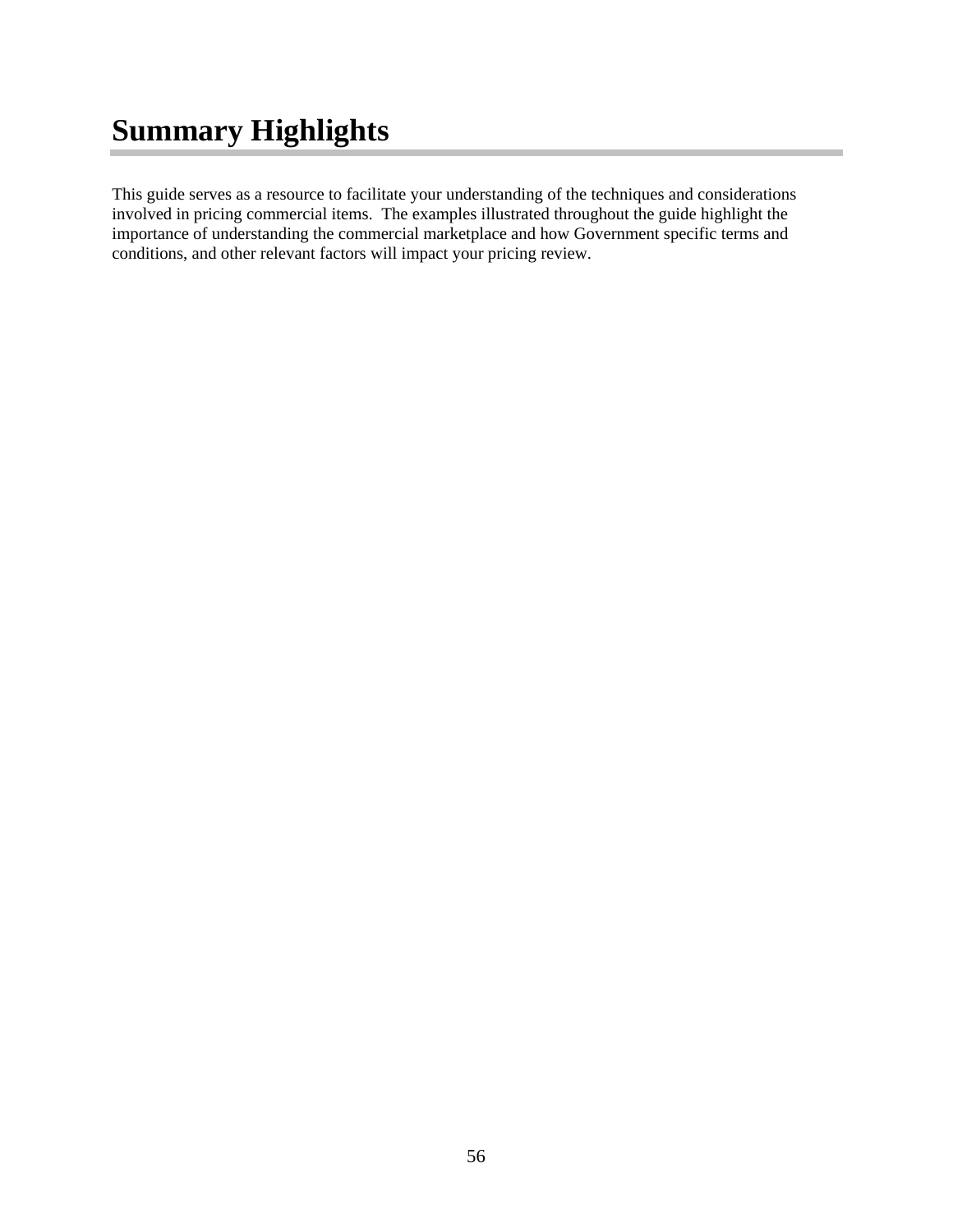# Summary Highlights

This guide serves as a resource to facilitate your understanding of the techniques and considerations involved in pricing commercial items. The examples illustrated throughout the guide highlight the importance of understanding the commercial marketplace and how Government specific terms and conditions, and other relevant factors will impact your pricing review.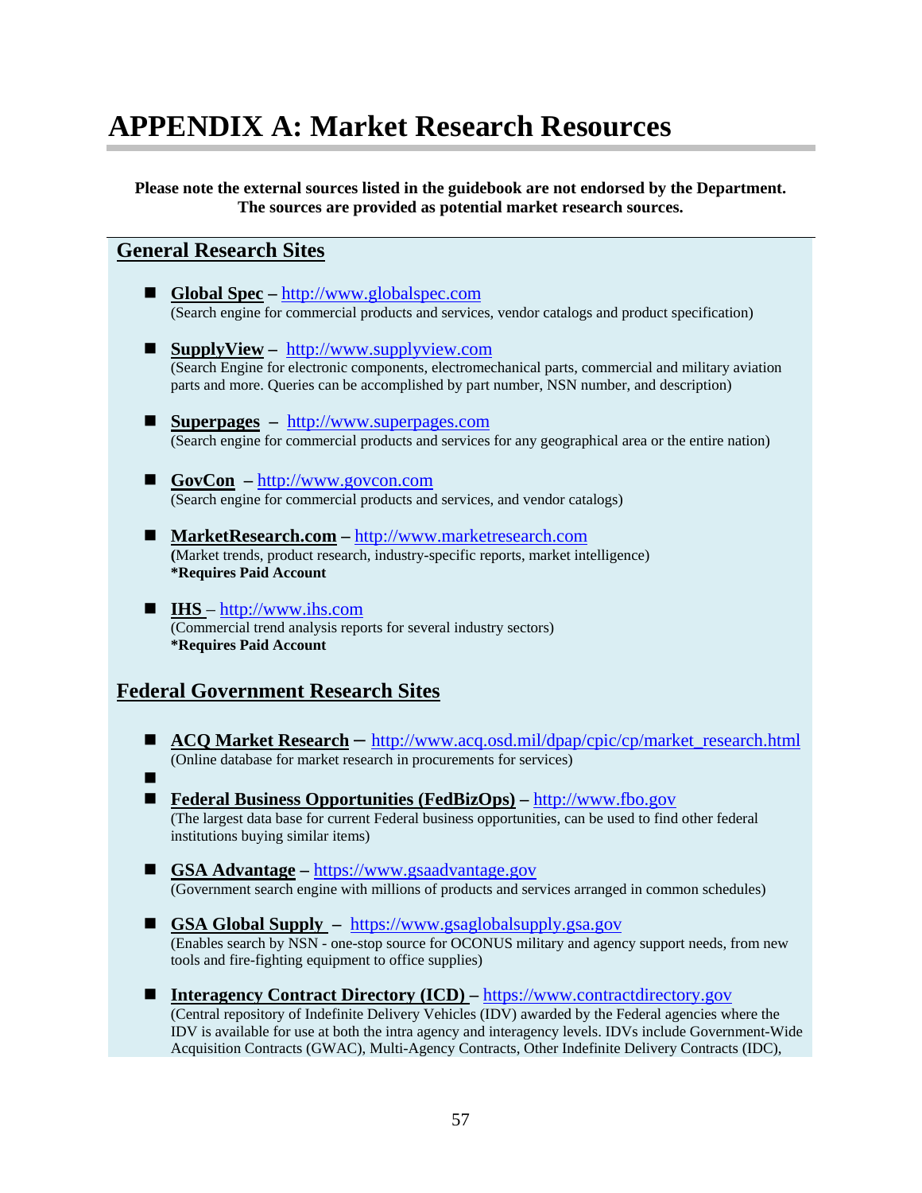# APPENDIX A: Market Research Resources

**Please note the external sources listed in the guidebook are not endorsed by the Department. The sources are provided as potential market research sources.**

## General Research Sites

- **Global Spec** – http://www.globalspec.com
  (Search engine for commercial products and services, vendor catalogs and product specification)

- **SupplyView** – http://www.supplyview.com
  (Search Engine for electronic components, electromechanical parts, commercial and military aviation parts and more. Queries can be accomplished by part number, NSN number, and description)

- **Superpages** – http://www.superpages.com
  (Search engine for commercial products and services for any geographical area or the entire nation)

- **GovCon** – http://www.govcon.com
  (Search engine for commercial products and services, and vendor catalogs)

- **MarketResearch.com** – http://www.marketresearch.com
  **(**Market trends, product research, industry-specific reports, market intelligence)
  ***Requires Paid Account**

- **IHS** – http://www.ihs.com
  (Commercial trend analysis reports for several industry sectors)
  ***Requires Paid Account**

## Federal Government Research Sites

- **ACQ Market Research** – http://www.acq.osd.mil/dpap/cpic/cp/market_research.html
  (Online database for market research in procurements for services)
- 
- **Federal Business Opportunities (FedBizOps)** – http://www.fbo.gov
  (The largest data base for current Federal business opportunities, can be used to find other federal institutions buying similar items)

- **GSA Advantage** – https://www.gsaadvantage.gov
  (Government search engine with millions of products and services arranged in common schedules)

- **GSA Global Supply** – https://www.gsaglobalsupply.gsa.gov
  (Enables search by NSN - one-stop source for OCONUS military and agency support needs, from new tools and fire-fighting equipment to office supplies)

- **Interagency Contract Directory (ICD)** – https://www.contractdirectory.gov
  (Central repository of Indefinite Delivery Vehicles (IDV) awarded by the Federal agencies where the IDV is available for use at both the intra agency and interagency levels. IDVs include Government-Wide Acquisition Contracts (GWAC), Multi-Agency Contracts, Other Indefinite Delivery Contracts (IDC),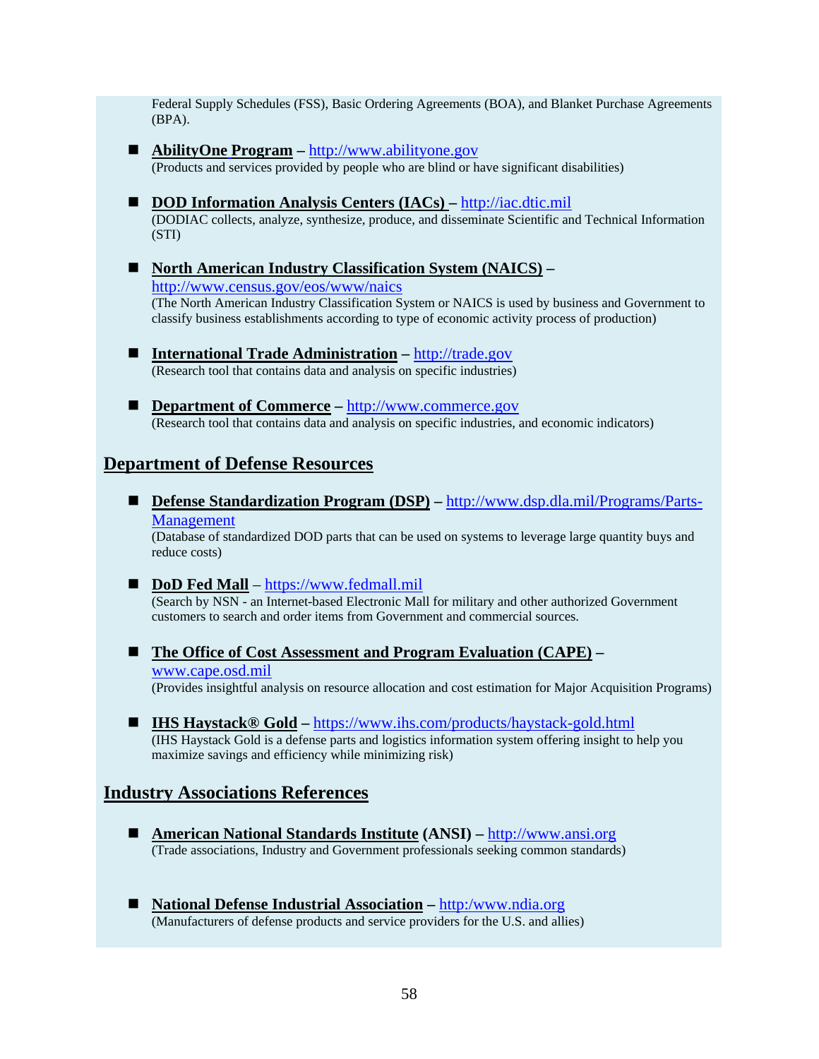Federal Supply Schedules (FSS), Basic Ordering Agreements (BOA), and Blanket Purchase Agreements (BPA).

- **AbilityOne Program** – http://www.abilityone.gov
  (Products and services provided by people who are blind or have significant disabilities)

- **DOD Information Analysis Centers (IACs)** – http://iac.dtic.mil
  (DODIAC collects, analyze, synthesize, produce, and disseminate Scientific and Technical Information (STI)

- **North American Industry Classification System (NAICS)** – http://www.census.gov/eos/www/naics
  (The North American Industry Classification System or NAICS is used by business and Government to classify business establishments according to type of economic activity process of production)

- **International Trade Administration** – http://trade.gov
  (Research tool that contains data and analysis on specific industries)

- **Department of Commerce** – http://www.commerce.gov
  (Research tool that contains data and analysis on specific industries, and economic indicators)

## Department of Defense Resources

- **Defense Standardization Program (DSP)** – http://www.dsp.dla.mil/Programs/Parts-Management
  (Database of standardized DOD parts that can be used on systems to leverage large quantity buys and reduce costs)

- **DoD Fed Mall** – https://www.fedmall.mil
  (Search by NSN - an Internet-based Electronic Mall for military and other authorized Government customers to search and order items from Government and commercial sources.

- **The Office of Cost Assessment and Program Evaluation (CAPE)** – www.cape.osd.mil
  (Provides insightful analysis on resource allocation and cost estimation for Major Acquisition Programs)

- **IHS Haystack® Gold** – https://www.ihs.com/products/haystack-gold.html
  (IHS Haystack Gold is a defense parts and logistics information system offering insight to help you maximize savings and efficiency while minimizing risk)

## Industry Associations References

- **American National Standards Institute (ANSI)** – http://www.ansi.org
  (Trade associations, Industry and Government professionals seeking common standards)

- **National Defense Industrial Association** – http:/www.ndia.org
  (Manufacturers of defense products and service providers for the U.S. and allies)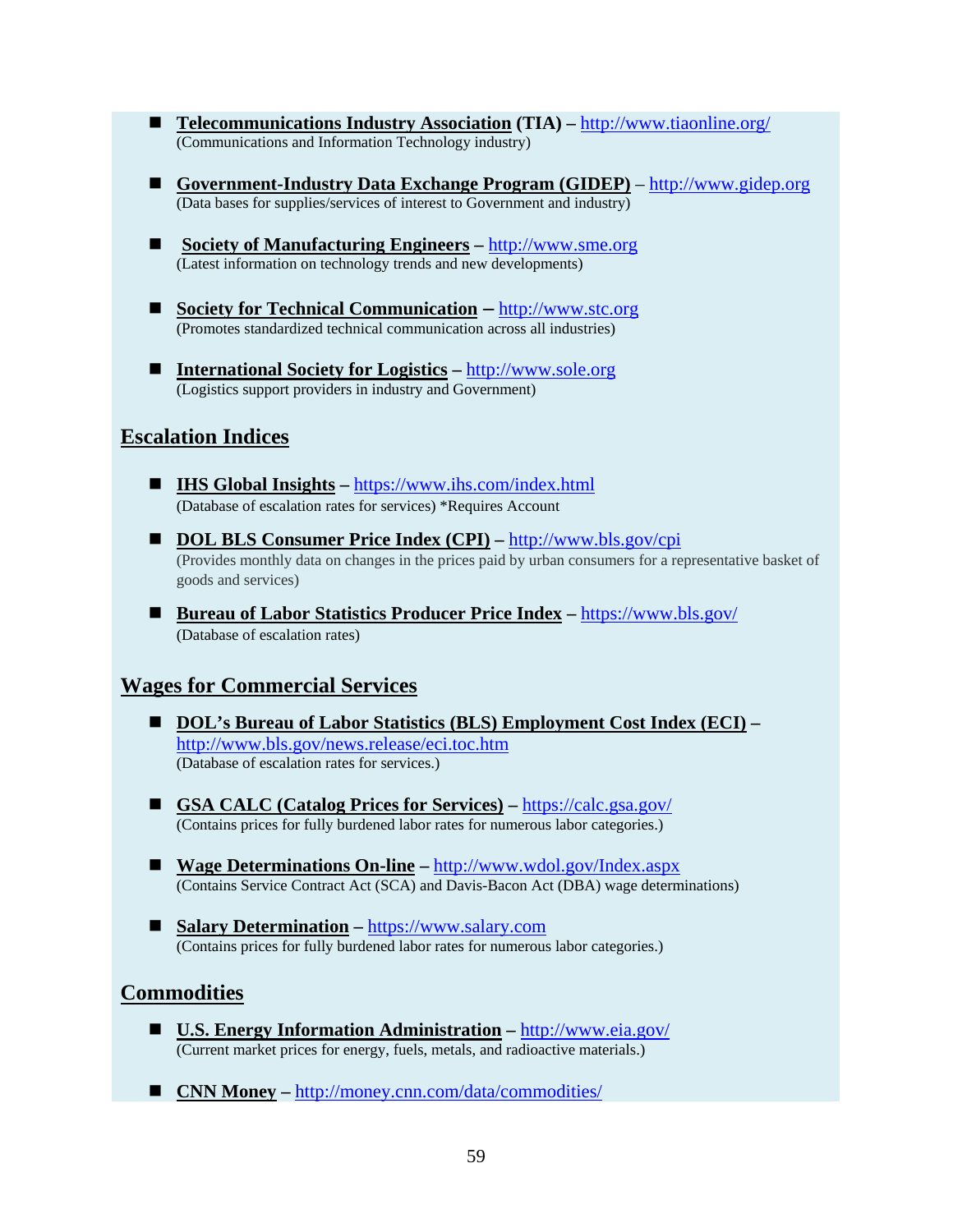- **Telecommunications Industry Association (TIA) –** http://www.tiaonline.org/
  (Communications and Information Technology industry)

- **Government-Industry Data Exchange Program (GIDEP)** – http://www.gidep.org
  (Data bases for supplies/services of interest to Government and industry)

- **Society of Manufacturing Engineers –** http://www.sme.org
  (Latest information on technology trends and new developments)

- **Society for Technical Communication –** http://www.stc.org
  (Promotes standardized technical communication across all industries)

- **International Society for Logistics –** http://www.sole.org
  (Logistics support providers in industry and Government)

## Escalation Indices

- **IHS Global Insights –** https://www.ihs.com/index.html
  (Database of escalation rates for services) *Requires Account

- **DOL BLS Consumer Price Index (CPI) –** http://www.bls.gov/cpi
  (Provides monthly data on changes in the prices paid by urban consumers for a representative basket of goods and services)

- **Bureau of Labor Statistics Producer Price Index –** https://www.bls.gov/
  (Database of escalation rates)

## Wages for Commercial Services

- **DOL's Bureau of Labor Statistics (BLS) Employment Cost Index (ECI) –** http://www.bls.gov/news.release/eci.toc.htm
  (Database of escalation rates for services.)

- **GSA CALC (Catalog Prices for Services) –** https://calc.gsa.gov/
  (Contains prices for fully burdened labor rates for numerous labor categories.)

- **Wage Determinations On-line –** http://www.wdol.gov/Index.aspx
  (Contains Service Contract Act (SCA) and Davis-Bacon Act (DBA) wage determinations)

- **Salary Determination –** https://www.salary.com
  (Contains prices for fully burdened labor rates for numerous labor categories.)

## Commodities

- **U.S. Energy Information Administration –** http://www.eia.gov/
  (Current market prices for energy, fuels, metals, and radioactive materials.)

- **CNN Money –** http://money.cnn.com/data/commodities/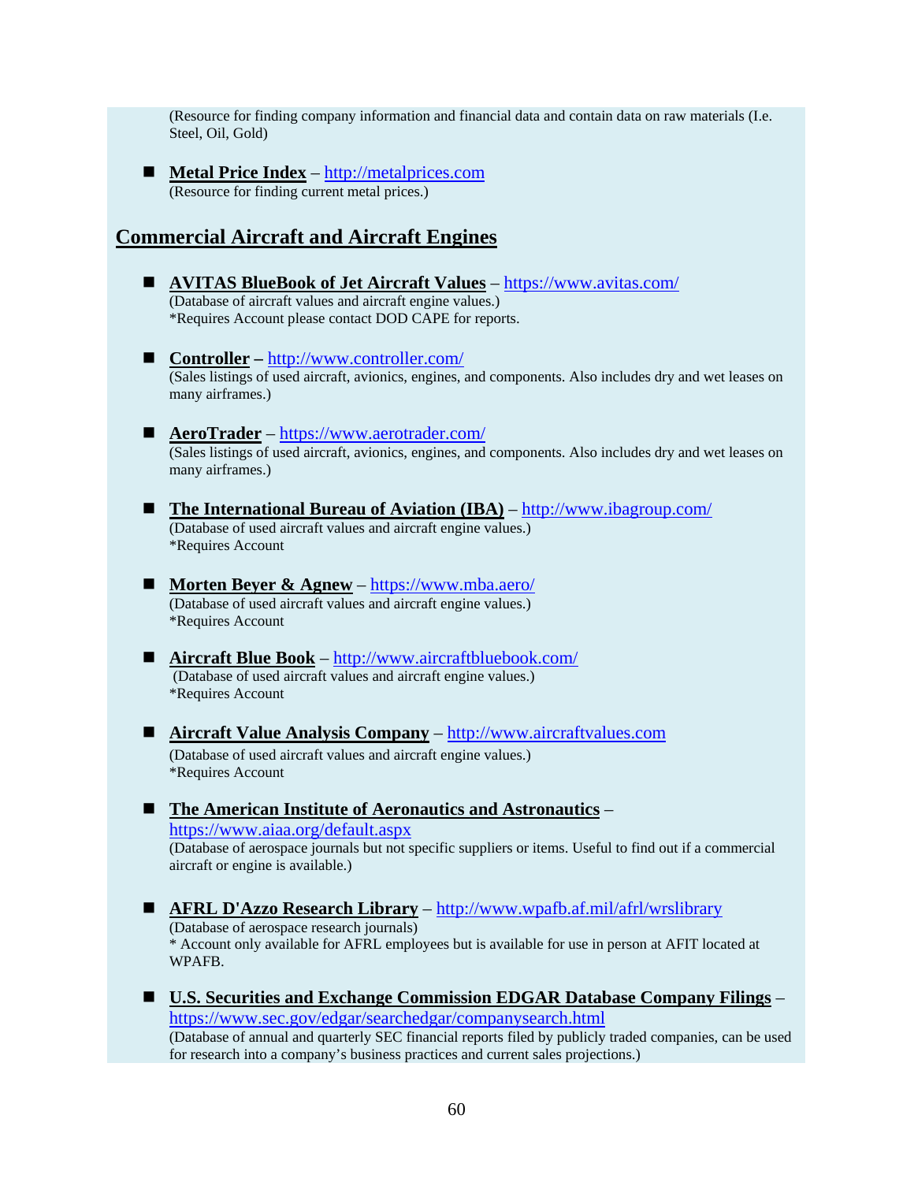(Resource for finding company information and financial data and contain data on raw materials (I.e. Steel, Oil, Gold)

- **Metal Price Index** – http://metalprices.com
(Resource for finding current metal prices.)

## Commercial Aircraft and Aircraft Engines

- **AVITAS BlueBook of Jet Aircraft Values** – https://www.avitas.com/
(Database of aircraft values and aircraft engine values.)
*Requires Account please contact DOD CAPE for reports.

- **Controller –** http://www.controller.com/
(Sales listings of used aircraft, avionics, engines, and components. Also includes dry and wet leases on many airframes.)

- **AeroTrader** – https://www.aerotrader.com/
(Sales listings of used aircraft, avionics, engines, and components. Also includes dry and wet leases on many airframes.)

- **The International Bureau of Aviation (IBA)** – http://www.ibagroup.com/
(Database of used aircraft values and aircraft engine values.)
*Requires Account

- **Morten Beyer & Agnew** – https://www.mba.aero/
(Database of used aircraft values and aircraft engine values.)
*Requires Account

- **Aircraft Blue Book** – http://www.aircraftbluebook.com/
(Database of used aircraft values and aircraft engine values.)
*Requires Account

- **Aircraft Value Analysis Company** – http://www.aircraftvalues.com
(Database of used aircraft values and aircraft engine values.)
*Requires Account

- **The American Institute of Aeronautics and Astronautics** – https://www.aiaa.org/default.aspx
(Database of aerospace journals but not specific suppliers or items. Useful to find out if a commercial aircraft or engine is available.)

- **AFRL D'Azzo Research Library** – http://www.wpafb.af.mil/afrl/wrslibrary
(Database of aerospace research journals)
* Account only available for AFRL employees but is available for use in person at AFIT located at WPAFB.

- **U.S. Securities and Exchange Commission EDGAR Database Company Filings** – https://www.sec.gov/edgar/searchedgar/companysearch.html
(Database of annual and quarterly SEC financial reports filed by publicly traded companies, can be used for research into a company's business practices and current sales projections.)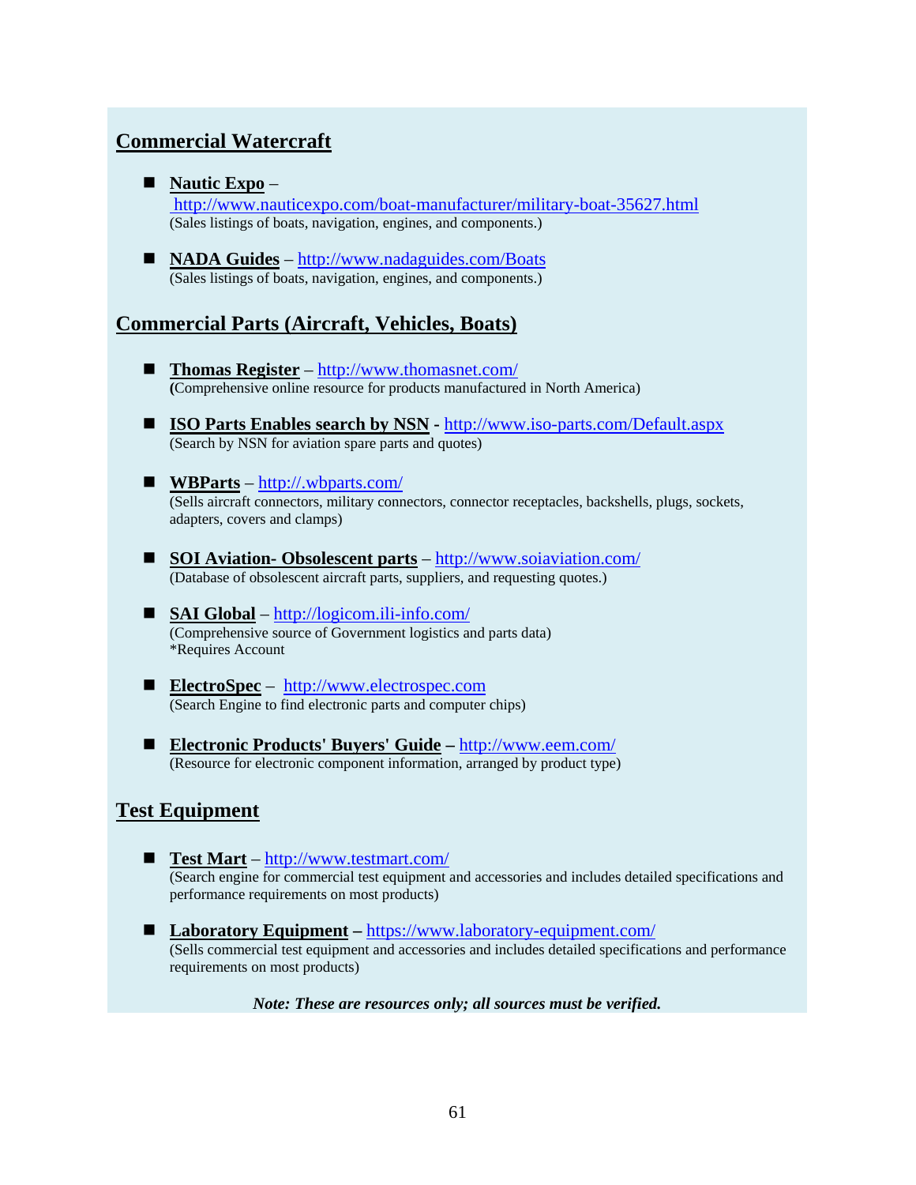## Commercial Watercraft

- **Nautic Expo** – http://www.nauticexpo.com/boat-manufacturer/military-boat-35627.html
  (Sales listings of boats, navigation, engines, and components.)

- **NADA Guides** – http://www.nadaguides.com/Boats
  (Sales listings of boats, navigation, engines, and components.)

## Commercial Parts (Aircraft, Vehicles, Boats)

- **Thomas Register** – http://www.thomasnet.com/
  **(**Comprehensive online resource for products manufactured in North America)

- **ISO Parts Enables search by NSN** - http://www.iso-parts.com/Default.aspx
  (Search by NSN for aviation spare parts and quotes)

- **WBParts** – http://.wbparts.com/
  (Sells aircraft connectors, military connectors, connector receptacles, backshells, plugs, sockets, adapters, covers and clamps)

- **SOI Aviation- Obsolescent parts** – http://www.soiaviation.com/
  (Database of obsolescent aircraft parts, suppliers, and requesting quotes.)

- **SAI Global** – http://logicom.ili-info.com/
  (Comprehensive source of Government logistics and parts data)
  *Requires Account

- **ElectroSpec** – http://www.electrospec.com
  (Search Engine to find electronic parts and computer chips)

- **Electronic Products' Buyers' Guide –** http://www.eem.com/
  (Resource for electronic component information, arranged by product type)

## Test Equipment

- **Test Mart** – http://www.testmart.com/
  (Search engine for commercial test equipment and accessories and includes detailed specifications and performance requirements on most products)

- **Laboratory Equipment –** https://www.laboratory-equipment.com/
  (Sells commercial test equipment and accessories and includes detailed specifications and performance requirements on most products)

***Note: These are resources only; all sources must be verified.***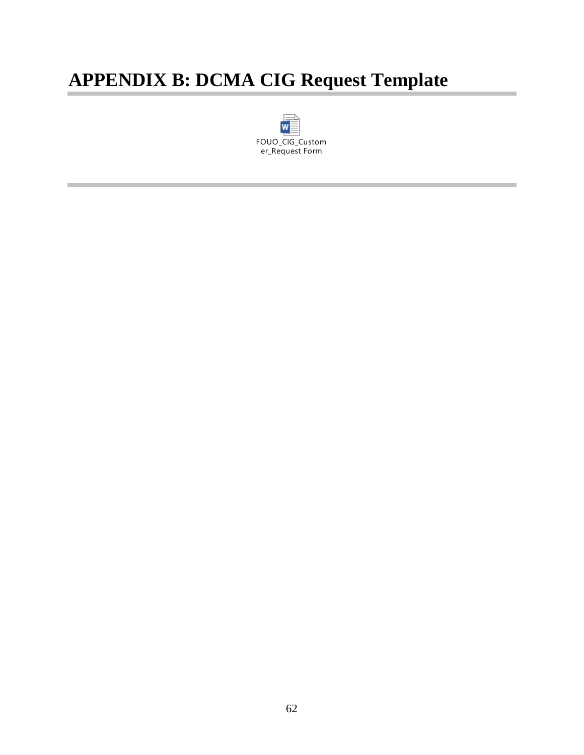# APPENDIX B: DCMA CIG Request Template

FOUO_CIG_Customer_Request Form